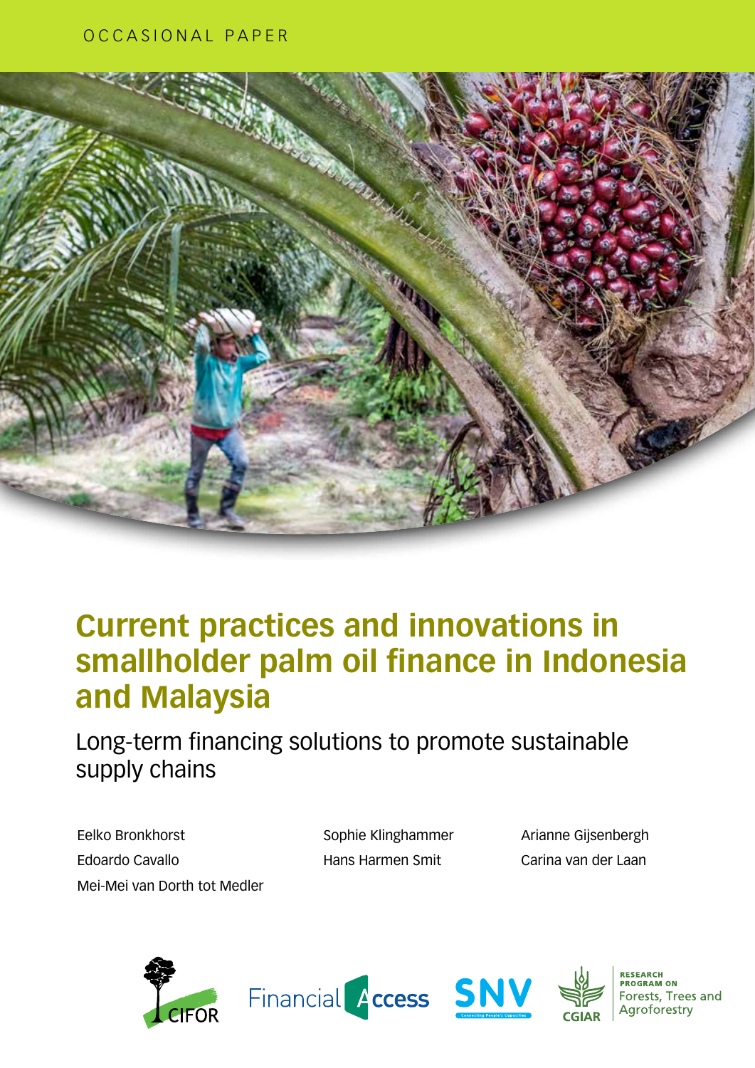OCCASIONAL PAPER

# Current practices and innovations in smallholder palm oil finance in Indonesia and Malaysia

## Long-term financing solutions to promote sustainable supply chains

Eelko Bronkhorst
Edoardo Cavallo
Mei-Mei van Dorth tot Medler
Sophie Klinghammer
Hans Harmen Smit
Arianne Gijsenbergh
Carina van der Laan

CIFOR | Financial Access | SNV | CGIAR | RESEARCH PROGRAM ON Forests, Trees and Agroforestry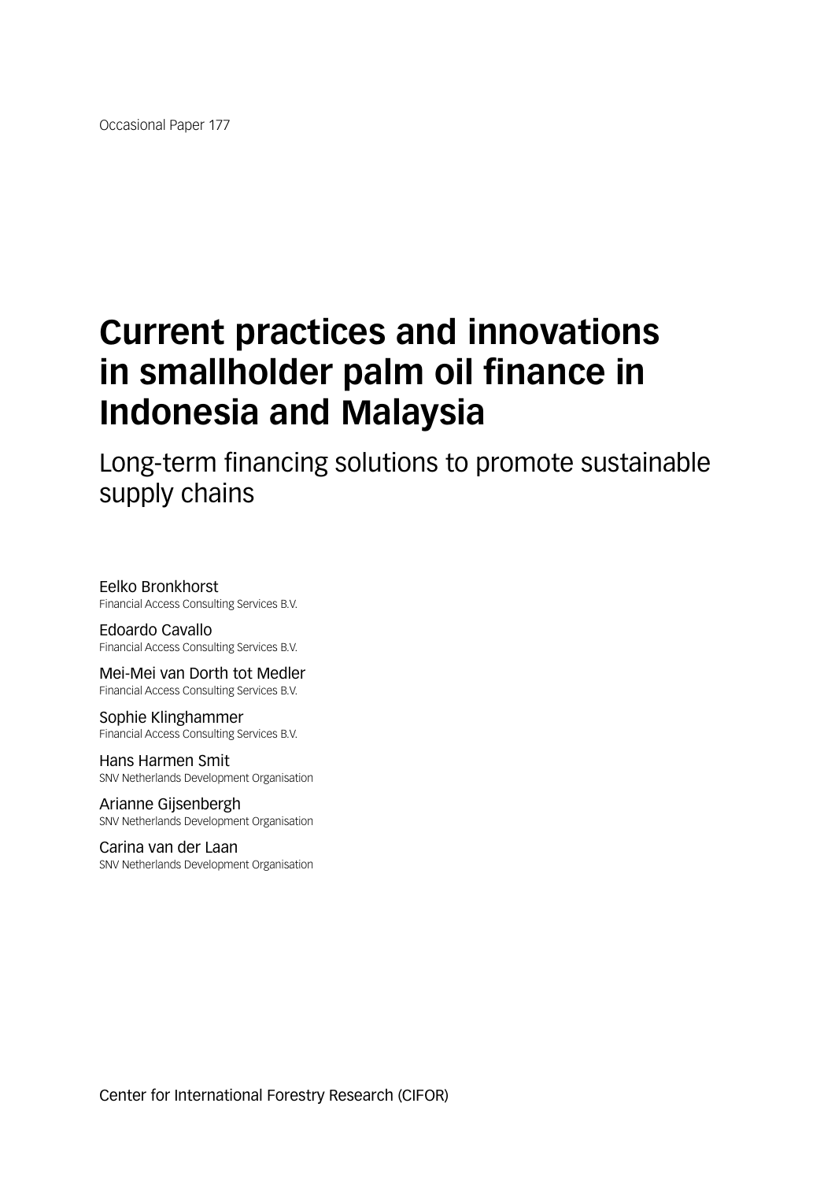Occasional Paper 177

# Current practices and innovations in smallholder palm oil finance in Indonesia and Malaysia

## Long-term financing solutions to promote sustainable supply chains

Eelko Bronkhorst
Financial Access Consulting Services B.V.

Edoardo Cavallo
Financial Access Consulting Services B.V.

Mei-Mei van Dorth tot Medler
Financial Access Consulting Services B.V.

Sophie Klinghammer
Financial Access Consulting Services B.V.

Hans Harmen Smit
SNV Netherlands Development Organisation

Arianne Gijsenbergh
SNV Netherlands Development Organisation

Carina van der Laan
SNV Netherlands Development Organisation

Center for International Forestry Research (CIFOR)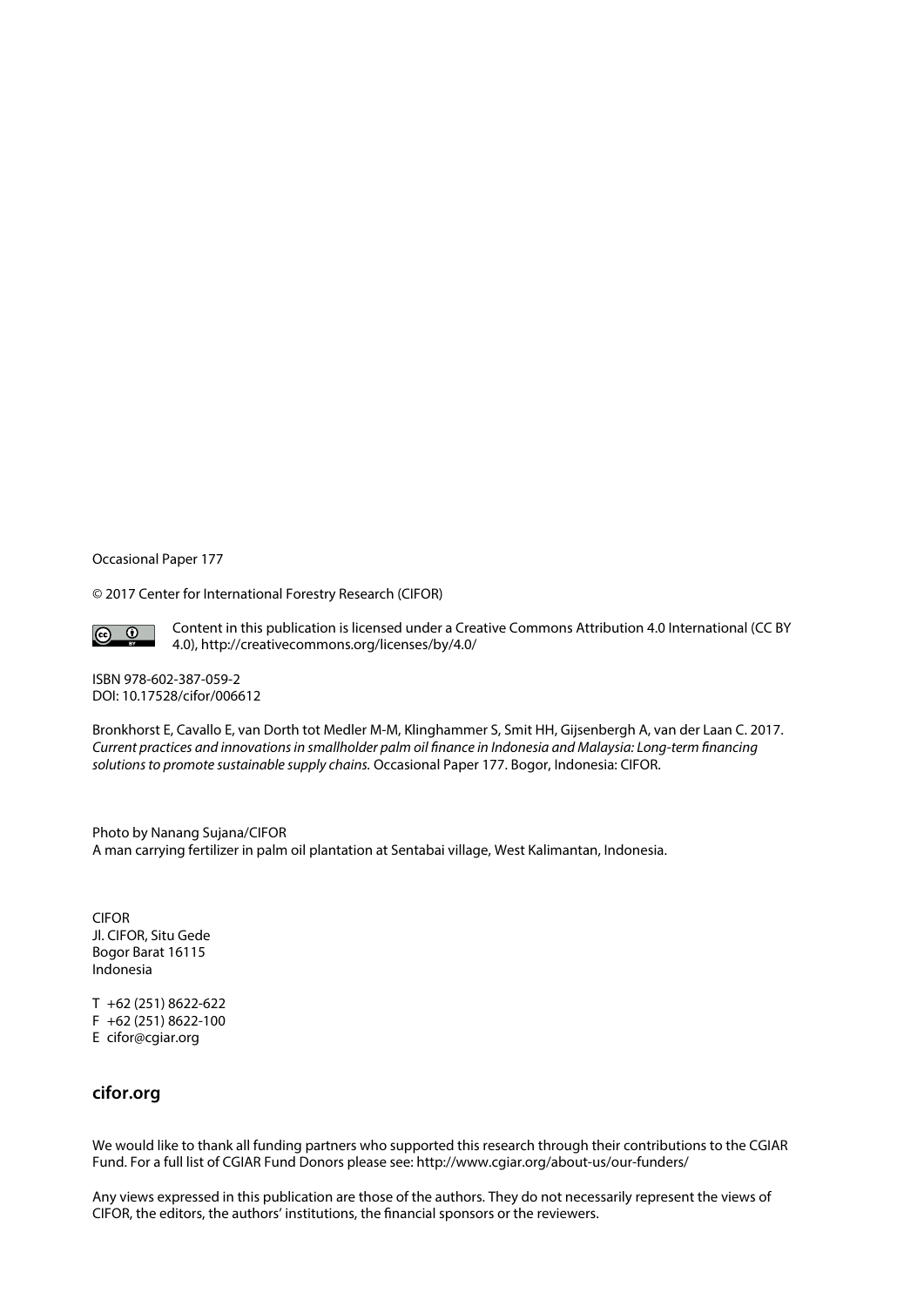Occasional Paper 177

© 2017 Center for International Forestry Research (CIFOR)

Content in this publication is licensed under a Creative Commons Attribution 4.0 International (CC BY 4.0), http://creativecommons.org/licenses/by/4.0/

ISBN 978-602-387-059-2
DOI: 10.17528/cifor/006612

Bronkhorst E, Cavallo E, van Dorth tot Medler M-M, Klinghammer S, Smit HH, Gijsenbergh A, van der Laan C. 2017. *Current practices and innovations in smallholder palm oil finance in Indonesia and Malaysia: Long-term financing solutions to promote sustainable supply chains.* Occasional Paper 177. Bogor, Indonesia: CIFOR.

Photo by Nanang Sujana/CIFOR
A man carrying fertilizer in palm oil plantation at Sentabai village, West Kalimantan, Indonesia.

CIFOR
Jl. CIFOR, Situ Gede
Bogor Barat 16115
Indonesia

T +62 (251) 8622-622
F +62 (251) 8622-100
E cifor@cgiar.org

**cifor.org**

We would like to thank all funding partners who supported this research through their contributions to the CGIAR Fund. For a full list of CGIAR Fund Donors please see: http://www.cgiar.org/about-us/our-funders/

Any views expressed in this publication are those of the authors. They do not necessarily represent the views of CIFOR, the editors, the authors' institutions, the financial sponsors or the reviewers.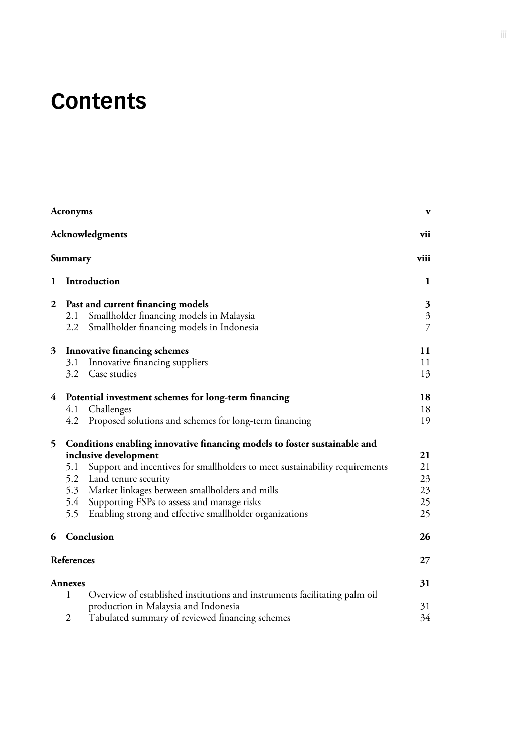# Contents

| | | |
|---|---|---|
| **Acronyms** | | **v** |
| **Acknowledgments** | | **vii** |
| **Summary** | | **viii** |
| **1** | **Introduction** | **1** |
| **2** | **Past and current financing models** | **3** |
| | 2.1 Smallholder financing models in Malaysia | 3 |
| | 2.2 Smallholder financing models in Indonesia | 7 |
| **3** | **Innovative financing schemes** | **11** |
| | 3.1 Innovative financing suppliers | 11 |
| | 3.2 Case studies | 13 |
| **4** | **Potential investment schemes for long-term financing** | **18** |
| | 4.1 Challenges | 18 |
| | 4.2 Proposed solutions and schemes for long-term financing | 19 |
| **5** | **Conditions enabling innovative financing models to foster sustainable and inclusive development** | **21** |
| | 5.1 Support and incentives for smallholders to meet sustainability requirements | 21 |
| | 5.2 Land tenure security | 23 |
| | 5.3 Market linkages between smallholders and mills | 23 |
| | 5.4 Supporting FSPs to assess and manage risks | 25 |
| | 5.5 Enabling strong and effective smallholder organizations | 25 |
| **6** | **Conclusion** | **26** |
| **References** | | **27** |
| **Annexes** | | **31** |
| | 1 Overview of established institutions and instruments facilitating palm oil production in Malaysia and Indonesia | 31 |
| | 2 Tabulated summary of reviewed financing schemes | 34 |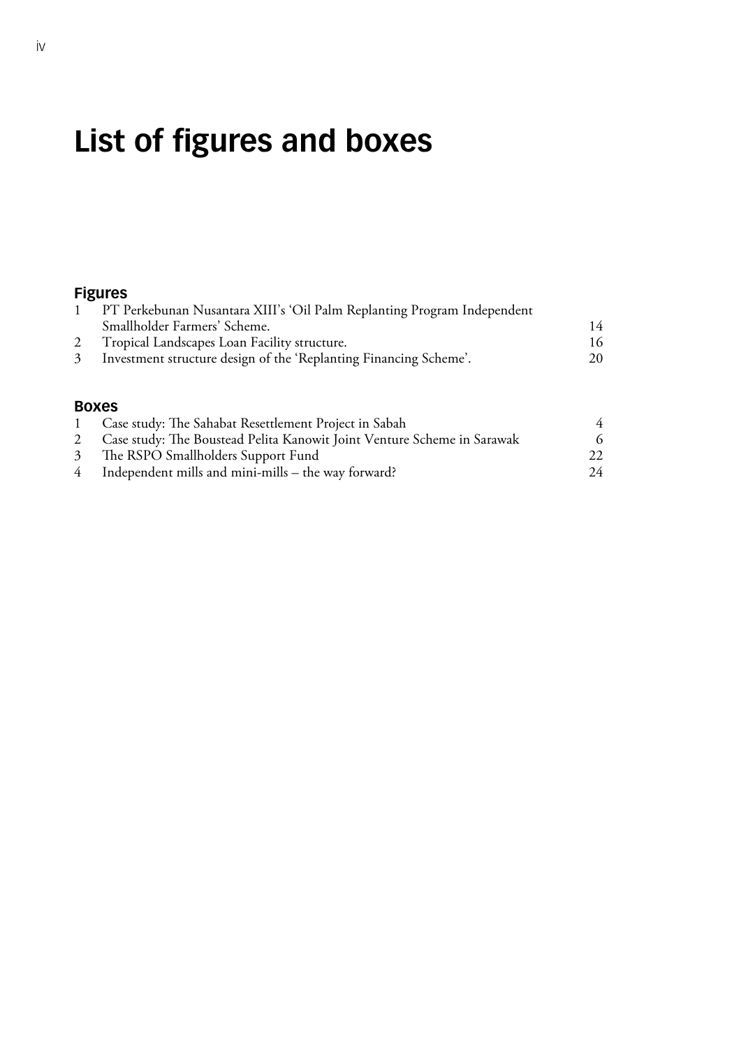# List of figures and boxes

## Figures

| | | |
|---|---|---|
| 1 | PT Perkebunan Nusantara XIII's 'Oil Palm Replanting Program Independent Smallholder Farmers' Scheme. | 14 |
| 2 | Tropical Landscapes Loan Facility structure. | 16 |
| 3 | Investment structure design of the 'Replanting Financing Scheme'. | 20 |

## Boxes

| | | |
|---|---|---|
| 1 | Case study: The Sahabat Resettlement Project in Sabah | 4 |
| 2 | Case study: The Boustead Pelita Kanowit Joint Venture Scheme in Sarawak | 6 |
| 3 | The RSPO Smallholders Support Fund | 22 |
| 4 | Independent mills and mini-mills – the way forward? | 24 |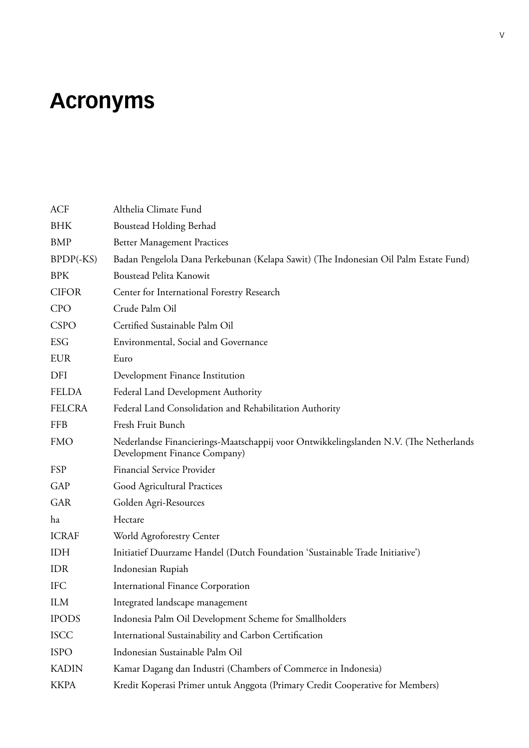# Acronyms

| | |
|---|---|
| ACF | Althelia Climate Fund |
| BHK | Boustead Holding Berhad |
| BMP | Better Management Practices |
| BPDP(-KS) | Badan Pengelola Dana Perkebunan (Kelapa Sawit) (The Indonesian Oil Palm Estate Fund) |
| BPK | Boustead Pelita Kanowit |
| CIFOR | Center for International Forestry Research |
| CPO | Crude Palm Oil |
| CSPO | Certified Sustainable Palm Oil |
| ESG | Environmental, Social and Governance |
| EUR | Euro |
| DFI | Development Finance Institution |
| FELDA | Federal Land Development Authority |
| FELCRA | Federal Land Consolidation and Rehabilitation Authority |
| FFB | Fresh Fruit Bunch |
| FMO | Nederlandse Financierings-Maatschappij voor Ontwikkelingslanden N.V. (The Netherlands Development Finance Company) |
| FSP | Financial Service Provider |
| GAP | Good Agricultural Practices |
| GAR | Golden Agri-Resources |
| ha | Hectare |
| ICRAF | World Agroforestry Center |
| IDH | Initiatief Duurzame Handel (Dutch Foundation 'Sustainable Trade Initiative') |
| IDR | Indonesian Rupiah |
| IFC | International Finance Corporation |
| ILM | Integrated landscape management |
| IPODS | Indonesia Palm Oil Development Scheme for Smallholders |
| ISCC | International Sustainability and Carbon Certification |
| ISPO | Indonesian Sustainable Palm Oil |
| KADIN | Kamar Dagang dan Industri (Chambers of Commerce in Indonesia) |
| KKPA | Kredit Koperasi Primer untuk Anggota (Primary Credit Cooperative for Members) |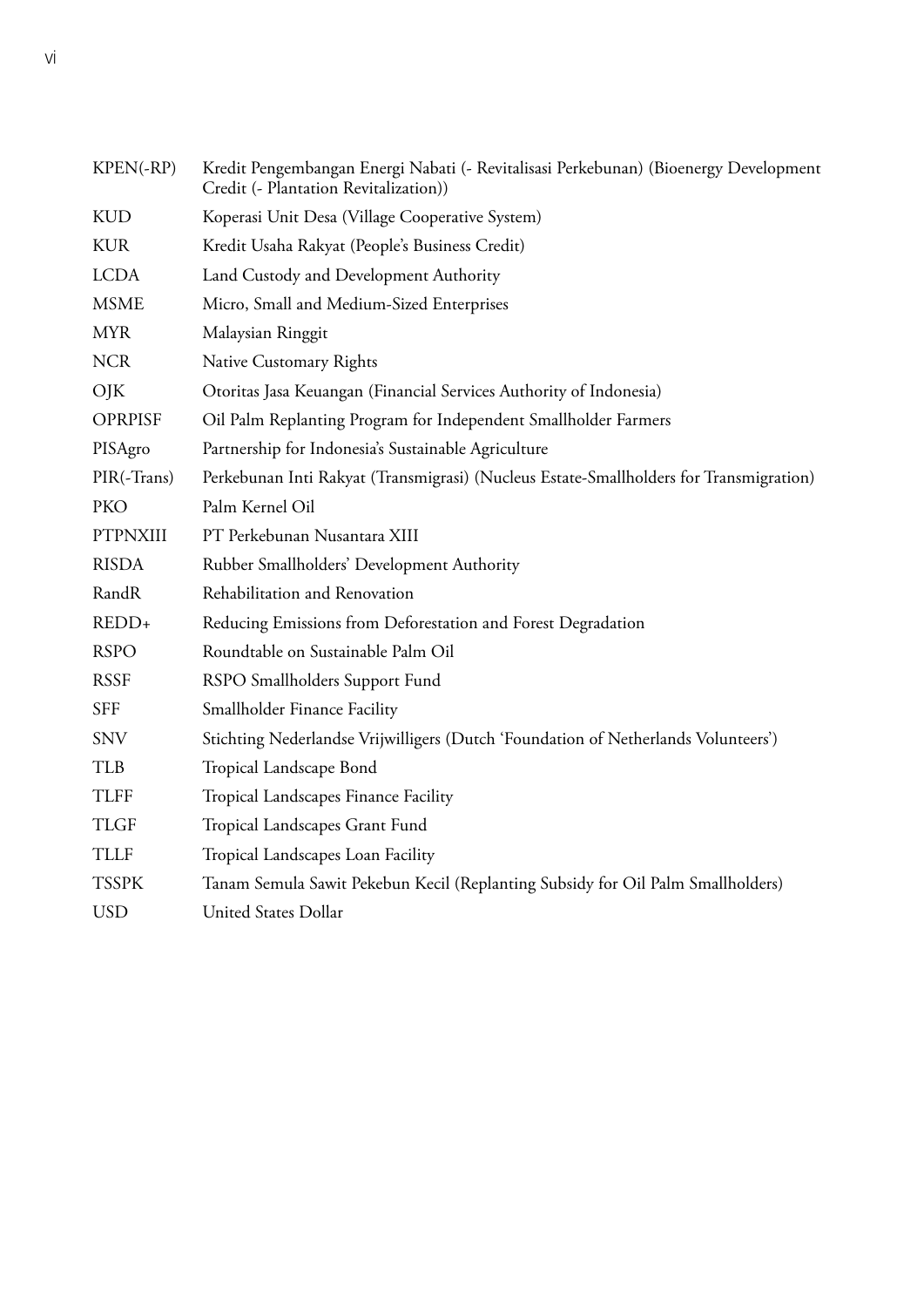| | |
|---|---|
| KPEN(-RP) | Kredit Pengembangan Energi Nabati (- Revitalisasi Perkebunan) (Bioenergy Development Credit (- Plantation Revitalization)) |
| KUD | Koperasi Unit Desa (Village Cooperative System) |
| KUR | Kredit Usaha Rakyat (People's Business Credit) |
| LCDA | Land Custody and Development Authority |
| MSME | Micro, Small and Medium-Sized Enterprises |
| MYR | Malaysian Ringgit |
| NCR | Native Customary Rights |
| OJK | Otoritas Jasa Keuangan (Financial Services Authority of Indonesia) |
| OPRPISF | Oil Palm Replanting Program for Independent Smallholder Farmers |
| PISAgro | Partnership for Indonesia's Sustainable Agriculture |
| PIR(-Trans) | Perkebunan Inti Rakyat (Transmigrasi) (Nucleus Estate-Smallholders for Transmigration) |
| PKO | Palm Kernel Oil |
| PTPNXIII | PT Perkebunan Nusantara XIII |
| RISDA | Rubber Smallholders' Development Authority |
| RandR | Rehabilitation and Renovation |
| REDD+ | Reducing Emissions from Deforestation and Forest Degradation |
| RSPO | Roundtable on Sustainable Palm Oil |
| RSSF | RSPO Smallholders Support Fund |
| SFF | Smallholder Finance Facility |
| SNV | Stichting Nederlandse Vrijwilligers (Dutch 'Foundation of Netherlands Volunteers') |
| TLB | Tropical Landscape Bond |
| TLFF | Tropical Landscapes Finance Facility |
| TLGF | Tropical Landscapes Grant Fund |
| TLLF | Tropical Landscapes Loan Facility |
| TSSPK | Tanam Semula Sawit Pekebun Kecil (Replanting Subsidy for Oil Palm Smallholders) |
| USD | United States Dollar |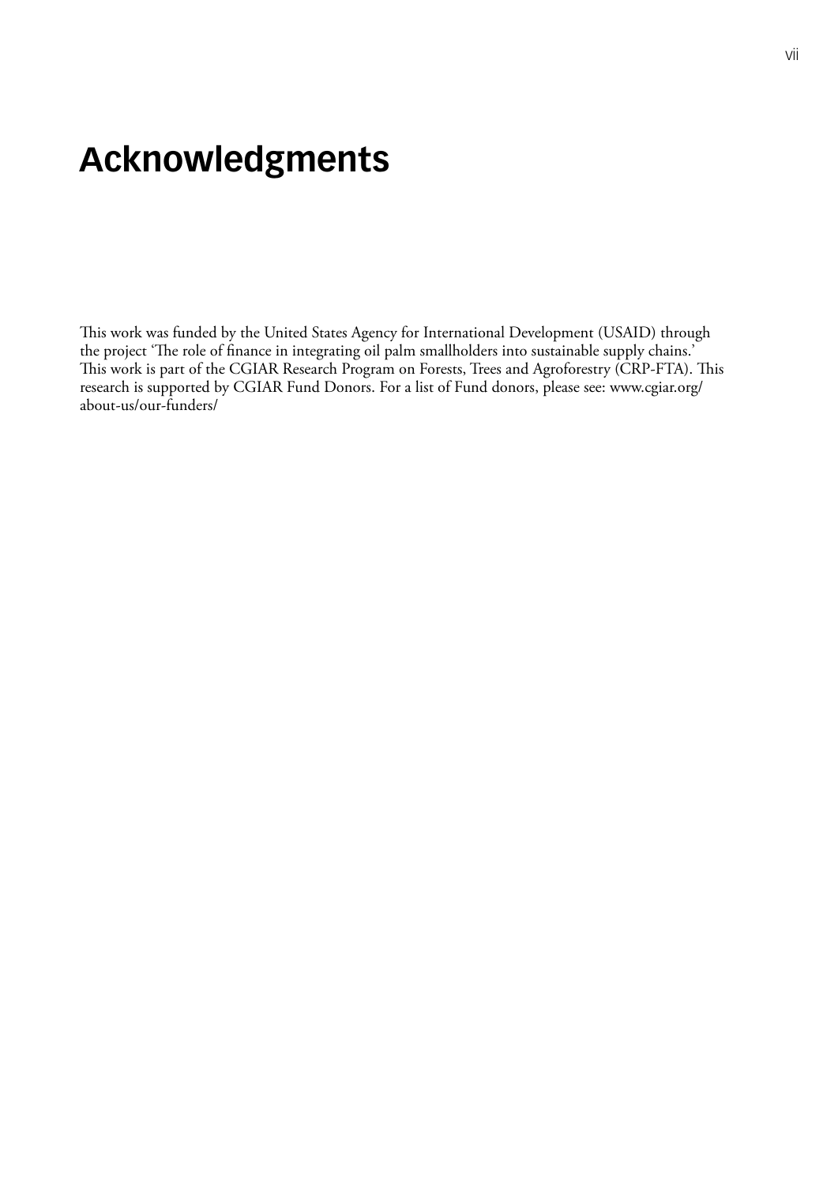# Acknowledgments

This work was funded by the United States Agency for International Development (USAID) through the project 'The role of finance in integrating oil palm smallholders into sustainable supply chains.' This work is part of the CGIAR Research Program on Forests, Trees and Agroforestry (CRP-FTA). This research is supported by CGIAR Fund Donors. For a list of Fund donors, please see: www.cgiar.org/about-us/our-funders/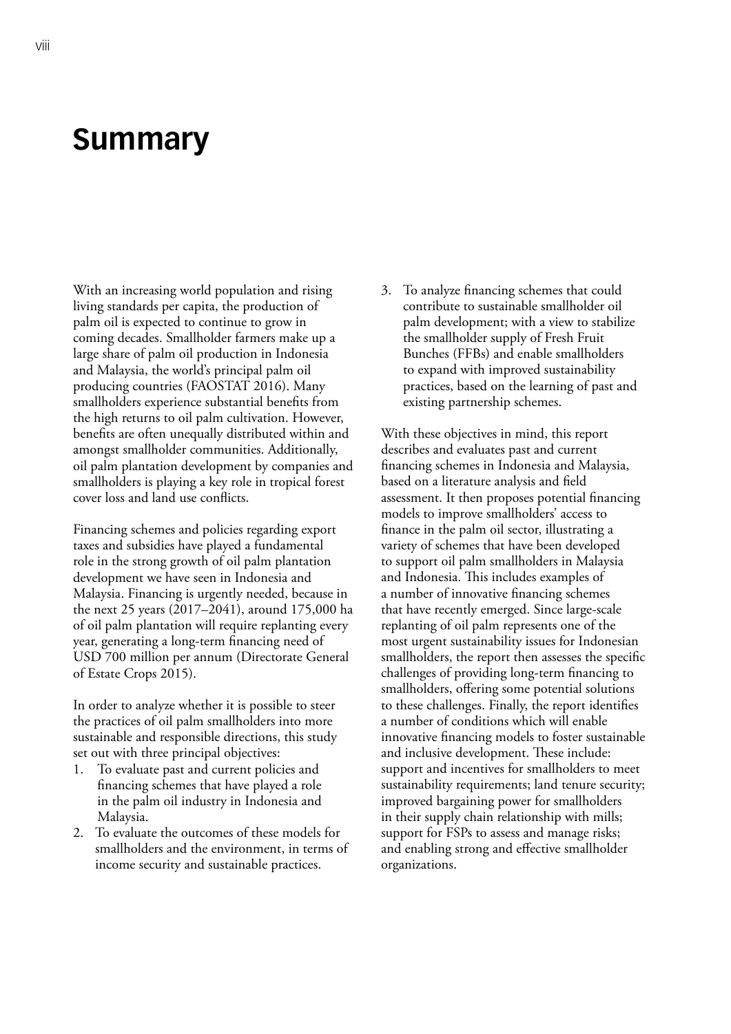# Summary

With an increasing world population and rising living standards per capita, the production of palm oil is expected to continue to grow in coming decades. Smallholder farmers make up a large share of palm oil production in Indonesia and Malaysia, the world's principal palm oil producing countries (FAOSTAT 2016). Many smallholders experience substantial benefits from the high returns to oil palm cultivation. However, benefits are often unequally distributed within and amongst smallholder communities. Additionally, oil palm plantation development by companies and smallholders is playing a key role in tropical forest cover loss and land use conflicts.

Financing schemes and policies regarding export taxes and subsidies have played a fundamental role in the strong growth of oil palm plantation development we have seen in Indonesia and Malaysia. Financing is urgently needed, because in the next 25 years (2017–2041), around 175,000 ha of oil palm plantation will require replanting every year, generating a long-term financing need of USD 700 million per annum (Directorate General of Estate Crops 2015).

In order to analyze whether it is possible to steer the practices of oil palm smallholders into more sustainable and responsible directions, this study set out with three principal objectives:

1. To evaluate past and current policies and financing schemes that have played a role in the palm oil industry in Indonesia and Malaysia.
2. To evaluate the outcomes of these models for smallholders and the environment, in terms of income security and sustainable practices.
3. To analyze financing schemes that could contribute to sustainable smallholder oil palm development; with a view to stabilize the smallholder supply of Fresh Fruit Bunches (FFBs) and enable smallholders to expand with improved sustainability practices, based on the learning of past and existing partnership schemes.

With these objectives in mind, this report describes and evaluates past and current financing schemes in Indonesia and Malaysia, based on a literature analysis and field assessment. It then proposes potential financing models to improve smallholders' access to finance in the palm oil sector, illustrating a variety of schemes that have been developed to support oil palm smallholders in Malaysia and Indonesia. This includes examples of a number of innovative financing schemes that have recently emerged. Since large-scale replanting of oil palm represents one of the most urgent sustainability issues for Indonesian smallholders, the report then assesses the specific challenges of providing long-term financing to smallholders, offering some potential solutions to these challenges. Finally, the report identifies a number of conditions which will enable innovative financing models to foster sustainable and inclusive development. These include: support and incentives for smallholders to meet sustainability requirements; land tenure security; improved bargaining power for smallholders in their supply chain relationship with mills; support for FSPs to assess and manage risks; and enabling strong and effective smallholder organizations.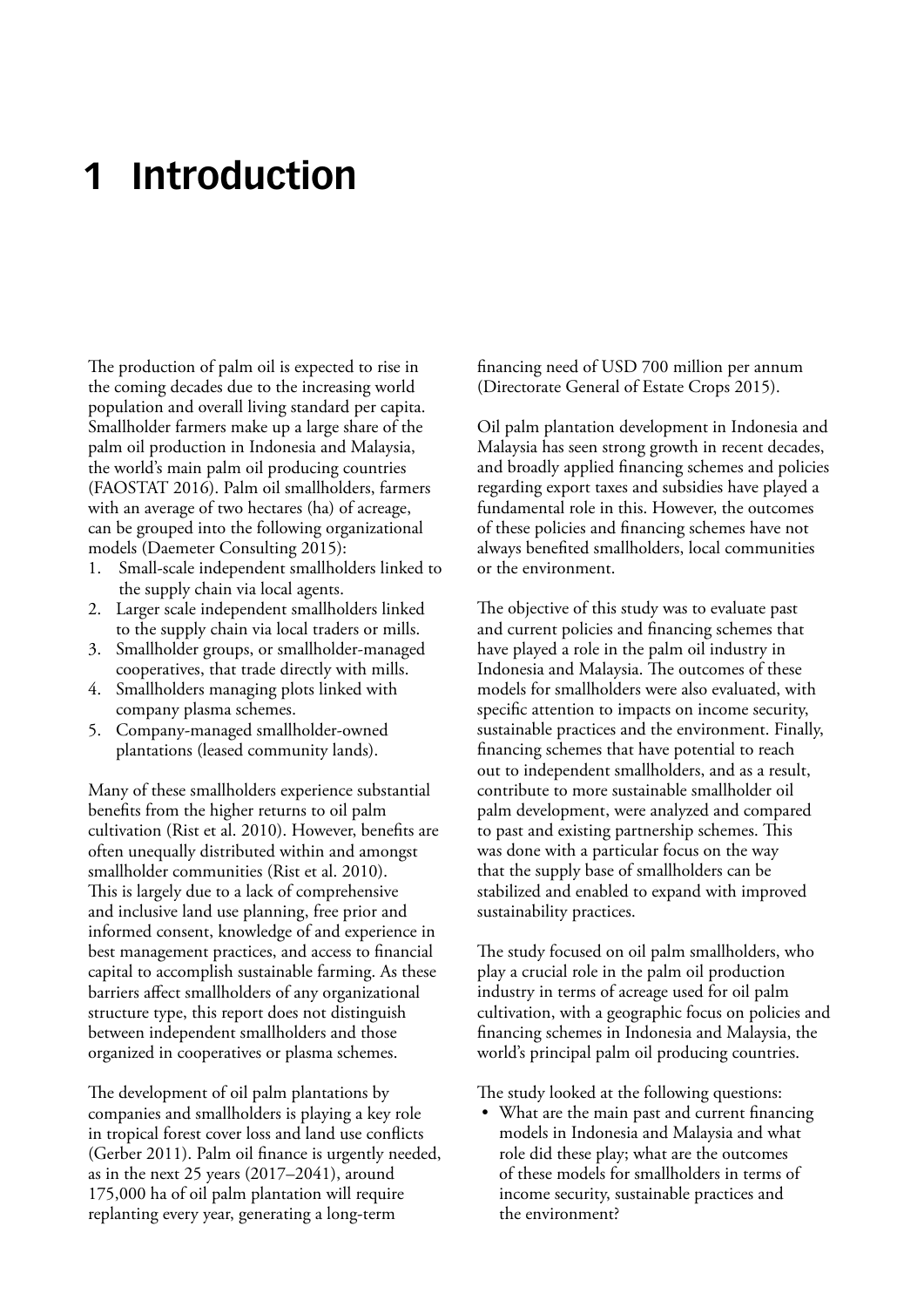# 1 Introduction

The production of palm oil is expected to rise in the coming decades due to the increasing world population and overall living standard per capita. Smallholder farmers make up a large share of the palm oil production in Indonesia and Malaysia, the world's main palm oil producing countries (FAOSTAT 2016). Palm oil smallholders, farmers with an average of two hectares (ha) of acreage, can be grouped into the following organizational models (Daemeter Consulting 2015):

1. Small-scale independent smallholders linked to the supply chain via local agents.
2. Larger scale independent smallholders linked to the supply chain via local traders or mills.
3. Smallholder groups, or smallholder-managed cooperatives, that trade directly with mills.
4. Smallholders managing plots linked with company plasma schemes.
5. Company-managed smallholder-owned plantations (leased community lands).

Many of these smallholders experience substantial benefits from the higher returns to oil palm cultivation (Rist et al. 2010). However, benefits are often unequally distributed within and amongst smallholder communities (Rist et al. 2010). This is largely due to a lack of comprehensive and inclusive land use planning, free prior and informed consent, knowledge of and experience in best management practices, and access to financial capital to accomplish sustainable farming. As these barriers affect smallholders of any organizational structure type, this report does not distinguish between independent smallholders and those organized in cooperatives or plasma schemes.

The development of oil palm plantations by companies and smallholders is playing a key role in tropical forest cover loss and land use conflicts (Gerber 2011). Palm oil finance is urgently needed, as in the next 25 years (2017–2041), around 175,000 ha of oil palm plantation will require replanting every year, generating a long-term financing need of USD 700 million per annum (Directorate General of Estate Crops 2015).

Oil palm plantation development in Indonesia and Malaysia has seen strong growth in recent decades, and broadly applied financing schemes and policies regarding export taxes and subsidies have played a fundamental role in this. However, the outcomes of these policies and financing schemes have not always benefited smallholders, local communities or the environment.

The objective of this study was to evaluate past and current policies and financing schemes that have played a role in the palm oil industry in Indonesia and Malaysia. The outcomes of these models for smallholders were also evaluated, with specific attention to impacts on income security, sustainable practices and the environment. Finally, financing schemes that have potential to reach out to independent smallholders, and as a result, contribute to more sustainable smallholder oil palm development, were analyzed and compared to past and existing partnership schemes. This was done with a particular focus on the way that the supply base of smallholders can be stabilized and enabled to expand with improved sustainability practices.

The study focused on oil palm smallholders, who play a crucial role in the palm oil production industry in terms of acreage used for oil palm cultivation, with a geographic focus on policies and financing schemes in Indonesia and Malaysia, the world's principal palm oil producing countries.

The study looked at the following questions:

- What are the main past and current financing models in Indonesia and Malaysia and what role did these play; what are the outcomes of these models for smallholders in terms of income security, sustainable practices and the environment?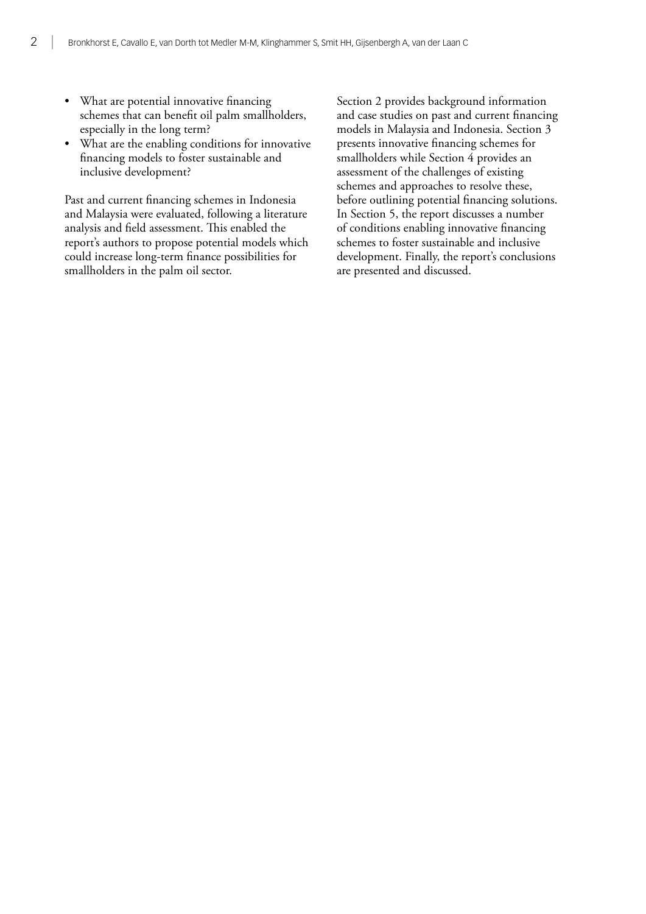- What are potential innovative financing schemes that can benefit oil palm smallholders, especially in the long term?
- What are the enabling conditions for innovative financing models to foster sustainable and inclusive development?

Past and current financing schemes in Indonesia and Malaysia were evaluated, following a literature analysis and field assessment. This enabled the report's authors to propose potential models which could increase long-term finance possibilities for smallholders in the palm oil sector.

Section 2 provides background information and case studies on past and current financing models in Malaysia and Indonesia. Section 3 presents innovative financing schemes for smallholders while Section 4 provides an assessment of the challenges of existing schemes and approaches to resolve these, before outlining potential financing solutions. In Section 5, the report discusses a number of conditions enabling innovative financing schemes to foster sustainable and inclusive development. Finally, the report's conclusions are presented and discussed.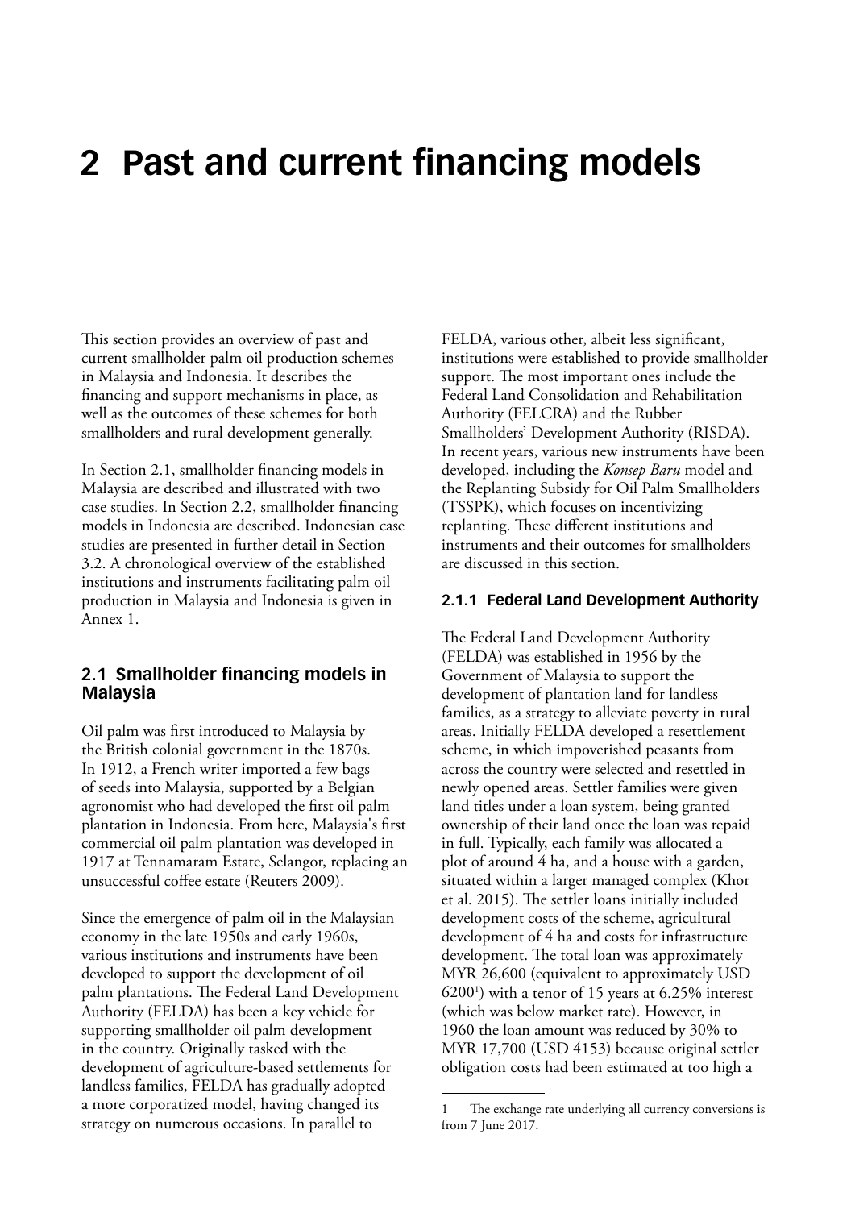# 2 Past and current financing models

This section provides an overview of past and current smallholder palm oil production schemes in Malaysia and Indonesia. It describes the financing and support mechanisms in place, as well as the outcomes of these schemes for both smallholders and rural development generally.

In Section 2.1, smallholder financing models in Malaysia are described and illustrated with two case studies. In Section 2.2, smallholder financing models in Indonesia are described. Indonesian case studies are presented in further detail in Section 3.2. A chronological overview of the established institutions and instruments facilitating palm oil production in Malaysia and Indonesia is given in Annex 1.

## 2.1 Smallholder financing models in Malaysia

Oil palm was first introduced to Malaysia by the British colonial government in the 1870s. In 1912, a French writer imported a few bags of seeds into Malaysia, supported by a Belgian agronomist who had developed the first oil palm plantation in Indonesia. From here, Malaysia's first commercial oil palm plantation was developed in 1917 at Tennamaram Estate, Selangor, replacing an unsuccessful coffee estate (Reuters 2009).

Since the emergence of palm oil in the Malaysian economy in the late 1950s and early 1960s, various institutions and instruments have been developed to support the development of oil palm plantations. The Federal Land Development Authority (FELDA) has been a key vehicle for supporting smallholder oil palm development in the country. Originally tasked with the development of agriculture-based settlements for landless families, FELDA has gradually adopted a more corporatized model, having changed its strategy on numerous occasions. In parallel to FELDA, various other, albeit less significant, institutions were established to provide smallholder support. The most important ones include the Federal Land Consolidation and Rehabilitation Authority (FELCRA) and the Rubber Smallholders' Development Authority (RISDA). In recent years, various new instruments have been developed, including the *Konsep Baru* model and the Replanting Subsidy for Oil Palm Smallholders (TSSPK), which focuses on incentivizing replanting. These different institutions and instruments and their outcomes for smallholders are discussed in this section.

### 2.1.1 Federal Land Development Authority

The Federal Land Development Authority (FELDA) was established in 1956 by the Government of Malaysia to support the development of plantation land for landless families, as a strategy to alleviate poverty in rural areas. Initially FELDA developed a resettlement scheme, in which impoverished peasants from across the country were selected and resettled in newly opened areas. Settler families were given land titles under a loan system, being granted ownership of their land once the loan was repaid in full. Typically, each family was allocated a plot of around 4 ha, and a house with a garden, situated within a larger managed complex (Khor et al. 2015). The settler loans initially included development costs of the scheme, agricultural development of 4 ha and costs for infrastructure development. The total loan was approximately MYR 26,600 (equivalent to approximately USD 6200[1]) with a tenor of 15 years at 6.25% interest (which was below market rate). However, in 1960 the loan amount was reduced by 30% to MYR 17,700 (USD 4153) because original settler obligation costs had been estimated at too high a

1 The exchange rate underlying all currency conversions is from 7 June 2017.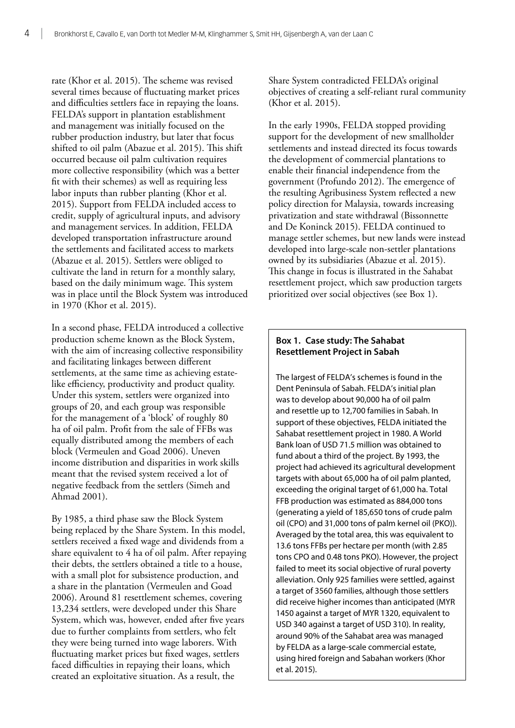rate (Khor et al. 2015). The scheme was revised several times because of fluctuating market prices and difficulties settlers face in repaying the loans. FELDA's support in plantation establishment and management was initially focused on the rubber production industry, but later that focus shifted to oil palm (Abazue et al. 2015). This shift occurred because oil palm cultivation requires more collective responsibility (which was a better fit with their schemes) as well as requiring less labor inputs than rubber planting (Khor et al. 2015). Support from FELDA included access to credit, supply of agricultural inputs, and advisory and management services. In addition, FELDA developed transportation infrastructure around the settlements and facilitated access to markets (Abazue et al. 2015). Settlers were obliged to cultivate the land in return for a monthly salary, based on the daily minimum wage. This system was in place until the Block System was introduced in 1970 (Khor et al. 2015).

In a second phase, FELDA introduced a collective production scheme known as the Block System, with the aim of increasing collective responsibility and facilitating linkages between different settlements, at the same time as achieving estate-like efficiency, productivity and product quality. Under this system, settlers were organized into groups of 20, and each group was responsible for the management of a 'block' of roughly 80 ha of oil palm. Profit from the sale of FFBs was equally distributed among the members of each block (Vermeulen and Goad 2006). Uneven income distribution and disparities in work skills meant that the revised system received a lot of negative feedback from the settlers (Simeh and Ahmad 2001).

By 1985, a third phase saw the Block System being replaced by the Share System. In this model, settlers received a fixed wage and dividends from a share equivalent to 4 ha of oil palm. After repaying their debts, the settlers obtained a title to a house, with a small plot for subsistence production, and a share in the plantation (Vermeulen and Goad 2006). Around 81 resettlement schemes, covering 13,234 settlers, were developed under this Share System, which was, however, ended after five years due to further complaints from settlers, who felt they were being turned into wage laborers. With fluctuating market prices but fixed wages, settlers faced difficulties in repaying their loans, which created an exploitative situation. As a result, the Share System contradicted FELDA's original objectives of creating a self-reliant rural community (Khor et al. 2015).

In the early 1990s, FELDA stopped providing support for the development of new smallholder settlements and instead directed its focus towards the development of commercial plantations to enable their financial independence from the government (Profundo 2012). The emergence of the resulting Agribusiness System reflected a new policy direction for Malaysia, towards increasing privatization and state withdrawal (Bissonnette and De Koninck 2015). FELDA continued to manage settler schemes, but new lands were instead developed into large-scale non-settler plantations owned by its subsidiaries (Abazue et al. 2015). This change in focus is illustrated in the Sahabat resettlement project, which saw production targets prioritized over social objectives (see Box 1).

**Box 1. Case study: The Sahabat Resettlement Project in Sabah**

The largest of FELDA's schemes is found in the Dent Peninsula of Sabah. FELDA's initial plan was to develop about 90,000 ha of oil palm and resettle up to 12,700 families in Sabah. In support of these objectives, FELDA initiated the Sahabat resettlement project in 1980. A World Bank loan of USD 71.5 million was obtained to fund about a third of the project. By 1993, the project had achieved its agricultural development targets with about 65,000 ha of oil palm planted, exceeding the original target of 61,000 ha. Total FFB production was estimated as 884,000 tons (generating a yield of 185,650 tons of crude palm oil (CPO) and 31,000 tons of palm kernel oil (PKO)). Averaged by the total area, this was equivalent to 13.6 tons FFBs per hectare per month (with 2.85 tons CPO and 0.48 tons PKO). However, the project failed to meet its social objective of rural poverty alleviation. Only 925 families were settled, against a target of 3560 families, although those settlers did receive higher incomes than anticipated (MYR 1450 against a target of MYR 1320, equivalent to USD 340 against a target of USD 310). In reality, around 90% of the Sahabat area was managed by FELDA as a large-scale commercial estate, using hired foreign and Sabahan workers (Khor et al. 2015).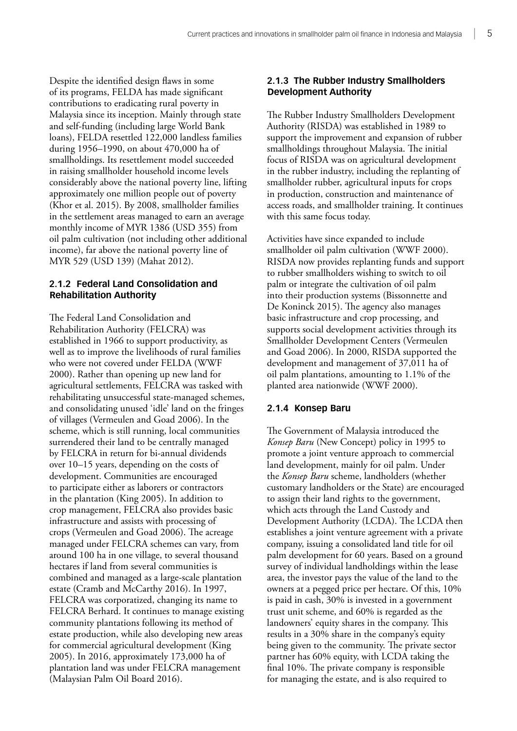Despite the identified design flaws in some of its programs, FELDA has made significant contributions to eradicating rural poverty in Malaysia since its inception. Mainly through state and self-funding (including large World Bank loans), FELDA resettled 122,000 landless families during 1956–1990, on about 470,000 ha of smallholdings. Its resettlement model succeeded in raising smallholder household income levels considerably above the national poverty line, lifting approximately one million people out of poverty (Khor et al. 2015). By 2008, smallholder families in the settlement areas managed to earn an average monthly income of MYR 1386 (USD 355) from oil palm cultivation (not including other additional income), far above the national poverty line of MYR 529 (USD 139) (Mahat 2012).

### 2.1.2 Federal Land Consolidation and Rehabilitation Authority

The Federal Land Consolidation and Rehabilitation Authority (FELCRA) was established in 1966 to support productivity, as well as to improve the livelihoods of rural families who were not covered under FELDA (WWF 2000). Rather than opening up new land for agricultural settlements, FELCRA was tasked with rehabilitating unsuccessful state-managed schemes, and consolidating unused 'idle' land on the fringes of villages (Vermeulen and Goad 2006). In the scheme, which is still running, local communities surrendered their land to be centrally managed by FELCRA in return for bi-annual dividends over 10–15 years, depending on the costs of development. Communities are encouraged to participate either as laborers or contractors in the plantation (King 2005). In addition to crop management, FELCRA also provides basic infrastructure and assists with processing of crops (Vermeulen and Goad 2006). The acreage managed under FELCRA schemes can vary, from around 100 ha in one village, to several thousand hectares if land from several communities is combined and managed as a large-scale plantation estate (Cramb and McCarthy 2016). In 1997, FELCRA was corporatized, changing its name to FELCRA Berhard. It continues to manage existing community plantations following its method of estate production, while also developing new areas for commercial agricultural development (King 2005). In 2016, approximately 173,000 ha of plantation land was under FELCRA management (Malaysian Palm Oil Board 2016).

### 2.1.3 The Rubber Industry Smallholders Development Authority

The Rubber Industry Smallholders Development Authority (RISDA) was established in 1989 to support the improvement and expansion of rubber smallholdings throughout Malaysia. The initial focus of RISDA was on agricultural development in the rubber industry, including the replanting of smallholder rubber, agricultural inputs for crops in production, construction and maintenance of access roads, and smallholder training. It continues with this same focus today.

Activities have since expanded to include smallholder oil palm cultivation (WWF 2000). RISDA now provides replanting funds and support to rubber smallholders wishing to switch to oil palm or integrate the cultivation of oil palm into their production systems (Bissonnette and De Koninck 2015). The agency also manages basic infrastructure and crop processing, and supports social development activities through its Smallholder Development Centers (Vermeulen and Goad 2006). In 2000, RISDA supported the development and management of 37,011 ha of oil palm plantations, amounting to 1.1% of the planted area nationwide (WWF 2000).

### 2.1.4 Konsep Baru

The Government of Malaysia introduced the *Konsep Baru* (New Concept) policy in 1995 to promote a joint venture approach to commercial land development, mainly for oil palm. Under the *Konsep Baru* scheme, landholders (whether customary landholders or the State) are encouraged to assign their land rights to the government, which acts through the Land Custody and Development Authority (LCDA). The LCDA then establishes a joint venture agreement with a private company, issuing a consolidated land title for oil palm development for 60 years. Based on a ground survey of individual landholdings within the lease area, the investor pays the value of the land to the owners at a pegged price per hectare. Of this, 10% is paid in cash, 30% is invested in a government trust unit scheme, and 60% is regarded as the landowners' equity shares in the company. This results in a 30% share in the company's equity being given to the community. The private sector partner has 60% equity, with LCDA taking the final 10%. The private company is responsible for managing the estate, and is also required to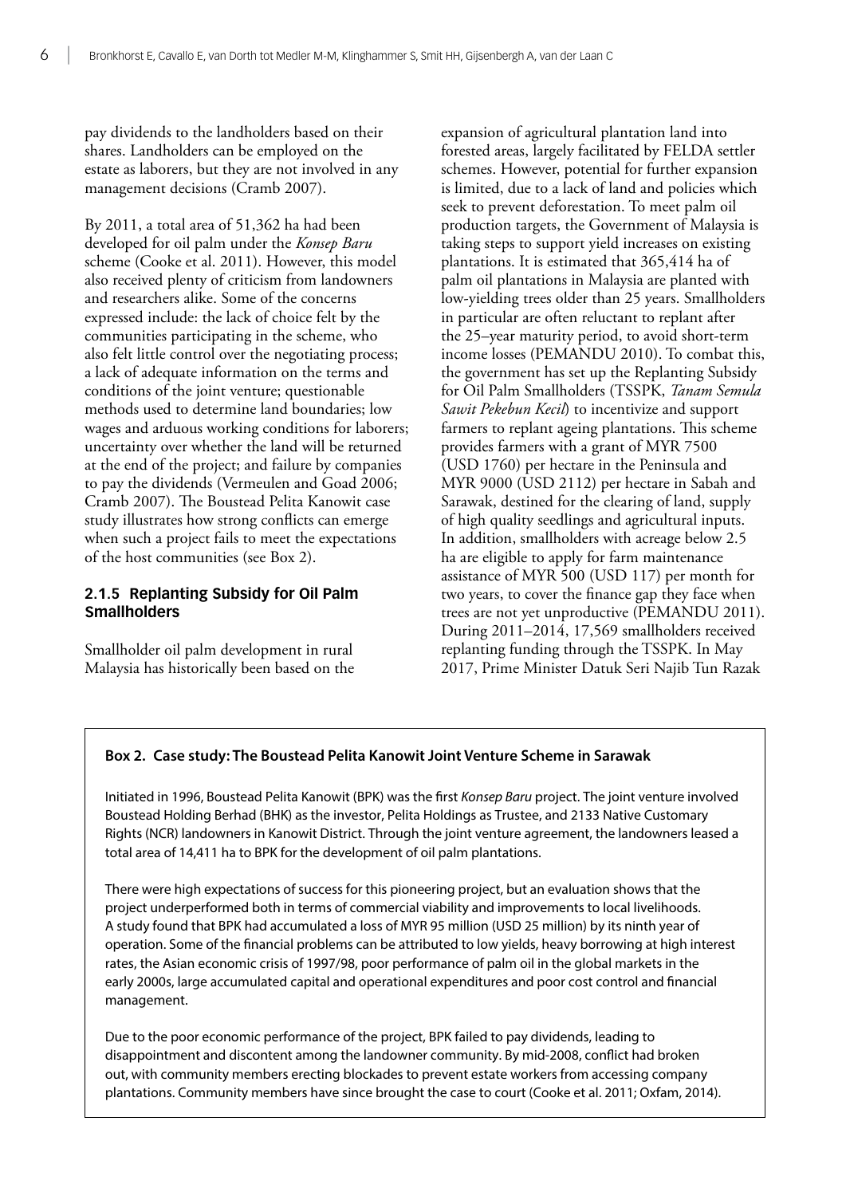pay dividends to the landholders based on their shares. Landholders can be employed on the estate as laborers, but they are not involved in any management decisions (Cramb 2007).

By 2011, a total area of 51,362 ha had been developed for oil palm under the *Konsep Baru* scheme (Cooke et al. 2011). However, this model also received plenty of criticism from landowners and researchers alike. Some of the concerns expressed include: the lack of choice felt by the communities participating in the scheme, who also felt little control over the negotiating process; a lack of adequate information on the terms and conditions of the joint venture; questionable methods used to determine land boundaries; low wages and arduous working conditions for laborers; uncertainty over whether the land will be returned at the end of the project; and failure by companies to pay the dividends (Vermeulen and Goad 2006; Cramb 2007). The Boustead Pelita Kanowit case study illustrates how strong conflicts can emerge when such a project fails to meet the expectations of the host communities (see Box 2).

### 2.1.5 Replanting Subsidy for Oil Palm Smallholders

Smallholder oil palm development in rural Malaysia has historically been based on the expansion of agricultural plantation land into forested areas, largely facilitated by FELDA settler schemes. However, potential for further expansion is limited, due to a lack of land and policies which seek to prevent deforestation. To meet palm oil production targets, the Government of Malaysia is taking steps to support yield increases on existing plantations. It is estimated that 365,414 ha of palm oil plantations in Malaysia are planted with low-yielding trees older than 25 years. Smallholders in particular are often reluctant to replant after the 25–year maturity period, to avoid short-term income losses (PEMANDU 2010). To combat this, the government has set up the Replanting Subsidy for Oil Palm Smallholders (TSSPK, *Tanam Semula Sawit Pekebun Kecil*) to incentivize and support farmers to replant ageing plantations. This scheme provides farmers with a grant of MYR 7500 (USD 1760) per hectare in the Peninsula and MYR 9000 (USD 2112) per hectare in Sabah and Sarawak, destined for the clearing of land, supply of high quality seedlings and agricultural inputs. In addition, smallholders with acreage below 2.5 ha are eligible to apply for farm maintenance assistance of MYR 500 (USD 117) per month for two years, to cover the finance gap they face when trees are not yet unproductive (PEMANDU 2011). During 2011–2014, 17,569 smallholders received replanting funding through the TSSPK. In May 2017, Prime Minister Datuk Seri Najib Tun Razak

**Box 2. Case study: The Boustead Pelita Kanowit Joint Venture Scheme in Sarawak**

Initiated in 1996, Boustead Pelita Kanowit (BPK) was the first *Konsep Baru* project. The joint venture involved Boustead Holding Berhad (BHK) as the investor, Pelita Holdings as Trustee, and 2133 Native Customary Rights (NCR) landowners in Kanowit District. Through the joint venture agreement, the landowners leased a total area of 14,411 ha to BPK for the development of oil palm plantations.

There were high expectations of success for this pioneering project, but an evaluation shows that the project underperformed both in terms of commercial viability and improvements to local livelihoods. A study found that BPK had accumulated a loss of MYR 95 million (USD 25 million) by its ninth year of operation. Some of the financial problems can be attributed to low yields, heavy borrowing at high interest rates, the Asian economic crisis of 1997/98, poor performance of palm oil in the global markets in the early 2000s, large accumulated capital and operational expenditures and poor cost control and financial management.

Due to the poor economic performance of the project, BPK failed to pay dividends, leading to disappointment and discontent among the landowner community. By mid-2008, conflict had broken out, with community members erecting blockades to prevent estate workers from accessing company plantations. Community members have since brought the case to court (Cooke et al. 2011; Oxfam, 2014).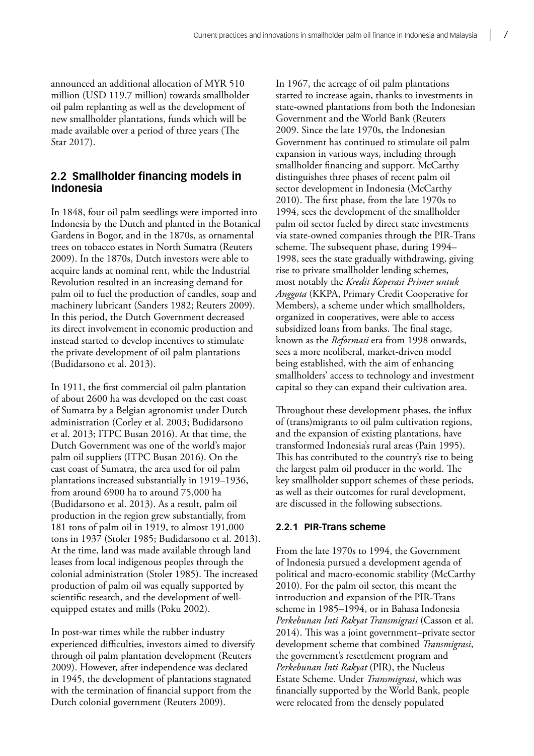announced an additional allocation of MYR 510 million (USD 119.7 million) towards smallholder oil palm replanting as well as the development of new smallholder plantations, funds which will be made available over a period of three years (The Star 2017).

## 2.2 Smallholder financing models in Indonesia

In 1848, four oil palm seedlings were imported into Indonesia by the Dutch and planted in the Botanical Gardens in Bogor, and in the 1870s, as ornamental trees on tobacco estates in North Sumatra (Reuters 2009). In the 1870s, Dutch investors were able to acquire lands at nominal rent, while the Industrial Revolution resulted in an increasing demand for palm oil to fuel the production of candles, soap and machinery lubricant (Sanders 1982; Reuters 2009). In this period, the Dutch Government decreased its direct involvement in economic production and instead started to develop incentives to stimulate the private development of oil palm plantations (Budidarsono et al. 2013).

In 1911, the first commercial oil palm plantation of about 2600 ha was developed on the east coast of Sumatra by a Belgian agronomist under Dutch administration (Corley et al. 2003; Budidarsono et al. 2013; ITPC Busan 2016). At that time, the Dutch Government was one of the world's major palm oil suppliers (ITPC Busan 2016). On the east coast of Sumatra, the area used for oil palm plantations increased substantially in 1919–1936, from around 6900 ha to around 75,000 ha (Budidarsono et al. 2013). As a result, palm oil production in the region grew substantially, from 181 tons of palm oil in 1919, to almost 191,000 tons in 1937 (Stoler 1985; Budidarsono et al. 2013). At the time, land was made available through land leases from local indigenous peoples through the colonial administration (Stoler 1985). The increased production of palm oil was equally supported by scientific research, and the development of well-equipped estates and mills (Poku 2002).

In post-war times while the rubber industry experienced difficulties, investors aimed to diversify through oil palm plantation development (Reuters 2009). However, after independence was declared in 1945, the development of plantations stagnated with the termination of financial support from the Dutch colonial government (Reuters 2009).

In 1967, the acreage of oil palm plantations started to increase again, thanks to investments in state-owned plantations from both the Indonesian Government and the World Bank (Reuters 2009. Since the late 1970s, the Indonesian Government has continued to stimulate oil palm expansion in various ways, including through smallholder financing and support. McCarthy distinguishes three phases of recent palm oil sector development in Indonesia (McCarthy 2010). The first phase, from the late 1970s to 1994, sees the development of the smallholder palm oil sector fueled by direct state investments via state-owned companies through the PIR-Trans scheme. The subsequent phase, during 1994–1998, sees the state gradually withdrawing, giving rise to private smallholder lending schemes, most notably the *Kredit Koperasi Primer untuk Anggota* (KKPA, Primary Credit Cooperative for Members), a scheme under which smallholders, organized in cooperatives, were able to access subsidized loans from banks. The final stage, known as the *Reformasi* era from 1998 onwards, sees a more neoliberal, market-driven model being established, with the aim of enhancing smallholders' access to technology and investment capital so they can expand their cultivation area.

Throughout these development phases, the influx of (trans)migrants to oil palm cultivation regions, and the expansion of existing plantations, have transformed Indonesia's rural areas (Pain 1995). This has contributed to the country's rise to being the largest palm oil producer in the world. The key smallholder support schemes of these periods, as well as their outcomes for rural development, are discussed in the following subsections.

### 2.2.1 PIR-Trans scheme

From the late 1970s to 1994, the Government of Indonesia pursued a development agenda of political and macro-economic stability (McCarthy 2010). For the palm oil sector, this meant the introduction and expansion of the PIR-Trans scheme in 1985–1994, or in Bahasa Indonesia *Perkebunan Inti Rakyat Transmigrasi* (Casson et al. 2014). This was a joint government–private sector development scheme that combined *Transmigrasi*, the government's resettlement program and *Perkebunan Inti Rakyat* (PIR), the Nucleus Estate Scheme. Under *Transmigrasi*, which was financially supported by the World Bank, people were relocated from the densely populated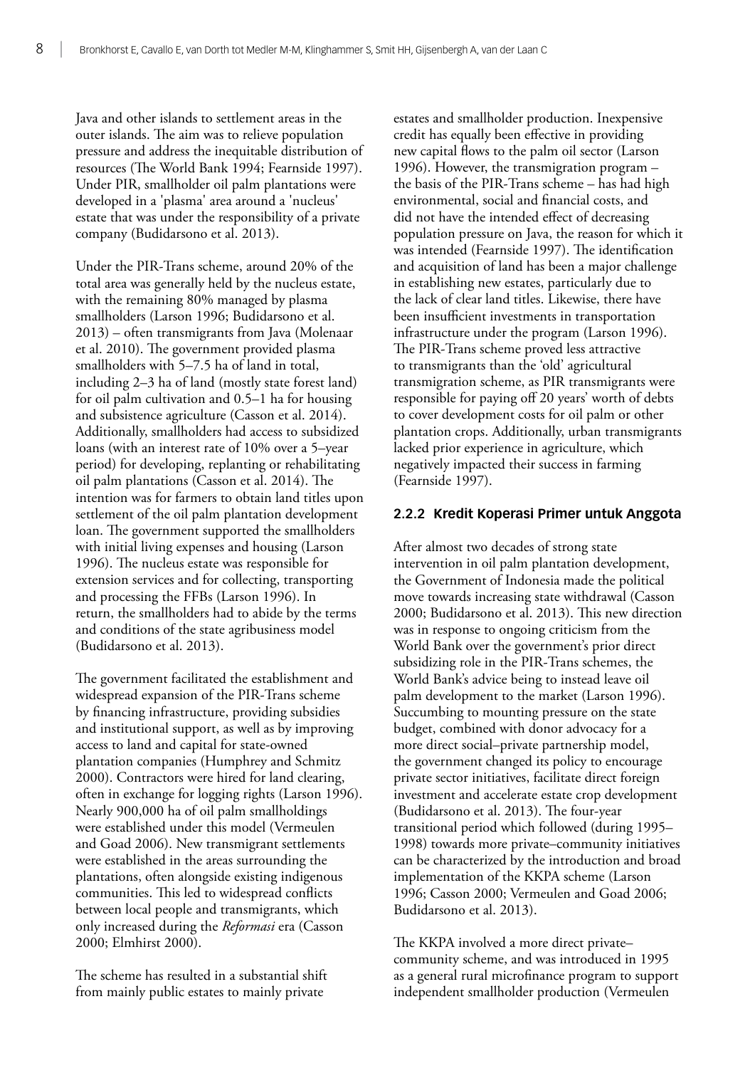Java and other islands to settlement areas in the outer islands. The aim was to relieve population pressure and address the inequitable distribution of resources (The World Bank 1994; Fearnside 1997). Under PIR, smallholder oil palm plantations were developed in a 'plasma' area around a 'nucleus' estate that was under the responsibility of a private company (Budidarsono et al. 2013).

Under the PIR-Trans scheme, around 20% of the total area was generally held by the nucleus estate, with the remaining 80% managed by plasma smallholders (Larson 1996; Budidarsono et al. 2013) – often transmigrants from Java (Molenaar et al. 2010). The government provided plasma smallholders with 5–7.5 ha of land in total, including 2–3 ha of land (mostly state forest land) for oil palm cultivation and 0.5–1 ha for housing and subsistence agriculture (Casson et al. 2014). Additionally, smallholders had access to subsidized loans (with an interest rate of 10% over a 5–year period) for developing, replanting or rehabilitating oil palm plantations (Casson et al. 2014). The intention was for farmers to obtain land titles upon settlement of the oil palm plantation development loan. The government supported the smallholders with initial living expenses and housing (Larson 1996). The nucleus estate was responsible for extension services and for collecting, transporting and processing the FFBs (Larson 1996). In return, the smallholders had to abide by the terms and conditions of the state agribusiness model (Budidarsono et al. 2013).

The government facilitated the establishment and widespread expansion of the PIR-Trans scheme by financing infrastructure, providing subsidies and institutional support, as well as by improving access to land and capital for state-owned plantation companies (Humphrey and Schmitz 2000). Contractors were hired for land clearing, often in exchange for logging rights (Larson 1996). Nearly 900,000 ha of oil palm smallholdings were established under this model (Vermeulen and Goad 2006). New transmigrant settlements were established in the areas surrounding the plantations, often alongside existing indigenous communities. This led to widespread conflicts between local people and transmigrants, which only increased during the *Reformasi* era (Casson 2000; Elmhirst 2000).

The scheme has resulted in a substantial shift from mainly public estates to mainly private estates and smallholder production. Inexpensive credit has equally been effective in providing new capital flows to the palm oil sector (Larson 1996). However, the transmigration program – the basis of the PIR-Trans scheme – has had high environmental, social and financial costs, and did not have the intended effect of decreasing population pressure on Java, the reason for which it was intended (Fearnside 1997). The identification and acquisition of land has been a major challenge in establishing new estates, particularly due to the lack of clear land titles. Likewise, there have been insufficient investments in transportation infrastructure under the program (Larson 1996). The PIR-Trans scheme proved less attractive to transmigrants than the 'old' agricultural transmigration scheme, as PIR transmigrants were responsible for paying off 20 years' worth of debts to cover development costs for oil palm or other plantation crops. Additionally, urban transmigrants lacked prior experience in agriculture, which negatively impacted their success in farming (Fearnside 1997).

### 2.2.2 Kredit Koperasi Primer untuk Anggota

After almost two decades of strong state intervention in oil palm plantation development, the Government of Indonesia made the political move towards increasing state withdrawal (Casson 2000; Budidarsono et al. 2013). This new direction was in response to ongoing criticism from the World Bank over the government's prior direct subsidizing role in the PIR-Trans schemes, the World Bank's advice being to instead leave oil palm development to the market (Larson 1996). Succumbing to mounting pressure on the state budget, combined with donor advocacy for a more direct social–private partnership model, the government changed its policy to encourage private sector initiatives, facilitate direct foreign investment and accelerate estate crop development (Budidarsono et al. 2013). The four-year transitional period which followed (during 1995–1998) towards more private–community initiatives can be characterized by the introduction and broad implementation of the KKPA scheme (Larson 1996; Casson 2000; Vermeulen and Goad 2006; Budidarsono et al. 2013).

The KKPA involved a more direct private–community scheme, and was introduced in 1995 as a general rural microfinance program to support independent smallholder production (Vermeulen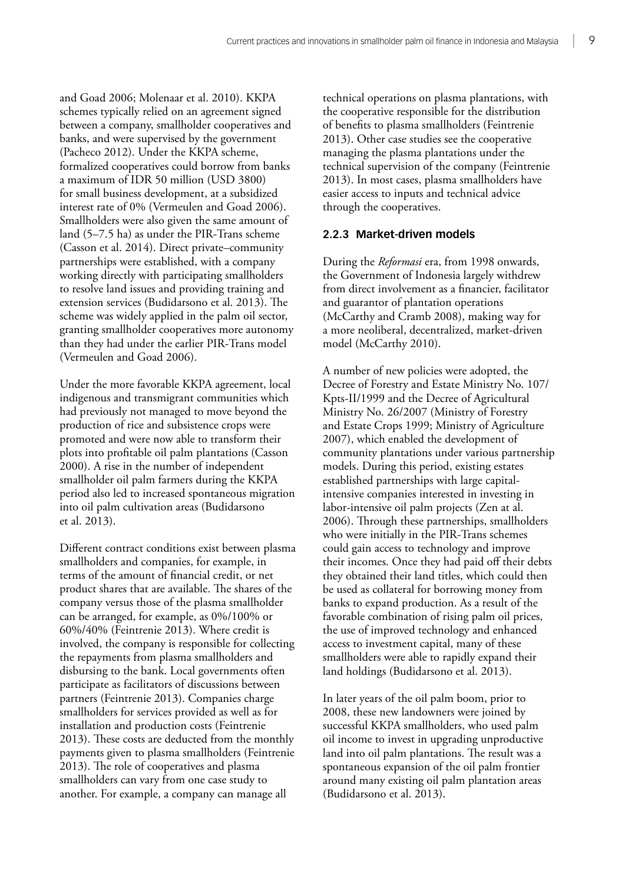and Goad 2006; Molenaar et al. 2010). KKPA schemes typically relied on an agreement signed between a company, smallholder cooperatives and banks, and were supervised by the government (Pacheco 2012). Under the KKPA scheme, formalized cooperatives could borrow from banks a maximum of IDR 50 million (USD 3800) for small business development, at a subsidized interest rate of 0% (Vermeulen and Goad 2006). Smallholders were also given the same amount of land (5–7.5 ha) as under the PIR-Trans scheme (Casson et al. 2014). Direct private–community partnerships were established, with a company working directly with participating smallholders to resolve land issues and providing training and extension services (Budidarsono et al. 2013). The scheme was widely applied in the palm oil sector, granting smallholder cooperatives more autonomy than they had under the earlier PIR-Trans model (Vermeulen and Goad 2006).

Under the more favorable KKPA agreement, local indigenous and transmigrant communities which had previously not managed to move beyond the production of rice and subsistence crops were promoted and were now able to transform their plots into profitable oil palm plantations (Casson 2000). A rise in the number of independent smallholder oil palm farmers during the KKPA period also led to increased spontaneous migration into oil palm cultivation areas (Budidarsono et al. 2013).

Different contract conditions exist between plasma smallholders and companies, for example, in terms of the amount of financial credit, or net product shares that are available. The shares of the company versus those of the plasma smallholder can be arranged, for example, as 0%/100% or 60%/40% (Feintrenie 2013). Where credit is involved, the company is responsible for collecting the repayments from plasma smallholders and disbursing to the bank. Local governments often participate as facilitators of discussions between partners (Feintrenie 2013). Companies charge smallholders for services provided as well as for installation and production costs (Feintrenie 2013). These costs are deducted from the monthly payments given to plasma smallholders (Feintrenie 2013). The role of cooperatives and plasma smallholders can vary from one case study to another. For example, a company can manage all technical operations on plasma plantations, with the cooperative responsible for the distribution of benefits to plasma smallholders (Feintrenie 2013). Other case studies see the cooperative managing the plasma plantations under the technical supervision of the company (Feintrenie 2013). In most cases, plasma smallholders have easier access to inputs and technical advice through the cooperatives.

### 2.2.3 Market-driven models

During the *Reformasi* era, from 1998 onwards, the Government of Indonesia largely withdrew from direct involvement as a financier, facilitator and guarantor of plantation operations (McCarthy and Cramb 2008), making way for a more neoliberal, decentralized, market-driven model (McCarthy 2010).

A number of new policies were adopted, the Decree of Forestry and Estate Ministry No. 107/Kpts-II/1999 and the Decree of Agricultural Ministry No. 26/2007 (Ministry of Forestry and Estate Crops 1999; Ministry of Agriculture 2007), which enabled the development of community plantations under various partnership models. During this period, existing estates established partnerships with large capital-intensive companies interested in investing in labor-intensive oil palm projects (Zen at al. 2006). Through these partnerships, smallholders who were initially in the PIR-Trans schemes could gain access to technology and improve their incomes. Once they had paid off their debts they obtained their land titles, which could then be used as collateral for borrowing money from banks to expand production. As a result of the favorable combination of rising palm oil prices, the use of improved technology and enhanced access to investment capital, many of these smallholders were able to rapidly expand their land holdings (Budidarsono et al. 2013).

In later years of the oil palm boom, prior to 2008, these new landowners were joined by successful KKPA smallholders, who used palm oil income to invest in upgrading unproductive land into oil palm plantations. The result was a spontaneous expansion of the oil palm frontier around many existing oil palm plantation areas (Budidarsono et al. 2013).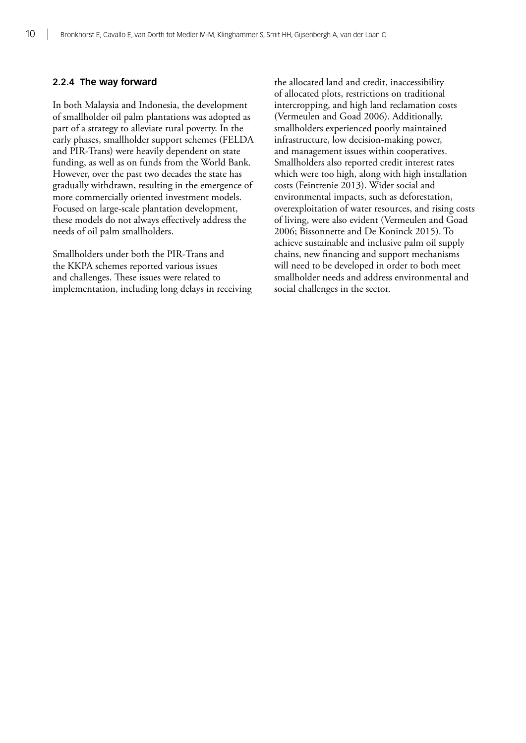### 2.2.4 The way forward

In both Malaysia and Indonesia, the development of smallholder oil palm plantations was adopted as part of a strategy to alleviate rural poverty. In the early phases, smallholder support schemes (FELDA and PIR-Trans) were heavily dependent on state funding, as well as on funds from the World Bank. However, over the past two decades the state has gradually withdrawn, resulting in the emergence of more commercially oriented investment models. Focused on large-scale plantation development, these models do not always effectively address the needs of oil palm smallholders.

Smallholders under both the PIR-Trans and the KKPA schemes reported various issues and challenges. These issues were related to implementation, including long delays in receiving the allocated land and credit, inaccessibility of allocated plots, restrictions on traditional intercropping, and high land reclamation costs (Vermeulen and Goad 2006). Additionally, smallholders experienced poorly maintained infrastructure, low decision-making power, and management issues within cooperatives. Smallholders also reported credit interest rates which were too high, along with high installation costs (Feintrenie 2013). Wider social and environmental impacts, such as deforestation, overexploitation of water resources, and rising costs of living, were also evident (Vermeulen and Goad 2006; Bissonnette and De Koninck 2015). To achieve sustainable and inclusive palm oil supply chains, new financing and support mechanisms will need to be developed in order to both meet smallholder needs and address environmental and social challenges in the sector.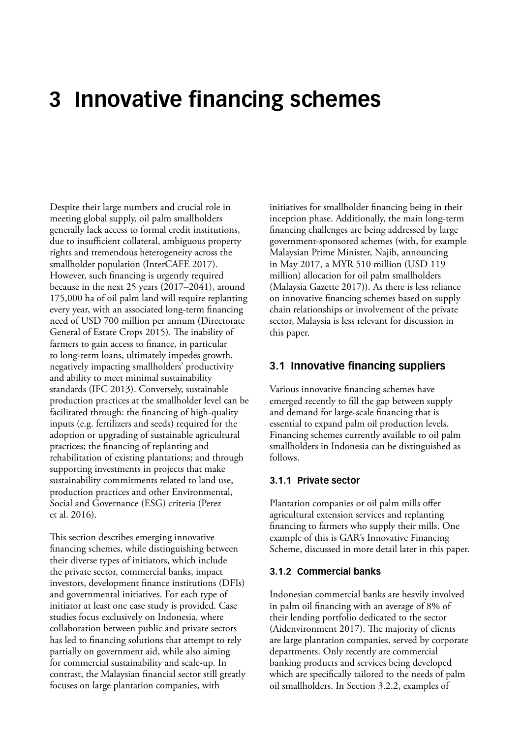# 3 Innovative financing schemes

Despite their large numbers and crucial role in meeting global supply, oil palm smallholders generally lack access to formal credit institutions, due to insufficient collateral, ambiguous property rights and tremendous heterogeneity across the smallholder population (InterCAFE 2017). However, such financing is urgently required because in the next 25 years (2017–2041), around 175,000 ha of oil palm land will require replanting every year, with an associated long-term financing need of USD 700 million per annum (Directorate General of Estate Crops 2015). The inability of farmers to gain access to finance, in particular to long-term loans, ultimately impedes growth, negatively impacting smallholders' productivity and ability to meet minimal sustainability standards (IFC 2013). Conversely, sustainable production practices at the smallholder level can be facilitated through: the financing of high-quality inputs (e.g. fertilizers and seeds) required for the adoption or upgrading of sustainable agricultural practices; the financing of replanting and rehabilitation of existing plantations; and through supporting investments in projects that make sustainability commitments related to land use, production practices and other Environmental, Social and Governance (ESG) criteria (Perez et al. 2016).

This section describes emerging innovative financing schemes, while distinguishing between their diverse types of initiators, which include the private sector, commercial banks, impact investors, development finance institutions (DFIs) and governmental initiatives. For each type of initiator at least one case study is provided. Case studies focus exclusively on Indonesia, where collaboration between public and private sectors has led to financing solutions that attempt to rely partially on government aid, while also aiming for commercial sustainability and scale-up. In contrast, the Malaysian financial sector still greatly focuses on large plantation companies, with initiatives for smallholder financing being in their inception phase. Additionally, the main long-term financing challenges are being addressed by large government-sponsored schemes (with, for example Malaysian Prime Minister, Najib, announcing in May 2017, a MYR 510 million (USD 119 million) allocation for oil palm smallholders (Malaysia Gazette 2017)). As there is less reliance on innovative financing schemes based on supply chain relationships or involvement of the private sector, Malaysia is less relevant for discussion in this paper.

## 3.1 Innovative financing suppliers

Various innovative financing schemes have emerged recently to fill the gap between supply and demand for large-scale financing that is essential to expand palm oil production levels. Financing schemes currently available to oil palm smallholders in Indonesia can be distinguished as follows.

### 3.1.1 Private sector

Plantation companies or oil palm mills offer agricultural extension services and replanting financing to farmers who supply their mills. One example of this is GAR's Innovative Financing Scheme, discussed in more detail later in this paper.

### 3.1.2 Commercial banks

Indonesian commercial banks are heavily involved in palm oil financing with an average of 8% of their lending portfolio dedicated to the sector (Aidenvironment 2017). The majority of clients are large plantation companies, served by corporate departments. Only recently are commercial banking products and services being developed which are specifically tailored to the needs of palm oil smallholders. In Section 3.2.2, examples of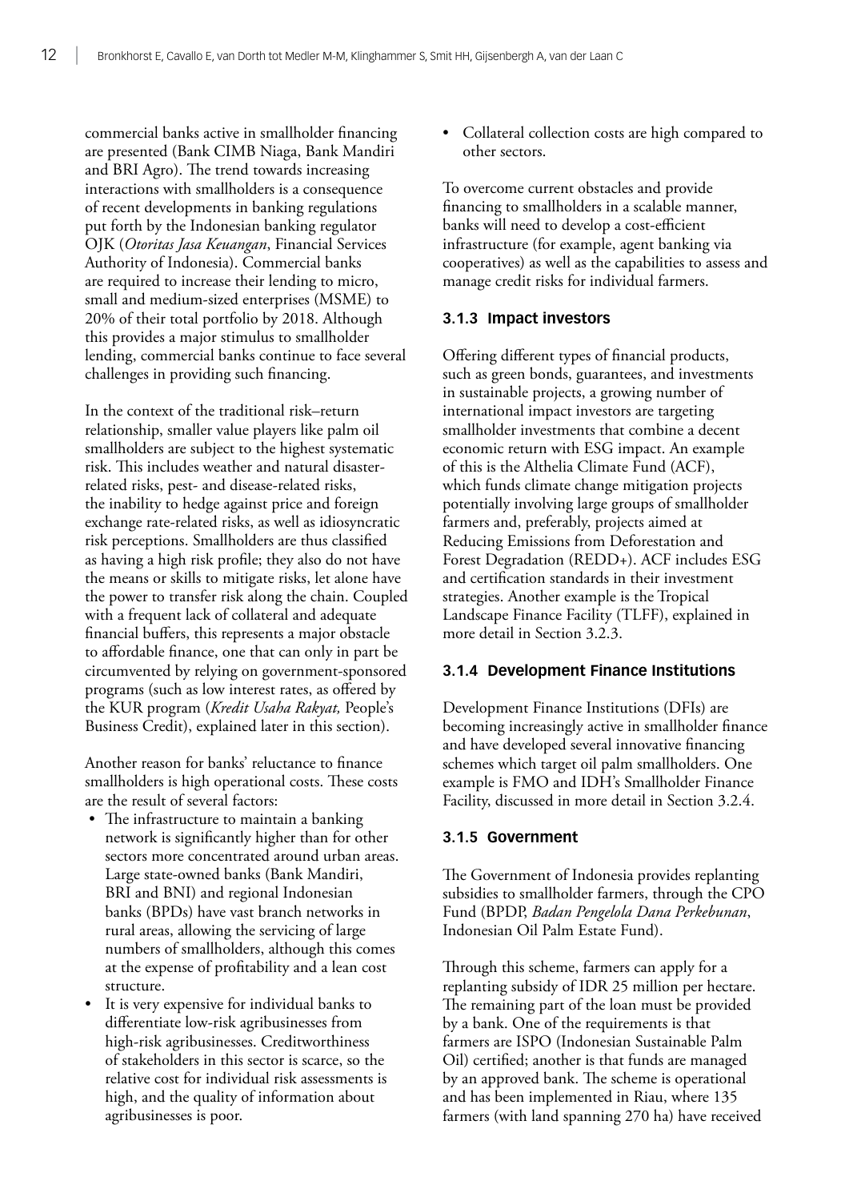commercial banks active in smallholder financing are presented (Bank CIMB Niaga, Bank Mandiri and BRI Agro). The trend towards increasing interactions with smallholders is a consequence of recent developments in banking regulations put forth by the Indonesian banking regulator OJK (*Otoritas Jasa Keuangan*, Financial Services Authority of Indonesia). Commercial banks are required to increase their lending to micro, small and medium-sized enterprises (MSME) to 20% of their total portfolio by 2018. Although this provides a major stimulus to smallholder lending, commercial banks continue to face several challenges in providing such financing.

In the context of the traditional risk–return relationship, smaller value players like palm oil smallholders are subject to the highest systematic risk. This includes weather and natural disaster-related risks, pest- and disease-related risks, the inability to hedge against price and foreign exchange rate-related risks, as well as idiosyncratic risk perceptions. Smallholders are thus classified as having a high risk profile; they also do not have the means or skills to mitigate risks, let alone have the power to transfer risk along the chain. Coupled with a frequent lack of collateral and adequate financial buffers, this represents a major obstacle to affordable finance, one that can only in part be circumvented by relying on government-sponsored programs (such as low interest rates, as offered by the KUR program (*Kredit Usaha Rakyat,* People's Business Credit), explained later in this section).

Another reason for banks' reluctance to finance smallholders is high operational costs. These costs are the result of several factors:

- The infrastructure to maintain a banking network is significantly higher than for other sectors more concentrated around urban areas. Large state-owned banks (Bank Mandiri, BRI and BNI) and regional Indonesian banks (BPDs) have vast branch networks in rural areas, allowing the servicing of large numbers of smallholders, although this comes at the expense of profitability and a lean cost structure.
- It is very expensive for individual banks to differentiate low-risk agribusinesses from high-risk agribusinesses. Creditworthiness of stakeholders in this sector is scarce, so the relative cost for individual risk assessments is high, and the quality of information about agribusinesses is poor.
- Collateral collection costs are high compared to other sectors.

To overcome current obstacles and provide financing to smallholders in a scalable manner, banks will need to develop a cost-efficient infrastructure (for example, agent banking via cooperatives) as well as the capabilities to assess and manage credit risks for individual farmers.

### 3.1.3 Impact investors

Offering different types of financial products, such as green bonds, guarantees, and investments in sustainable projects, a growing number of international impact investors are targeting smallholder investments that combine a decent economic return with ESG impact. An example of this is the Althelia Climate Fund (ACF), which funds climate change mitigation projects potentially involving large groups of smallholder farmers and, preferably, projects aimed at Reducing Emissions from Deforestation and Forest Degradation (REDD+). ACF includes ESG and certification standards in their investment strategies. Another example is the Tropical Landscape Finance Facility (TLFF), explained in more detail in Section 3.2.3.

### 3.1.4 Development Finance Institutions

Development Finance Institutions (DFIs) are becoming increasingly active in smallholder finance and have developed several innovative financing schemes which target oil palm smallholders. One example is FMO and IDH's Smallholder Finance Facility, discussed in more detail in Section 3.2.4.

### 3.1.5 Government

The Government of Indonesia provides replanting subsidies to smallholder farmers, through the CPO Fund (BPDP, *Badan Pengelola Dana Perkebunan*, Indonesian Oil Palm Estate Fund).

Through this scheme, farmers can apply for a replanting subsidy of IDR 25 million per hectare. The remaining part of the loan must be provided by a bank. One of the requirements is that farmers are ISPO (Indonesian Sustainable Palm Oil) certified; another is that funds are managed by an approved bank. The scheme is operational and has been implemented in Riau, where 135 farmers (with land spanning 270 ha) have received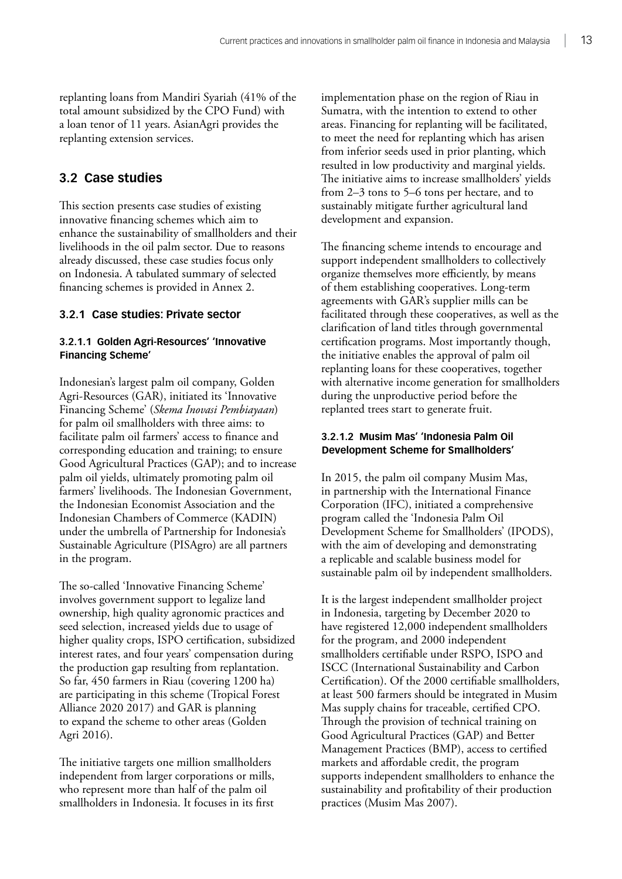replanting loans from Mandiri Syariah (41% of the total amount subsidized by the CPO Fund) with a loan tenor of 11 years. AsianAgri provides the replanting extension services.

## 3.2 Case studies

This section presents case studies of existing innovative financing schemes which aim to enhance the sustainability of smallholders and their livelihoods in the oil palm sector. Due to reasons already discussed, these case studies focus only on Indonesia. A tabulated summary of selected financing schemes is provided in Annex 2.

### 3.2.1 Case studies: Private sector

#### 3.2.1.1 Golden Agri-Resources' 'Innovative Financing Scheme'

Indonesian's largest palm oil company, Golden Agri-Resources (GAR), initiated its 'Innovative Financing Scheme' (*Skema Inovasi Pembiayaan*) for palm oil smallholders with three aims: to facilitate palm oil farmers' access to finance and corresponding education and training; to ensure Good Agricultural Practices (GAP); and to increase palm oil yields, ultimately promoting palm oil farmers' livelihoods. The Indonesian Government, the Indonesian Economist Association and the Indonesian Chambers of Commerce (KADIN) under the umbrella of Partnership for Indonesia's Sustainable Agriculture (PISAgro) are all partners in the program.

The so-called 'Innovative Financing Scheme' involves government support to legalize land ownership, high quality agronomic practices and seed selection, increased yields due to usage of higher quality crops, ISPO certification, subsidized interest rates, and four years' compensation during the production gap resulting from replantation. So far, 450 farmers in Riau (covering 1200 ha) are participating in this scheme (Tropical Forest Alliance 2020 2017) and GAR is planning to expand the scheme to other areas (Golden Agri 2016).

The initiative targets one million smallholders independent from larger corporations or mills, who represent more than half of the palm oil smallholders in Indonesia. It focuses in its first implementation phase on the region of Riau in Sumatra, with the intention to extend to other areas. Financing for replanting will be facilitated, to meet the need for replanting which has arisen from inferior seeds used in prior planting, which resulted in low productivity and marginal yields. The initiative aims to increase smallholders' yields from 2–3 tons to 5–6 tons per hectare, and to sustainably mitigate further agricultural land development and expansion.

The financing scheme intends to encourage and support independent smallholders to collectively organize themselves more efficiently, by means of them establishing cooperatives. Long-term agreements with GAR's supplier mills can be facilitated through these cooperatives, as well as the clarification of land titles through governmental certification programs. Most importantly though, the initiative enables the approval of palm oil replanting loans for these cooperatives, together with alternative income generation for smallholders during the unproductive period before the replanted trees start to generate fruit.

#### 3.2.1.2 Musim Mas' 'Indonesia Palm Oil Development Scheme for Smallholders'

In 2015, the palm oil company Musim Mas, in partnership with the International Finance Corporation (IFC), initiated a comprehensive program called the 'Indonesia Palm Oil Development Scheme for Smallholders' (IPODS), with the aim of developing and demonstrating a replicable and scalable business model for sustainable palm oil by independent smallholders.

It is the largest independent smallholder project in Indonesia, targeting by December 2020 to have registered 12,000 independent smallholders for the program, and 2000 independent smallholders certifiable under RSPO, ISPO and ISCC (International Sustainability and Carbon Certification). Of the 2000 certifiable smallholders, at least 500 farmers should be integrated in Musim Mas supply chains for traceable, certified CPO. Through the provision of technical training on Good Agricultural Practices (GAP) and Better Management Practices (BMP), access to certified markets and affordable credit, the program supports independent smallholders to enhance the sustainability and profitability of their production practices (Musim Mas 2007).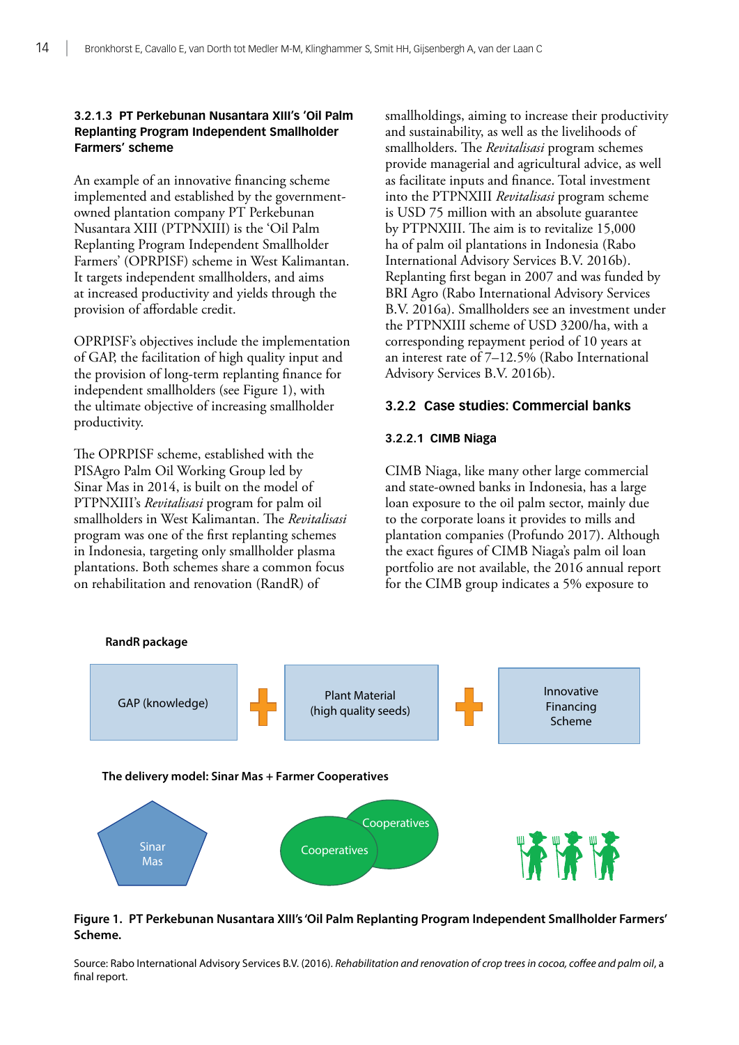#### 3.2.1.3 PT Perkebunan Nusantara XIII's 'Oil Palm Replanting Program Independent Smallholder Farmers' scheme

An example of an innovative financing scheme implemented and established by the government-owned plantation company PT Perkebunan Nusantara XIII (PTPNXIII) is the 'Oil Palm Replanting Program Independent Smallholder Farmers' (OPRPISF) scheme in West Kalimantan. It targets independent smallholders, and aims at increased productivity and yields through the provision of affordable credit.

OPRPISF's objectives include the implementation of GAP, the facilitation of high quality input and the provision of long-term replanting finance for independent smallholders (see Figure 1), with the ultimate objective of increasing smallholder productivity.

The OPRPISF scheme, established with the PISAgro Palm Oil Working Group led by Sinar Mas in 2014, is built on the model of PTPNXIII's *Revitalisasi* program for palm oil smallholders in West Kalimantan. The *Revitalisasi* program was one of the first replanting schemes in Indonesia, targeting only smallholder plasma plantations. Both schemes share a common focus on rehabilitation and renovation (RandR) of smallholdings, aiming to increase their productivity and sustainability, as well as the livelihoods of smallholders. The *Revitalisasi* program schemes provide managerial and agricultural advice, as well as facilitate inputs and finance. Total investment into the PTPNXIII *Revitalisasi* program scheme is USD 75 million with an absolute guarantee by PTPNXIII. The aim is to revitalize 15,000 ha of palm oil plantations in Indonesia (Rabo International Advisory Services B.V. 2016b). Replanting first began in 2007 and was funded by BRI Agro (Rabo International Advisory Services B.V. 2016a). Smallholders see an investment under the PTPNXIII scheme of USD 3200/ha, with a corresponding repayment period of 10 years at an interest rate of 7–12.5% (Rabo International Advisory Services B.V. 2016b).

### 3.2.2 Case studies: Commercial banks

#### 3.2.2.1 CIMB Niaga

CIMB Niaga, like many other large commercial and state-owned banks in Indonesia, has a large loan exposure to the oil palm sector, mainly due to the corporate loans it provides to mills and plantation companies (Profundo 2017). Although the exact figures of CIMB Niaga's palm oil loan portfolio are not available, the 2016 annual report for the CIMB group indicates a 5% exposure to

RandR package

GAP (knowledge) + Plant Material (high quality seeds) + Innovative Financing Scheme

The delivery model: Sinar Mas + Farmer Cooperatives

Sinar Mas — Cooperatives — Cooperatives

**Figure 1. PT Perkebunan Nusantara XIII's 'Oil Palm Replanting Program Independent Smallholder Farmers' Scheme.**

Source: Rabo International Advisory Services B.V. (2016). *Rehabilitation and renovation of crop trees in cocoa, coffee and palm oil*, a final report.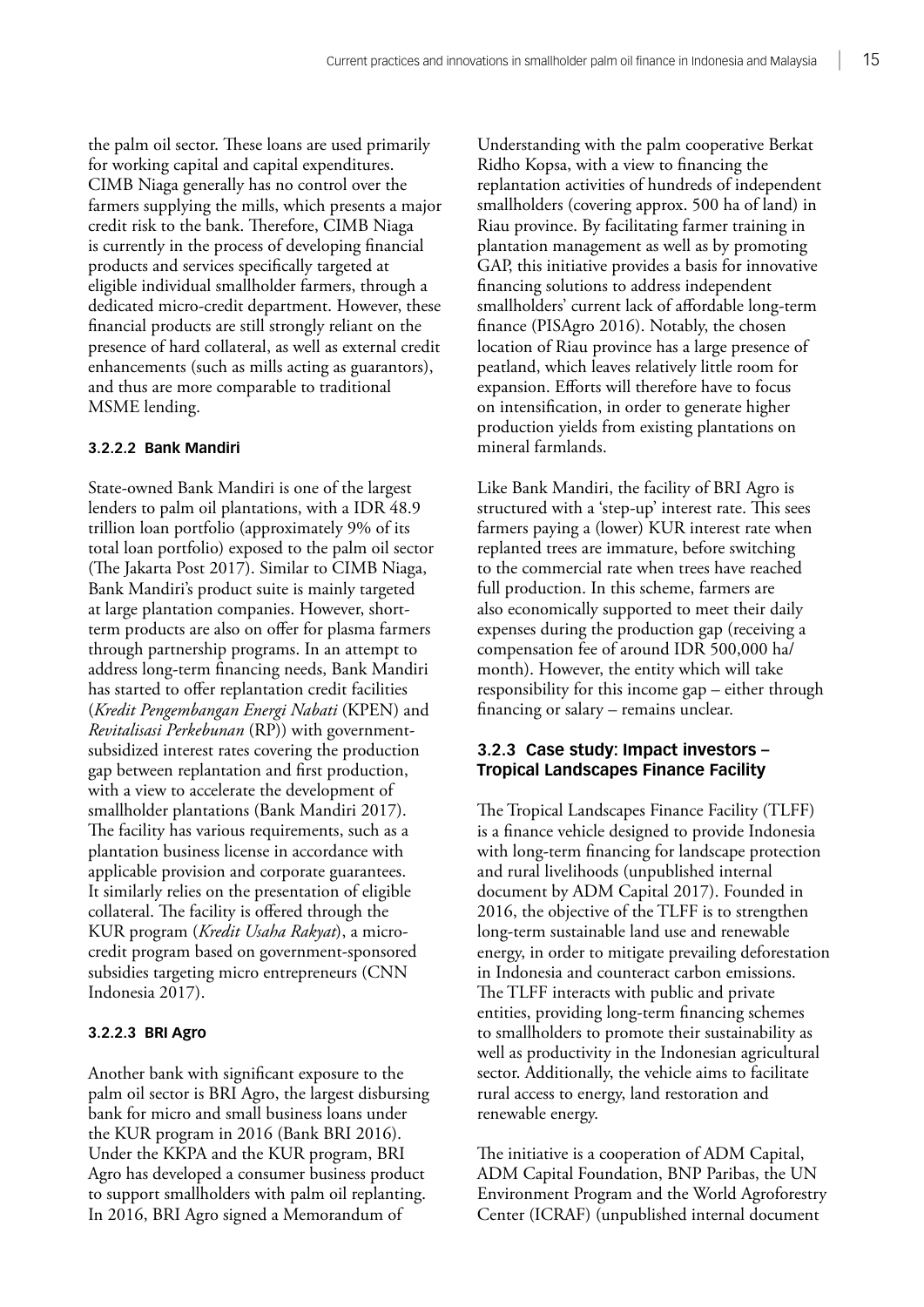the palm oil sector. These loans are used primarily for working capital and capital expenditures. CIMB Niaga generally has no control over the farmers supplying the mills, which presents a major credit risk to the bank. Therefore, CIMB Niaga is currently in the process of developing financial products and services specifically targeted at eligible individual smallholder farmers, through a dedicated micro-credit department. However, these financial products are still strongly reliant on the presence of hard collateral, as well as external credit enhancements (such as mills acting as guarantors), and thus are more comparable to traditional MSME lending.

#### 3.2.2.2 Bank Mandiri

State-owned Bank Mandiri is one of the largest lenders to palm oil plantations, with a IDR 48.9 trillion loan portfolio (approximately 9% of its total loan portfolio) exposed to the palm oil sector (The Jakarta Post 2017). Similar to CIMB Niaga, Bank Mandiri's product suite is mainly targeted at large plantation companies. However, short-term products are also on offer for plasma farmers through partnership programs. In an attempt to address long-term financing needs, Bank Mandiri has started to offer replantation credit facilities (*Kredit Pengembangan Energi Nabati* (KPEN) and *Revitalisasi Perkebunan* (RP)) with government-subsidized interest rates covering the production gap between replantation and first production, with a view to accelerate the development of smallholder plantations (Bank Mandiri 2017). The facility has various requirements, such as a plantation business license in accordance with applicable provision and corporate guarantees. It similarly relies on the presentation of eligible collateral. The facility is offered through the KUR program (*Kredit Usaha Rakyat*), a micro-credit program based on government-sponsored subsidies targeting micro entrepreneurs (CNN Indonesia 2017).

#### 3.2.2.3 BRI Agro

Another bank with significant exposure to the palm oil sector is BRI Agro, the largest disbursing bank for micro and small business loans under the KUR program in 2016 (Bank BRI 2016). Under the KKPA and the KUR program, BRI Agro has developed a consumer business product to support smallholders with palm oil replanting. In 2016, BRI Agro signed a Memorandum of Understanding with the palm cooperative Berkat Ridho Kopsa, with a view to financing the replantation activities of hundreds of independent smallholders (covering approx. 500 ha of land) in Riau province. By facilitating farmer training in plantation management as well as by promoting GAP, this initiative provides a basis for innovative financing solutions to address independent smallholders' current lack of affordable long-term finance (PISAgro 2016). Notably, the chosen location of Riau province has a large presence of peatland, which leaves relatively little room for expansion. Efforts will therefore have to focus on intensification, in order to generate higher production yields from existing plantations on mineral farmlands.

Like Bank Mandiri, the facility of BRI Agro is structured with a 'step-up' interest rate. This sees farmers paying a (lower) KUR interest rate when replanted trees are immature, before switching to the commercial rate when trees have reached full production. In this scheme, farmers are also economically supported to meet their daily expenses during the production gap (receiving a compensation fee of around IDR 500,000 ha/month). However, the entity which will take responsibility for this income gap – either through financing or salary – remains unclear.

### 3.2.3 Case study: Impact investors – Tropical Landscapes Finance Facility

The Tropical Landscapes Finance Facility (TLFF) is a finance vehicle designed to provide Indonesia with long-term financing for landscape protection and rural livelihoods (unpublished internal document by ADM Capital 2017). Founded in 2016, the objective of the TLFF is to strengthen long-term sustainable land use and renewable energy, in order to mitigate prevailing deforestation in Indonesia and counteract carbon emissions. The TLFF interacts with public and private entities, providing long-term financing schemes to smallholders to promote their sustainability as well as productivity in the Indonesian agricultural sector. Additionally, the vehicle aims to facilitate rural access to energy, land restoration and renewable energy.

The initiative is a cooperation of ADM Capital, ADM Capital Foundation, BNP Paribas, the UN Environment Program and the World Agroforestry Center (ICRAF) (unpublished internal document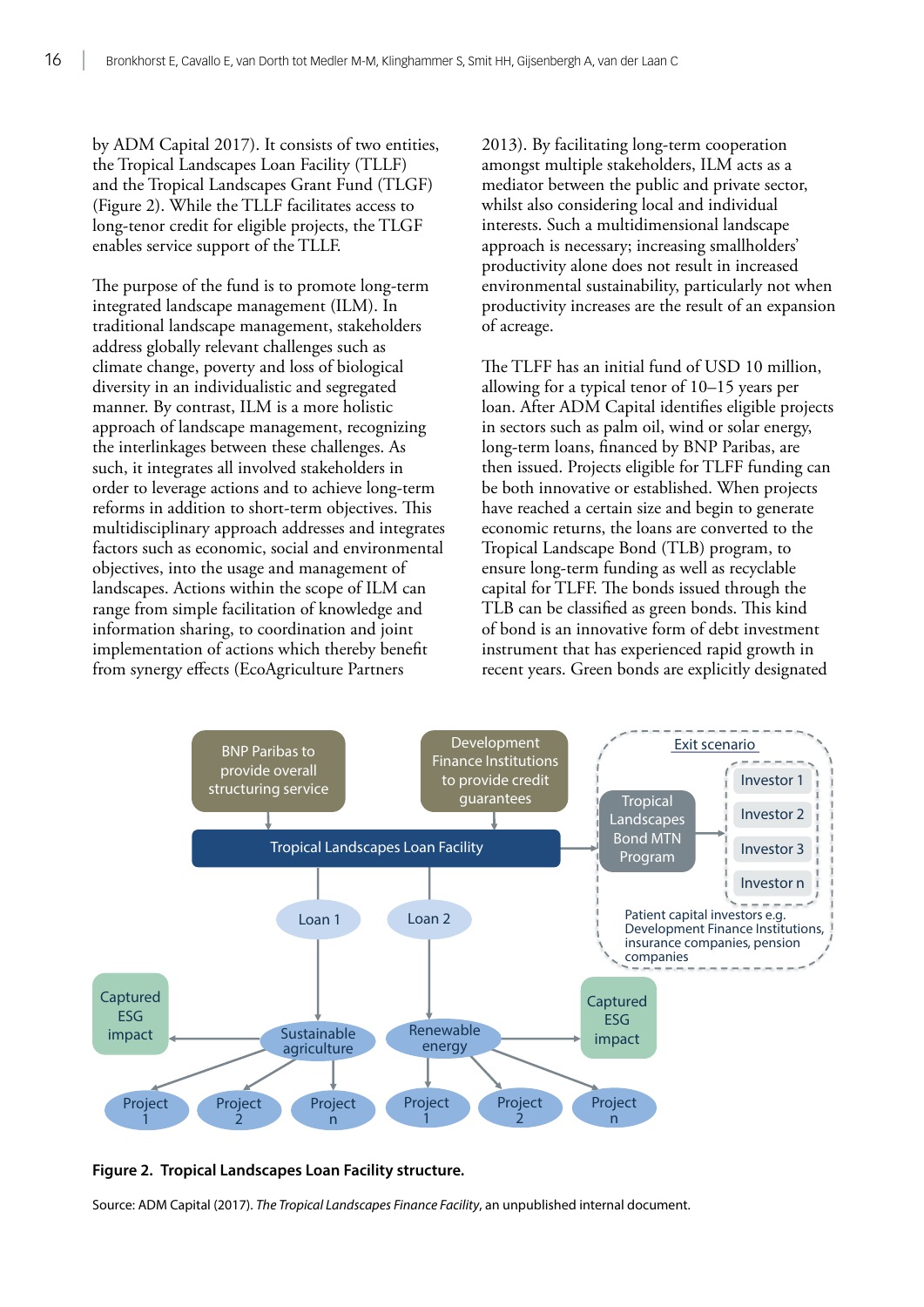by ADM Capital 2017). It consists of two entities, the Tropical Landscapes Loan Facility (TLLF) and the Tropical Landscapes Grant Fund (TLGF) (Figure 2). While the TLLF facilitates access to long-tenor credit for eligible projects, the TLGF enables service support of the TLLF.

The purpose of the fund is to promote long-term integrated landscape management (ILM). In traditional landscape management, stakeholders address globally relevant challenges such as climate change, poverty and loss of biological diversity in an individualistic and segregated manner. By contrast, ILM is a more holistic approach of landscape management, recognizing the interlinkages between these challenges. As such, it integrates all involved stakeholders in order to leverage actions and to achieve long-term reforms in addition to short-term objectives. This multidisciplinary approach addresses and integrates factors such as economic, social and environmental objectives, into the usage and management of landscapes. Actions within the scope of ILM can range from simple facilitation of knowledge and information sharing, to coordination and joint implementation of actions which thereby benefit from synergy effects (EcoAgriculture Partners 2013). By facilitating long-term cooperation amongst multiple stakeholders, ILM acts as a mediator between the public and private sector, whilst also considering local and individual interests. Such a multidimensional landscape approach is necessary; increasing smallholders' productivity alone does not result in increased environmental sustainability, particularly not when productivity increases are the result of an expansion of acreage.

The TLFF has an initial fund of USD 10 million, allowing for a typical tenor of 10–15 years per loan. After ADM Capital identifies eligible projects in sectors such as palm oil, wind or solar energy, long-term loans, financed by BNP Paribas, are then issued. Projects eligible for TLFF funding can be both innovative or established. When projects have reached a certain size and begin to generate economic returns, the loans are converted to the Tropical Landscape Bond (TLB) program, to ensure long-term funding as well as recyclable capital for TLFF. The bonds issued through the TLB can be classified as green bonds. This kind of bond is an innovative form of debt investment instrument that has experienced rapid growth in recent years. Green bonds are explicitly designated

**Figure 2. Tropical Landscapes Loan Facility structure.**

Source: ADM Capital (2017). *The Tropical Landscapes Finance Facility*, an unpublished internal document.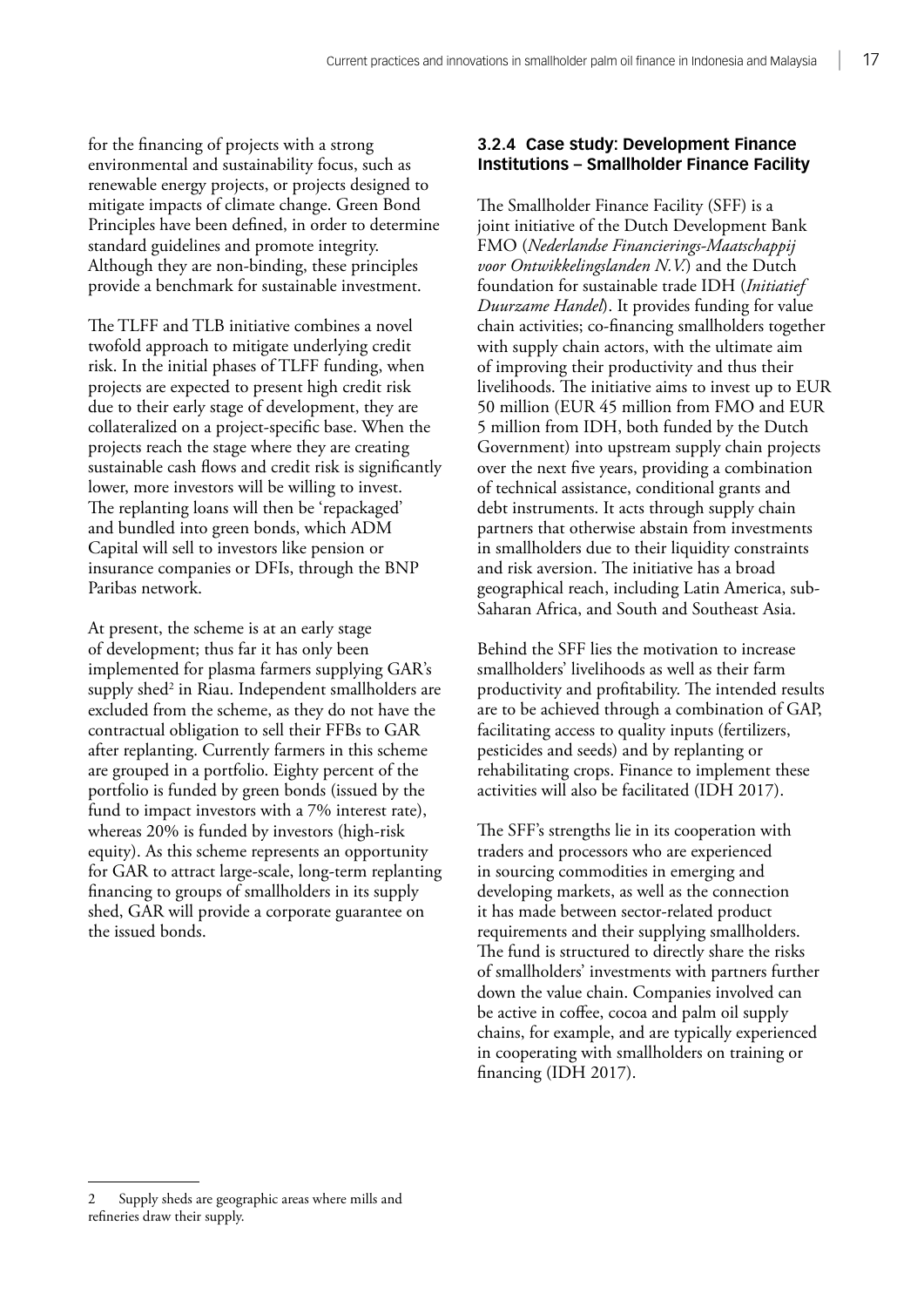for the financing of projects with a strong environmental and sustainability focus, such as renewable energy projects, or projects designed to mitigate impacts of climate change. Green Bond Principles have been defined, in order to determine standard guidelines and promote integrity. Although they are non-binding, these principles provide a benchmark for sustainable investment.

The TLFF and TLB initiative combines a novel twofold approach to mitigate underlying credit risk. In the initial phases of TLFF funding, when projects are expected to present high credit risk due to their early stage of development, they are collateralized on a project-specific base. When the projects reach the stage where they are creating sustainable cash flows and credit risk is significantly lower, more investors will be willing to invest. The replanting loans will then be 'repackaged' and bundled into green bonds, which ADM Capital will sell to investors like pension or insurance companies or DFIs, through the BNP Paribas network.

At present, the scheme is at an early stage of development; thus far it has only been implemented for plasma farmers supplying GAR's supply shed[2] in Riau. Independent smallholders are excluded from the scheme, as they do not have the contractual obligation to sell their FFBs to GAR after replanting. Currently farmers in this scheme are grouped in a portfolio. Eighty percent of the portfolio is funded by green bonds (issued by the fund to impact investors with a 7% interest rate), whereas 20% is funded by investors (high-risk equity). As this scheme represents an opportunity for GAR to attract large-scale, long-term replanting financing to groups of smallholders in its supply shed, GAR will provide a corporate guarantee on the issued bonds.

### 3.2.4 Case study: Development Finance Institutions – Smallholder Finance Facility

The Smallholder Finance Facility (SFF) is a joint initiative of the Dutch Development Bank FMO (*Nederlandse Financierings-Maatschappij voor Ontwikkelingslanden N.V.*) and the Dutch foundation for sustainable trade IDH (*Initiatief Duurzame Handel*). It provides funding for value chain activities; co-financing smallholders together with supply chain actors, with the ultimate aim of improving their productivity and thus their livelihoods. The initiative aims to invest up to EUR 50 million (EUR 45 million from FMO and EUR 5 million from IDH, both funded by the Dutch Government) into upstream supply chain projects over the next five years, providing a combination of technical assistance, conditional grants and debt instruments. It acts through supply chain partners that otherwise abstain from investments in smallholders due to their liquidity constraints and risk aversion. The initiative has a broad geographical reach, including Latin America, sub-Saharan Africa, and South and Southeast Asia.

Behind the SFF lies the motivation to increase smallholders' livelihoods as well as their farm productivity and profitability. The intended results are to be achieved through a combination of GAP, facilitating access to quality inputs (fertilizers, pesticides and seeds) and by replanting or rehabilitating crops. Finance to implement these activities will also be facilitated (IDH 2017).

The SFF's strengths lie in its cooperation with traders and processors who are experienced in sourcing commodities in emerging and developing markets, as well as the connection it has made between sector-related product requirements and their supplying smallholders. The fund is structured to directly share the risks of smallholders' investments with partners further down the value chain. Companies involved can be active in coffee, cocoa and palm oil supply chains, for example, and are typically experienced in cooperating with smallholders on training or financing (IDH 2017).

---

2 Supply sheds are geographic areas where mills and refineries draw their supply.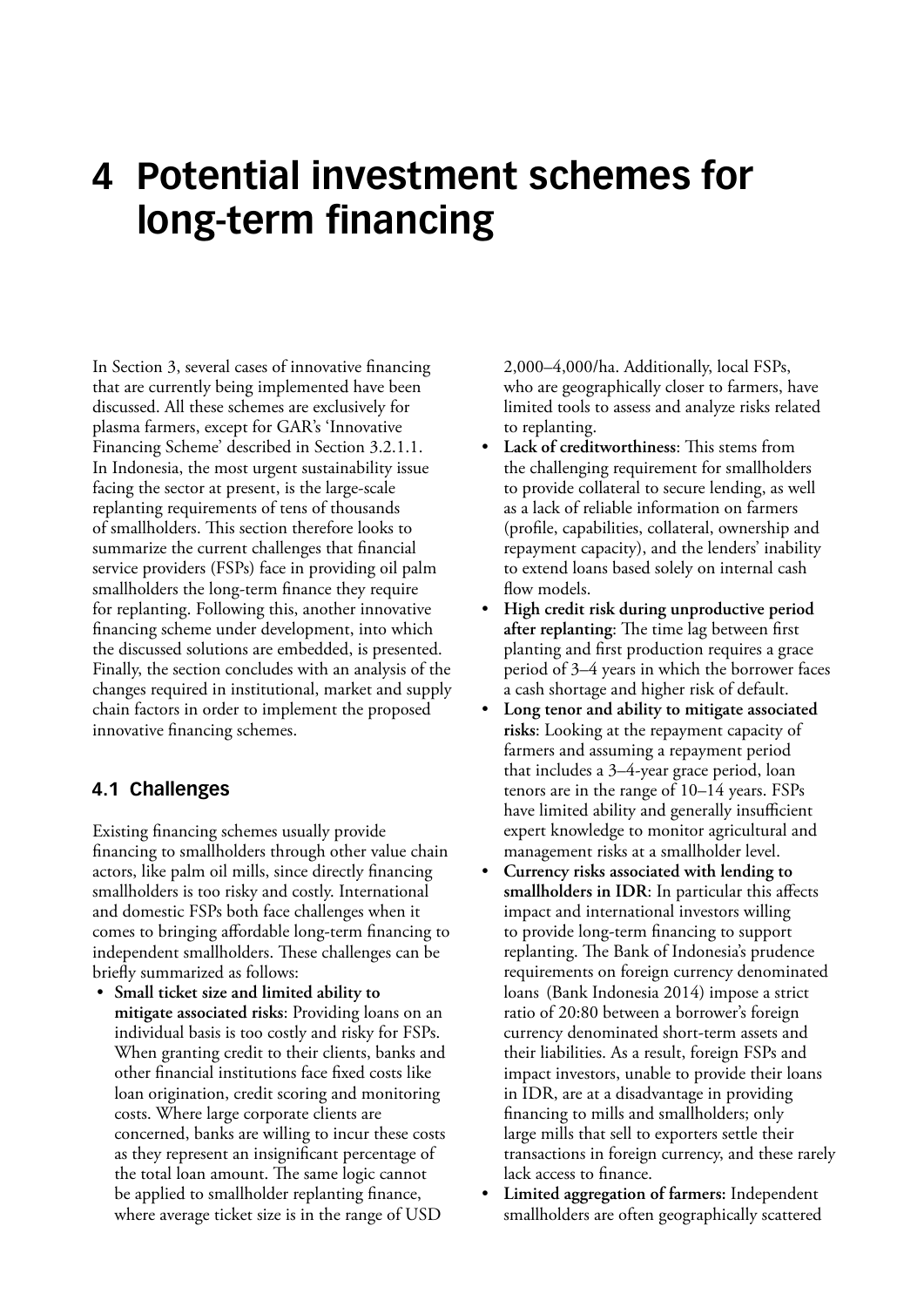# 4 Potential investment schemes for long-term financing

In Section 3, several cases of innovative financing that are currently being implemented have been discussed. All these schemes are exclusively for plasma farmers, except for GAR's 'Innovative Financing Scheme' described in Section 3.2.1.1. In Indonesia, the most urgent sustainability issue facing the sector at present, is the large-scale replanting requirements of tens of thousands of smallholders. This section therefore looks to summarize the current challenges that financial service providers (FSPs) face in providing oil palm smallholders the long-term finance they require for replanting. Following this, another innovative financing scheme under development, into which the discussed solutions are embedded, is presented. Finally, the section concludes with an analysis of the changes required in institutional, market and supply chain factors in order to implement the proposed innovative financing schemes.

## 4.1 Challenges

Existing financing schemes usually provide financing to smallholders through other value chain actors, like palm oil mills, since directly financing smallholders is too risky and costly. International and domestic FSPs both face challenges when it comes to bringing affordable long-term financing to independent smallholders. These challenges can be briefly summarized as follows:

- **Small ticket size and limited ability to mitigate associated risks**: Providing loans on an individual basis is too costly and risky for FSPs. When granting credit to their clients, banks and other financial institutions face fixed costs like loan origination, credit scoring and monitoring costs. Where large corporate clients are concerned, banks are willing to incur these costs as they represent an insignificant percentage of the total loan amount. The same logic cannot be applied to smallholder replanting finance, where average ticket size is in the range of USD 2,000–4,000/ha. Additionally, local FSPs, who are geographically closer to farmers, have limited tools to assess and analyze risks related to replanting.
- **Lack of creditworthiness**: This stems from the challenging requirement for smallholders to provide collateral to secure lending, as well as a lack of reliable information on farmers (profile, capabilities, collateral, ownership and repayment capacity), and the lenders' inability to extend loans based solely on internal cash flow models.
- **High credit risk during unproductive period after replanting**: The time lag between first planting and first production requires a grace period of 3–4 years in which the borrower faces a cash shortage and higher risk of default.
- **Long tenor and ability to mitigate associated risks**: Looking at the repayment capacity of farmers and assuming a repayment period that includes a 3–4-year grace period, loan tenors are in the range of 10–14 years. FSPs have limited ability and generally insufficient expert knowledge to monitor agricultural and management risks at a smallholder level.
- **Currency risks associated with lending to smallholders in IDR**: In particular this affects impact and international investors willing to provide long-term financing to support replanting. The Bank of Indonesia's prudence requirements on foreign currency denominated loans (Bank Indonesia 2014) impose a strict ratio of 20:80 between a borrower's foreign currency denominated short-term assets and their liabilities. As a result, foreign FSPs and impact investors, unable to provide their loans in IDR, are at a disadvantage in providing financing to mills and smallholders; only large mills that sell to exporters settle their transactions in foreign currency, and these rarely lack access to finance.
- **Limited aggregation of farmers:** Independent smallholders are often geographically scattered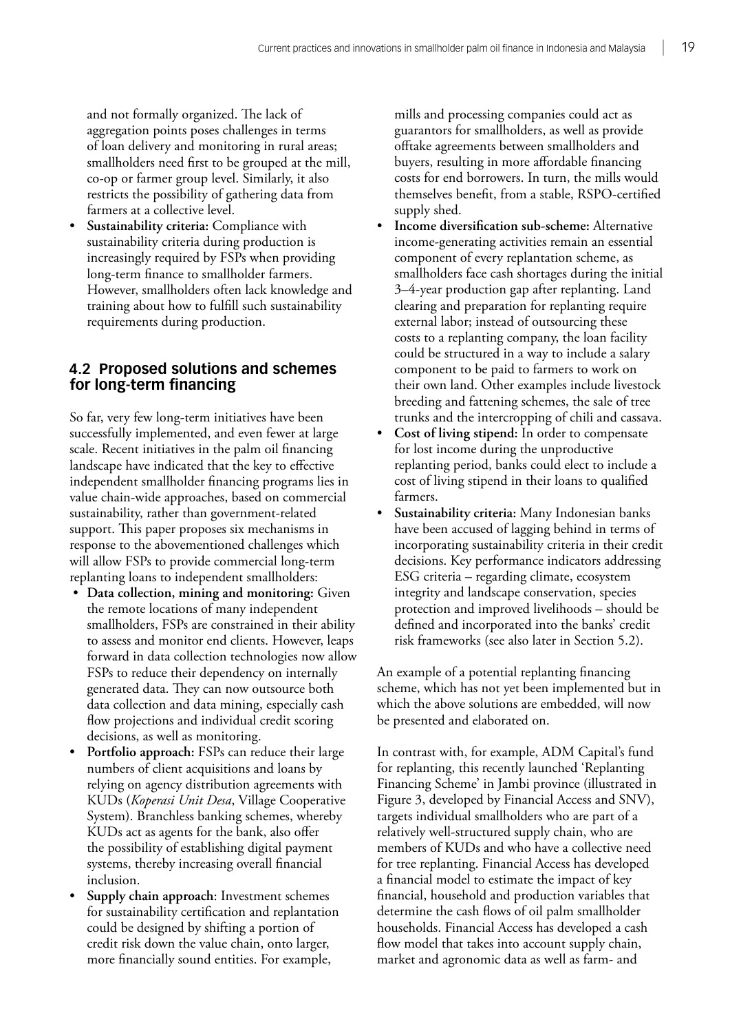and not formally organized. The lack of aggregation points poses challenges in terms of loan delivery and monitoring in rural areas; smallholders need first to be grouped at the mill, co-op or farmer group level. Similarly, it also restricts the possibility of gathering data from farmers at a collective level.
- **Sustainability criteria:** Compliance with sustainability criteria during production is increasingly required by FSPs when providing long-term finance to smallholder farmers. However, smallholders often lack knowledge and training about how to fulfill such sustainability requirements during production.

### 4.2 Proposed solutions and schemes for long-term financing

So far, very few long-term initiatives have been successfully implemented, and even fewer at large scale. Recent initiatives in the palm oil financing landscape have indicated that the key to effective independent smallholder financing programs lies in value chain-wide approaches, based on commercial sustainability, rather than government-related support. This paper proposes six mechanisms in response to the abovementioned challenges which will allow FSPs to provide commercial long-term replanting loans to independent smallholders:

- **Data collection, mining and monitoring:** Given the remote locations of many independent smallholders, FSPs are constrained in their ability to assess and monitor end clients. However, leaps forward in data collection technologies now allow FSPs to reduce their dependency on internally generated data. They can now outsource both data collection and data mining, especially cash flow projections and individual credit scoring decisions, as well as monitoring.
- **Portfolio approach:** FSPs can reduce their large numbers of client acquisitions and loans by relying on agency distribution agreements with KUDs (*Koperasi Unit Desa*, Village Cooperative System). Branchless banking schemes, whereby KUDs act as agents for the bank, also offer the possibility of establishing digital payment systems, thereby increasing overall financial inclusion.
- **Supply chain approach**: Investment schemes for sustainability certification and replantation could be designed by shifting a portion of credit risk down the value chain, onto larger, more financially sound entities. For example, mills and processing companies could act as guarantors for smallholders, as well as provide offtake agreements between smallholders and buyers, resulting in more affordable financing costs for end borrowers. In turn, the mills would themselves benefit, from a stable, RSPO-certified supply shed.
- **Income diversification sub-scheme:** Alternative income-generating activities remain an essential component of every replantation scheme, as smallholders face cash shortages during the initial 3–4-year production gap after replanting. Land clearing and preparation for replanting require external labor; instead of outsourcing these costs to a replanting company, the loan facility could be structured in a way to include a salary component to be paid to farmers to work on their own land. Other examples include livestock breeding and fattening schemes, the sale of tree trunks and the intercropping of chili and cassava.
- **Cost of living stipend:** In order to compensate for lost income during the unproductive replanting period, banks could elect to include a cost of living stipend in their loans to qualified farmers.
- **Sustainability criteria:** Many Indonesian banks have been accused of lagging behind in terms of incorporating sustainability criteria in their credit decisions. Key performance indicators addressing ESG criteria – regarding climate, ecosystem integrity and landscape conservation, species protection and improved livelihoods – should be defined and incorporated into the banks' credit risk frameworks (see also later in Section 5.2).

An example of a potential replanting financing scheme, which has not yet been implemented but in which the above solutions are embedded, will now be presented and elaborated on.

In contrast with, for example, ADM Capital's fund for replanting, this recently launched 'Replanting Financing Scheme' in Jambi province (illustrated in Figure 3, developed by Financial Access and SNV), targets individual smallholders who are part of a relatively well-structured supply chain, who are members of KUDs and who have a collective need for tree replanting. Financial Access has developed a financial model to estimate the impact of key financial, household and production variables that determine the cash flows of oil palm smallholder households. Financial Access has developed a cash flow model that takes into account supply chain, market and agronomic data as well as farm- and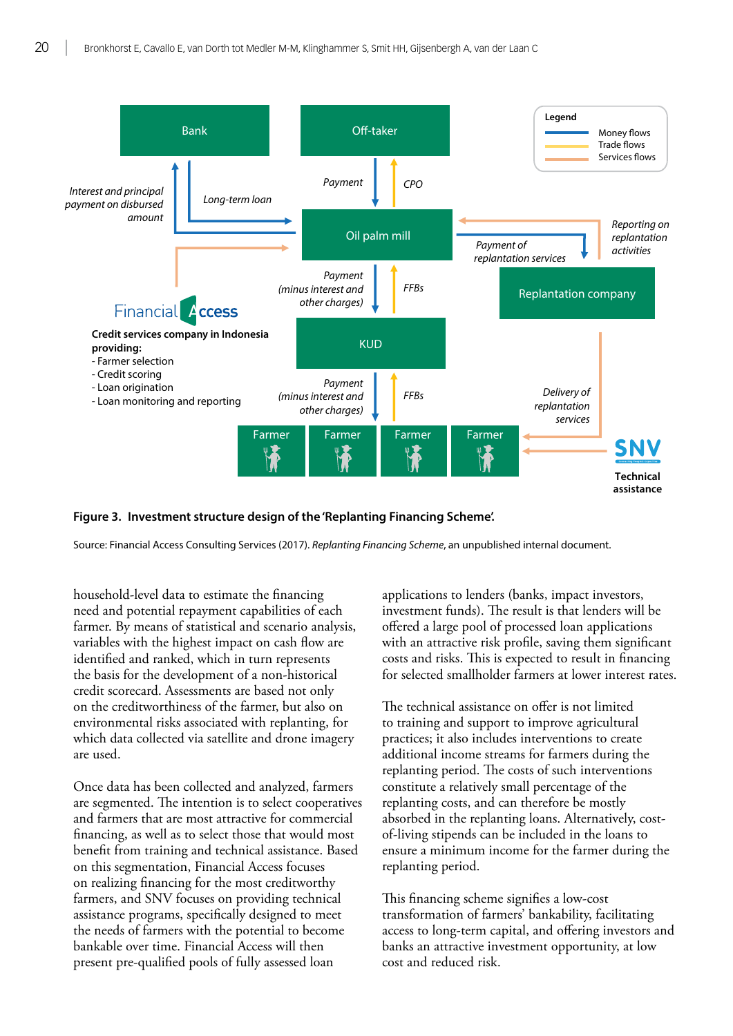Bank

Off-taker

Legend
Money flows
Trade flows
Services flows

Interest and principal payment on disbursed amount

Long-term loan

Payment

CPO

Oil palm mill

Payment of replantation services

Reporting on replantation activities

Financial Access

Credit services company in Indonesia providing:
- Farmer selection
- Credit scoring
- Loan origination
- Loan monitoring and reporting

Payment (minus interest and other charges)

FFBs

Replantation company

KUD

Payment (minus interest and other charges)

FFBs

Delivery of replantation services

Farmer Farmer Farmer Farmer

SNV
Technical assistance

**Figure 3. Investment structure design of the 'Replanting Financing Scheme'.**

Source: Financial Access Consulting Services (2017). *Replanting Financing Scheme*, an unpublished internal document.

household-level data to estimate the financing need and potential repayment capabilities of each farmer. By means of statistical and scenario analysis, variables with the highest impact on cash flow are identified and ranked, which in turn represents the basis for the development of a non-historical credit scorecard. Assessments are based not only on the creditworthiness of the farmer, but also on environmental risks associated with replanting, for which data collected via satellite and drone imagery are used.

Once data has been collected and analyzed, farmers are segmented. The intention is to select cooperatives and farmers that are most attractive for commercial financing, as well as to select those that would most benefit from training and technical assistance. Based on this segmentation, Financial Access focuses on realizing financing for the most creditworthy farmers, and SNV focuses on providing technical assistance programs, specifically designed to meet the needs of farmers with the potential to become bankable over time. Financial Access will then present pre-qualified pools of fully assessed loan applications to lenders (banks, impact investors, investment funds). The result is that lenders will be offered a large pool of processed loan applications with an attractive risk profile, saving them significant costs and risks. This is expected to result in financing for selected smallholder farmers at lower interest rates.

The technical assistance on offer is not limited to training and support to improve agricultural practices; it also includes interventions to create additional income streams for farmers during the replanting period. The costs of such interventions constitute a relatively small percentage of the replanting costs, and can therefore be mostly absorbed in the replanting loans. Alternatively, cost-of-living stipends can be included in the loans to ensure a minimum income for the farmer during the replanting period.

This financing scheme signifies a low-cost transformation of farmers' bankability, facilitating access to long-term capital, and offering investors and banks an attractive investment opportunity, at low cost and reduced risk.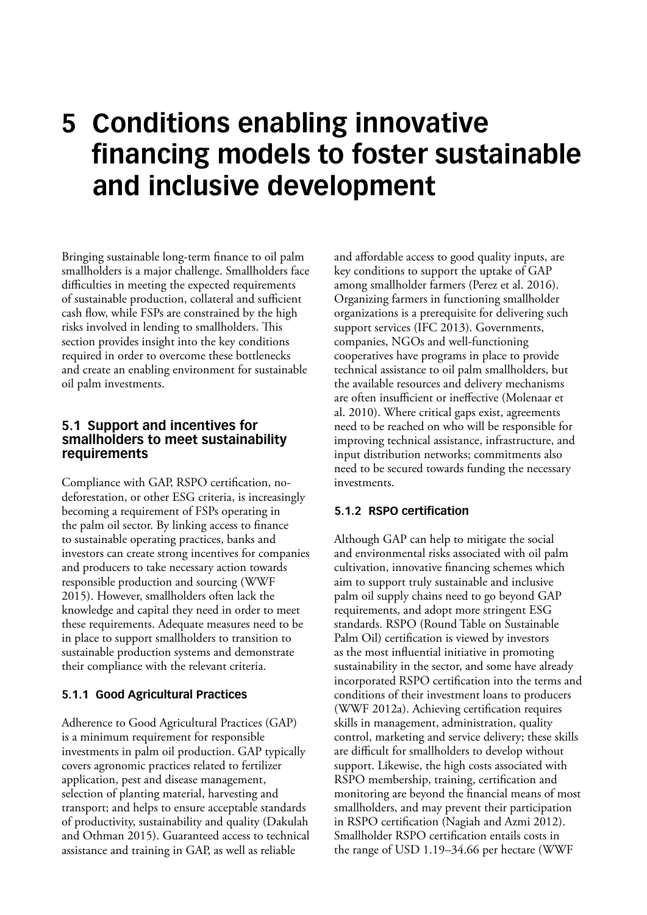# 5 Conditions enabling innovative financing models to foster sustainable and inclusive development

Bringing sustainable long-term finance to oil palm smallholders is a major challenge. Smallholders face difficulties in meeting the expected requirements of sustainable production, collateral and sufficient cash flow, while FSPs are constrained by the high risks involved in lending to smallholders. This section provides insight into the key conditions required in order to overcome these bottlenecks and create an enabling environment for sustainable oil palm investments.

## 5.1 Support and incentives for smallholders to meet sustainability requirements

Compliance with GAP, RSPO certification, no-deforestation, or other ESG criteria, is increasingly becoming a requirement of FSPs operating in the palm oil sector. By linking access to finance to sustainable operating practices, banks and investors can create strong incentives for companies and producers to take necessary action towards responsible production and sourcing (WWF 2015). However, smallholders often lack the knowledge and capital they need in order to meet these requirements. Adequate measures need to be in place to support smallholders to transition to sustainable production systems and demonstrate their compliance with the relevant criteria.

### 5.1.1 Good Agricultural Practices

Adherence to Good Agricultural Practices (GAP) is a minimum requirement for responsible investments in palm oil production. GAP typically covers agronomic practices related to fertilizer application, pest and disease management, selection of planting material, harvesting and transport; and helps to ensure acceptable standards of productivity, sustainability and quality (Dakulah and Othman 2015). Guaranteed access to technical assistance and training in GAP, as well as reliable and affordable access to good quality inputs, are key conditions to support the uptake of GAP among smallholder farmers (Perez et al. 2016). Organizing farmers in functioning smallholder organizations is a prerequisite for delivering such support services (IFC 2013). Governments, companies, NGOs and well-functioning cooperatives have programs in place to provide technical assistance to oil palm smallholders, but the available resources and delivery mechanisms are often insufficient or ineffective (Molenaar et al. 2010). Where critical gaps exist, agreements need to be reached on who will be responsible for improving technical assistance, infrastructure, and input distribution networks; commitments also need to be secured towards funding the necessary investments.

### 5.1.2 RSPO certification

Although GAP can help to mitigate the social and environmental risks associated with oil palm cultivation, innovative financing schemes which aim to support truly sustainable and inclusive palm oil supply chains need to go beyond GAP requirements, and adopt more stringent ESG standards. RSPO (Round Table on Sustainable Palm Oil) certification is viewed by investors as the most influential initiative in promoting sustainability in the sector, and some have already incorporated RSPO certification into the terms and conditions of their investment loans to producers (WWF 2012a). Achieving certification requires skills in management, administration, quality control, marketing and service delivery; these skills are difficult for smallholders to develop without support. Likewise, the high costs associated with RSPO membership, training, certification and monitoring are beyond the financial means of most smallholders, and may prevent their participation in RSPO certification (Nagiah and Azmi 2012). Smallholder RSPO certification entails costs in the range of USD 1.19–34.66 per hectare (WWF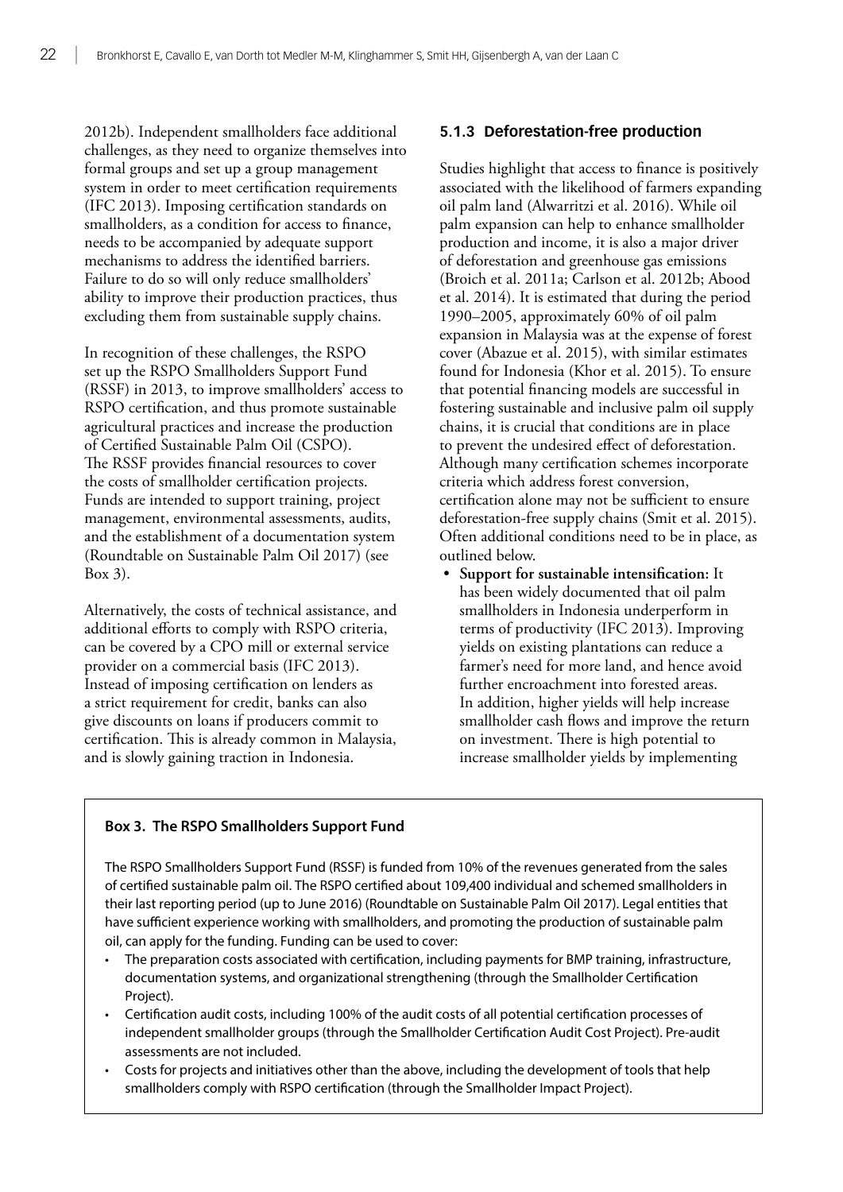2012b). Independent smallholders face additional challenges, as they need to organize themselves into formal groups and set up a group management system in order to meet certification requirements (IFC 2013). Imposing certification standards on smallholders, as a condition for access to finance, needs to be accompanied by adequate support mechanisms to address the identified barriers. Failure to do so will only reduce smallholders' ability to improve their production practices, thus excluding them from sustainable supply chains.

In recognition of these challenges, the RSPO set up the RSPO Smallholders Support Fund (RSSF) in 2013, to improve smallholders' access to RSPO certification, and thus promote sustainable agricultural practices and increase the production of Certified Sustainable Palm Oil (CSPO). The RSSF provides financial resources to cover the costs of smallholder certification projects. Funds are intended to support training, project management, environmental assessments, audits, and the establishment of a documentation system (Roundtable on Sustainable Palm Oil 2017) (see Box 3).

Alternatively, the costs of technical assistance, and additional efforts to comply with RSPO criteria, can be covered by a CPO mill or external service provider on a commercial basis (IFC 2013). Instead of imposing certification on lenders as a strict requirement for credit, banks can also give discounts on loans if producers commit to certification. This is already common in Malaysia, and is slowly gaining traction in Indonesia.

### 5.1.3 Deforestation-free production

Studies highlight that access to finance is positively associated with the likelihood of farmers expanding oil palm land (Alwarritzi et al. 2016). While oil palm expansion can help to enhance smallholder production and income, it is also a major driver of deforestation and greenhouse gas emissions (Broich et al. 2011a; Carlson et al. 2012b; Abood et al. 2014). It is estimated that during the period 1990–2005, approximately 60% of oil palm expansion in Malaysia was at the expense of forest cover (Abazue et al. 2015), with similar estimates found for Indonesia (Khor et al. 2015). To ensure that potential financing models are successful in fostering sustainable and inclusive palm oil supply chains, it is crucial that conditions are in place to prevent the undesired effect of deforestation. Although many certification schemes incorporate criteria which address forest conversion, certification alone may not be sufficient to ensure deforestation-free supply chains (Smit et al. 2015). Often additional conditions need to be in place, as outlined below.

- **Support for sustainable intensification:** It has been widely documented that oil palm smallholders in Indonesia underperform in terms of productivity (IFC 2013). Improving yields on existing plantations can reduce a farmer's need for more land, and hence avoid further encroachment into forested areas. In addition, higher yields will help increase smallholder cash flows and improve the return on investment. There is high potential to increase smallholder yields by implementing

**Box 3. The RSPO Smallholders Support Fund**

The RSPO Smallholders Support Fund (RSSF) is funded from 10% of the revenues generated from the sales of certified sustainable palm oil. The RSPO certified about 109,400 individual and schemed smallholders in their last reporting period (up to June 2016) (Roundtable on Sustainable Palm Oil 2017). Legal entities that have sufficient experience working with smallholders, and promoting the production of sustainable palm oil, can apply for the funding. Funding can be used to cover:

- The preparation costs associated with certification, including payments for BMP training, infrastructure, documentation systems, and organizational strengthening (through the Smallholder Certification Project).
- Certification audit costs, including 100% of the audit costs of all potential certification processes of independent smallholder groups (through the Smallholder Certification Audit Cost Project). Pre-audit assessments are not included.
- Costs for projects and initiatives other than the above, including the development of tools that help smallholders comply with RSPO certification (through the Smallholder Impact Project).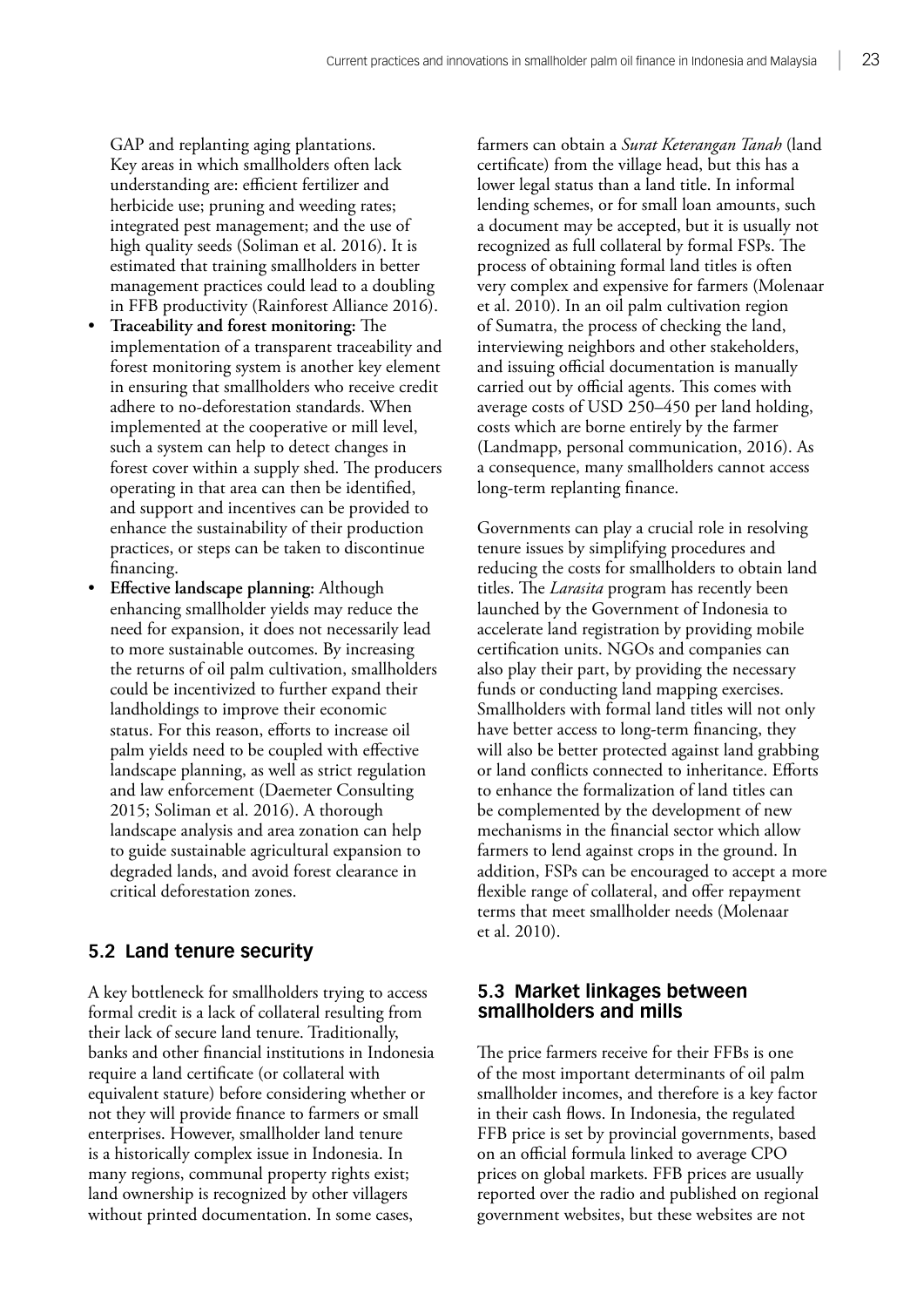GAP and replanting aging plantations. Key areas in which smallholders often lack understanding are: efficient fertilizer and herbicide use; pruning and weeding rates; integrated pest management; and the use of high quality seeds (Soliman et al. 2016). It is estimated that training smallholders in better management practices could lead to a doubling in FFB productivity (Rainforest Alliance 2016).

- **Traceability and forest monitoring:** The implementation of a transparent traceability and forest monitoring system is another key element in ensuring that smallholders who receive credit adhere to no-deforestation standards. When implemented at the cooperative or mill level, such a system can help to detect changes in forest cover within a supply shed. The producers operating in that area can then be identified, and support and incentives can be provided to enhance the sustainability of their production practices, or steps can be taken to discontinue financing.
- **Effective landscape planning:** Although enhancing smallholder yields may reduce the need for expansion, it does not necessarily lead to more sustainable outcomes. By increasing the returns of oil palm cultivation, smallholders could be incentivized to further expand their landholdings to improve their economic status. For this reason, efforts to increase oil palm yields need to be coupled with effective landscape planning, as well as strict regulation and law enforcement (Daemeter Consulting 2015; Soliman et al. 2016). A thorough landscape analysis and area zonation can help to guide sustainable agricultural expansion to degraded lands, and avoid forest clearance in critical deforestation zones.

## 5.2 Land tenure security

A key bottleneck for smallholders trying to access formal credit is a lack of collateral resulting from their lack of secure land tenure. Traditionally, banks and other financial institutions in Indonesia require a land certificate (or collateral with equivalent stature) before considering whether or not they will provide finance to farmers or small enterprises. However, smallholder land tenure is a historically complex issue in Indonesia. In many regions, communal property rights exist; land ownership is recognized by other villagers without printed documentation. In some cases, farmers can obtain a *Surat Keterangan Tanah* (land certificate) from the village head, but this has a lower legal status than a land title. In informal lending schemes, or for small loan amounts, such a document may be accepted, but it is usually not recognized as full collateral by formal FSPs. The process of obtaining formal land titles is often very complex and expensive for farmers (Molenaar et al. 2010). In an oil palm cultivation region of Sumatra, the process of checking the land, interviewing neighbors and other stakeholders, and issuing official documentation is manually carried out by official agents. This comes with average costs of USD 250–450 per land holding, costs which are borne entirely by the farmer (Landmapp, personal communication, 2016). As a consequence, many smallholders cannot access long-term replanting finance.

Governments can play a crucial role in resolving tenure issues by simplifying procedures and reducing the costs for smallholders to obtain land titles. The *Larasita* program has recently been launched by the Government of Indonesia to accelerate land registration by providing mobile certification units. NGOs and companies can also play their part, by providing the necessary funds or conducting land mapping exercises. Smallholders with formal land titles will not only have better access to long-term financing, they will also be better protected against land grabbing or land conflicts connected to inheritance. Efforts to enhance the formalization of land titles can be complemented by the development of new mechanisms in the financial sector which allow farmers to lend against crops in the ground. In addition, FSPs can be encouraged to accept a more flexible range of collateral, and offer repayment terms that meet smallholder needs (Molenaar et al. 2010).

## 5.3 Market linkages between smallholders and mills

The price farmers receive for their FFBs is one of the most important determinants of oil palm smallholder incomes, and therefore is a key factor in their cash flows. In Indonesia, the regulated FFB price is set by provincial governments, based on an official formula linked to average CPO prices on global markets. FFB prices are usually reported over the radio and published on regional government websites, but these websites are not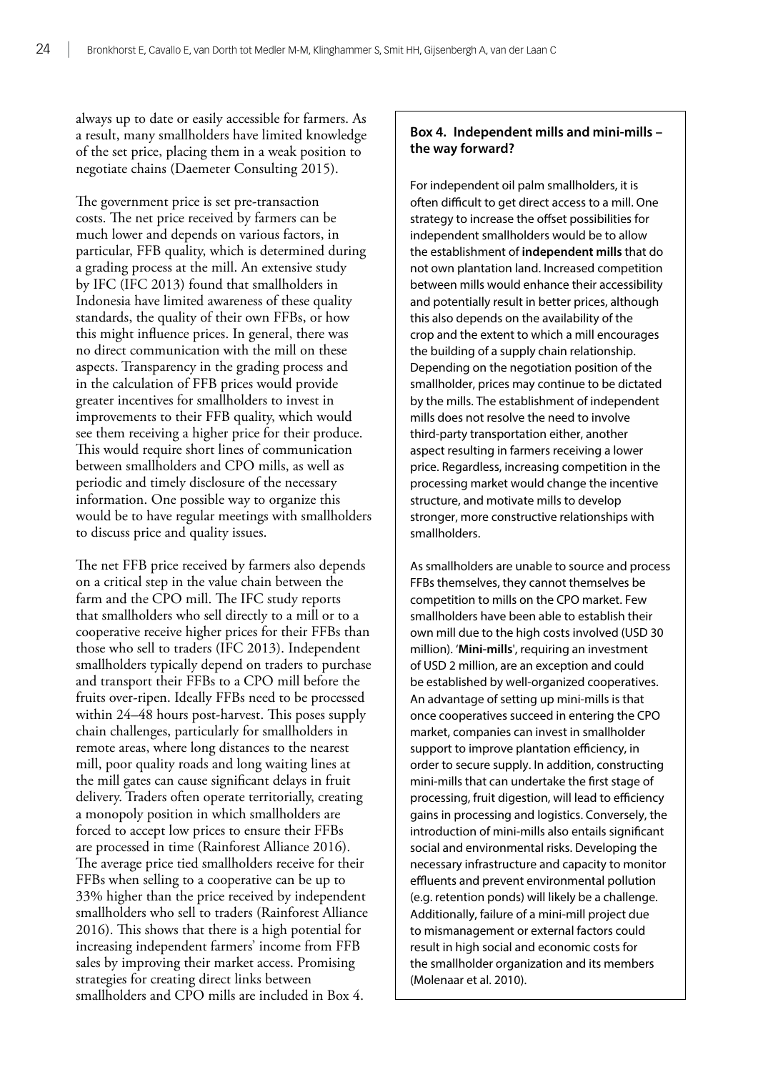always up to date or easily accessible for farmers. As a result, many smallholders have limited knowledge of the set price, placing them in a weak position to negotiate chains (Daemeter Consulting 2015).

The government price is set pre-transaction costs. The net price received by farmers can be much lower and depends on various factors, in particular, FFB quality, which is determined during a grading process at the mill. An extensive study by IFC (IFC 2013) found that smallholders in Indonesia have limited awareness of these quality standards, the quality of their own FFBs, or how this might influence prices. In general, there was no direct communication with the mill on these aspects. Transparency in the grading process and in the calculation of FFB prices would provide greater incentives for smallholders to invest in improvements to their FFB quality, which would see them receiving a higher price for their produce. This would require short lines of communication between smallholders and CPO mills, as well as periodic and timely disclosure of the necessary information. One possible way to organize this would be to have regular meetings with smallholders to discuss price and quality issues.

The net FFB price received by farmers also depends on a critical step in the value chain between the farm and the CPO mill. The IFC study reports that smallholders who sell directly to a mill or to a cooperative receive higher prices for their FFBs than those who sell to traders (IFC 2013). Independent smallholders typically depend on traders to purchase and transport their FFBs to a CPO mill before the fruits over-ripen. Ideally FFBs need to be processed within 24–48 hours post-harvest. This poses supply chain challenges, particularly for smallholders in remote areas, where long distances to the nearest mill, poor quality roads and long waiting lines at the mill gates can cause significant delays in fruit delivery. Traders often operate territorially, creating a monopoly position in which smallholders are forced to accept low prices to ensure their FFBs are processed in time (Rainforest Alliance 2016). The average price tied smallholders receive for their FFBs when selling to a cooperative can be up to 33% higher than the price received by independent smallholders who sell to traders (Rainforest Alliance 2016). This shows that there is a high potential for increasing independent farmers' income from FFB sales by improving their market access. Promising strategies for creating direct links between smallholders and CPO mills are included in Box 4.

**Box 4. Independent mills and mini-mills – the way forward?**

For independent oil palm smallholders, it is often difficult to get direct access to a mill. One strategy to increase the offset possibilities for independent smallholders would be to allow the establishment of **independent mills** that do not own plantation land. Increased competition between mills would enhance their accessibility and potentially result in better prices, although this also depends on the availability of the crop and the extent to which a mill encourages the building of a supply chain relationship. Depending on the negotiation position of the smallholder, prices may continue to be dictated by the mills. The establishment of independent mills does not resolve the need to involve third-party transportation either, another aspect resulting in farmers receiving a lower price. Regardless, increasing competition in the processing market would change the incentive structure, and motivate mills to develop stronger, more constructive relationships with smallholders.

As smallholders are unable to source and process FFBs themselves, they cannot themselves be competition to mills on the CPO market. Few smallholders have been able to establish their own mill due to the high costs involved (USD 30 million). '**Mini-mills**', requiring an investment of USD 2 million, are an exception and could be established by well-organized cooperatives. An advantage of setting up mini-mills is that once cooperatives succeed in entering the CPO market, companies can invest in smallholder support to improve plantation efficiency, in order to secure supply. In addition, constructing mini-mills that can undertake the first stage of processing, fruit digestion, will lead to efficiency gains in processing and logistics. Conversely, the introduction of mini-mills also entails significant social and environmental risks. Developing the necessary infrastructure and capacity to monitor effluents and prevent environmental pollution (e.g. retention ponds) will likely be a challenge. Additionally, failure of a mini-mill project due to mismanagement or external factors could result in high social and economic costs for the smallholder organization and its members (Molenaar et al. 2010).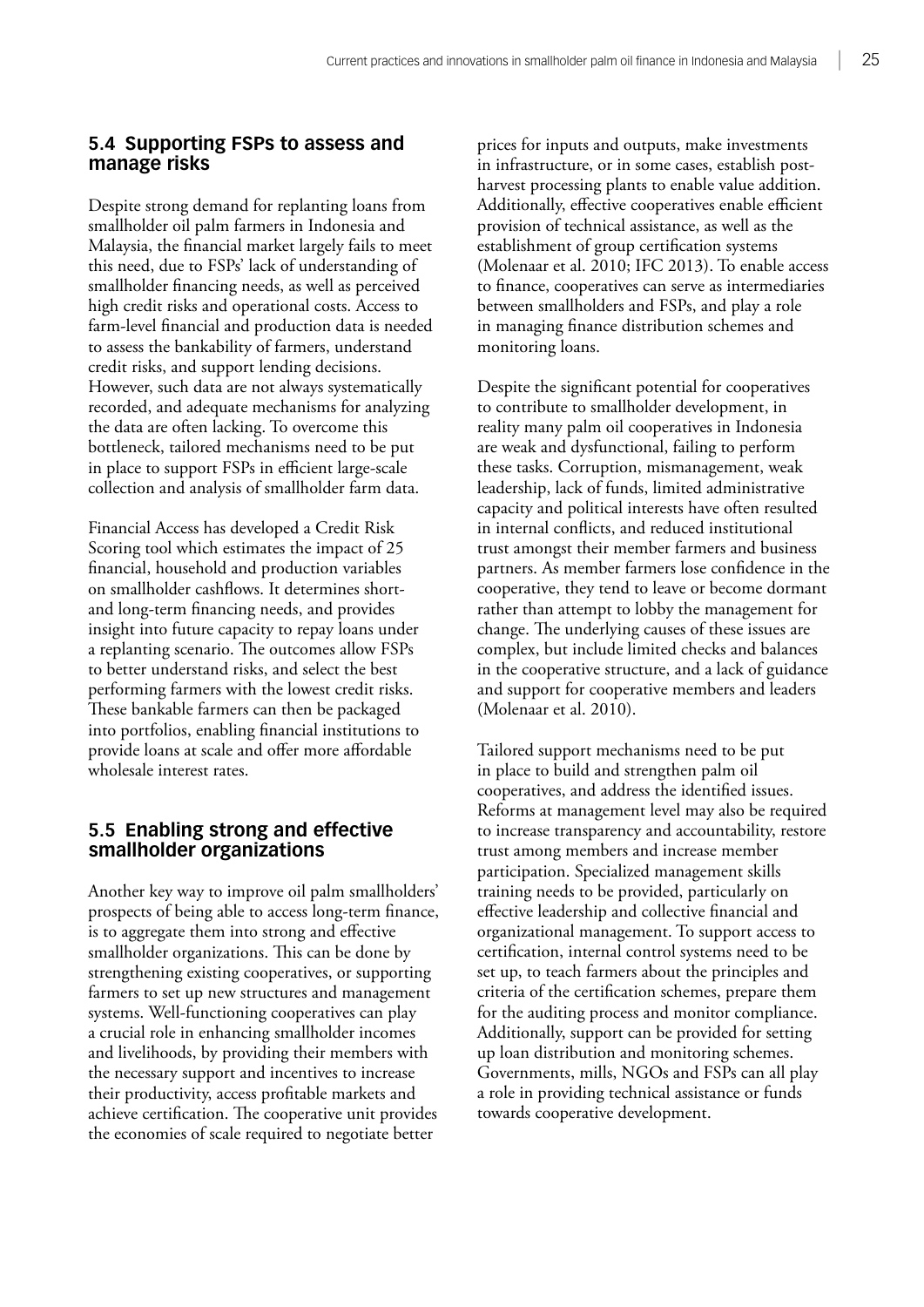### 5.4 Supporting FSPs to assess and manage risks

Despite strong demand for replanting loans from smallholder oil palm farmers in Indonesia and Malaysia, the financial market largely fails to meet this need, due to FSPs' lack of understanding of smallholder financing needs, as well as perceived high credit risks and operational costs. Access to farm-level financial and production data is needed to assess the bankability of farmers, understand credit risks, and support lending decisions. However, such data are not always systematically recorded, and adequate mechanisms for analyzing the data are often lacking. To overcome this bottleneck, tailored mechanisms need to be put in place to support FSPs in efficient large-scale collection and analysis of smallholder farm data.

Financial Access has developed a Credit Risk Scoring tool which estimates the impact of 25 financial, household and production variables on smallholder cashflows. It determines short- and long-term financing needs, and provides insight into future capacity to repay loans under a replanting scenario. The outcomes allow FSPs to better understand risks, and select the best performing farmers with the lowest credit risks. These bankable farmers can then be packaged into portfolios, enabling financial institutions to provide loans at scale and offer more affordable wholesale interest rates.

### 5.5 Enabling strong and effective smallholder organizations

Another key way to improve oil palm smallholders' prospects of being able to access long-term finance, is to aggregate them into strong and effective smallholder organizations. This can be done by strengthening existing cooperatives, or supporting farmers to set up new structures and management systems. Well-functioning cooperatives can play a crucial role in enhancing smallholder incomes and livelihoods, by providing their members with the necessary support and incentives to increase their productivity, access profitable markets and achieve certification. The cooperative unit provides the economies of scale required to negotiate better prices for inputs and outputs, make investments in infrastructure, or in some cases, establish post-harvest processing plants to enable value addition. Additionally, effective cooperatives enable efficient provision of technical assistance, as well as the establishment of group certification systems (Molenaar et al. 2010; IFC 2013). To enable access to finance, cooperatives can serve as intermediaries between smallholders and FSPs, and play a role in managing finance distribution schemes and monitoring loans.

Despite the significant potential for cooperatives to contribute to smallholder development, in reality many palm oil cooperatives in Indonesia are weak and dysfunctional, failing to perform these tasks. Corruption, mismanagement, weak leadership, lack of funds, limited administrative capacity and political interests have often resulted in internal conflicts, and reduced institutional trust amongst their member farmers and business partners. As member farmers lose confidence in the cooperative, they tend to leave or become dormant rather than attempt to lobby the management for change. The underlying causes of these issues are complex, but include limited checks and balances in the cooperative structure, and a lack of guidance and support for cooperative members and leaders (Molenaar et al. 2010).

Tailored support mechanisms need to be put in place to build and strengthen palm oil cooperatives, and address the identified issues. Reforms at management level may also be required to increase transparency and accountability, restore trust among members and increase member participation. Specialized management skills training needs to be provided, particularly on effective leadership and collective financial and organizational management. To support access to certification, internal control systems need to be set up, to teach farmers about the principles and criteria of the certification schemes, prepare them for the auditing process and monitor compliance. Additionally, support can be provided for setting up loan distribution and monitoring schemes. Governments, mills, NGOs and FSPs can all play a role in providing technical assistance or funds towards cooperative development.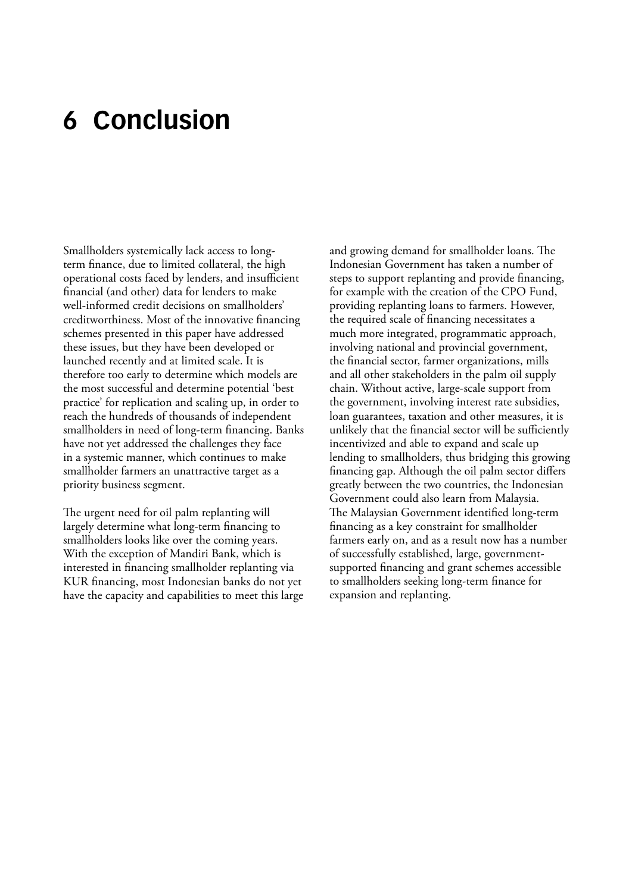# 6 Conclusion

Smallholders systemically lack access to long-term finance, due to limited collateral, the high operational costs faced by lenders, and insufficient financial (and other) data for lenders to make well-informed credit decisions on smallholders' creditworthiness. Most of the innovative financing schemes presented in this paper have addressed these issues, but they have been developed or launched recently and at limited scale. It is therefore too early to determine which models are the most successful and determine potential 'best practice' for replication and scaling up, in order to reach the hundreds of thousands of independent smallholders in need of long-term financing. Banks have not yet addressed the challenges they face in a systemic manner, which continues to make smallholder farmers an unattractive target as a priority business segment.

The urgent need for oil palm replanting will largely determine what long-term financing to smallholders looks like over the coming years. With the exception of Mandiri Bank, which is interested in financing smallholder replanting via KUR financing, most Indonesian banks do not yet have the capacity and capabilities to meet this large and growing demand for smallholder loans. The Indonesian Government has taken a number of steps to support replanting and provide financing, for example with the creation of the CPO Fund, providing replanting loans to farmers. However, the required scale of financing necessitates a much more integrated, programmatic approach, involving national and provincial government, the financial sector, farmer organizations, mills and all other stakeholders in the palm oil supply chain. Without active, large-scale support from the government, involving interest rate subsidies, loan guarantees, taxation and other measures, it is unlikely that the financial sector will be sufficiently incentivized and able to expand and scale up lending to smallholders, thus bridging this growing financing gap. Although the oil palm sector differs greatly between the two countries, the Indonesian Government could also learn from Malaysia. The Malaysian Government identified long-term financing as a key constraint for smallholder farmers early on, and as a result now has a number of successfully established, large, government-supported financing and grant schemes accessible to smallholders seeking long-term finance for expansion and replanting.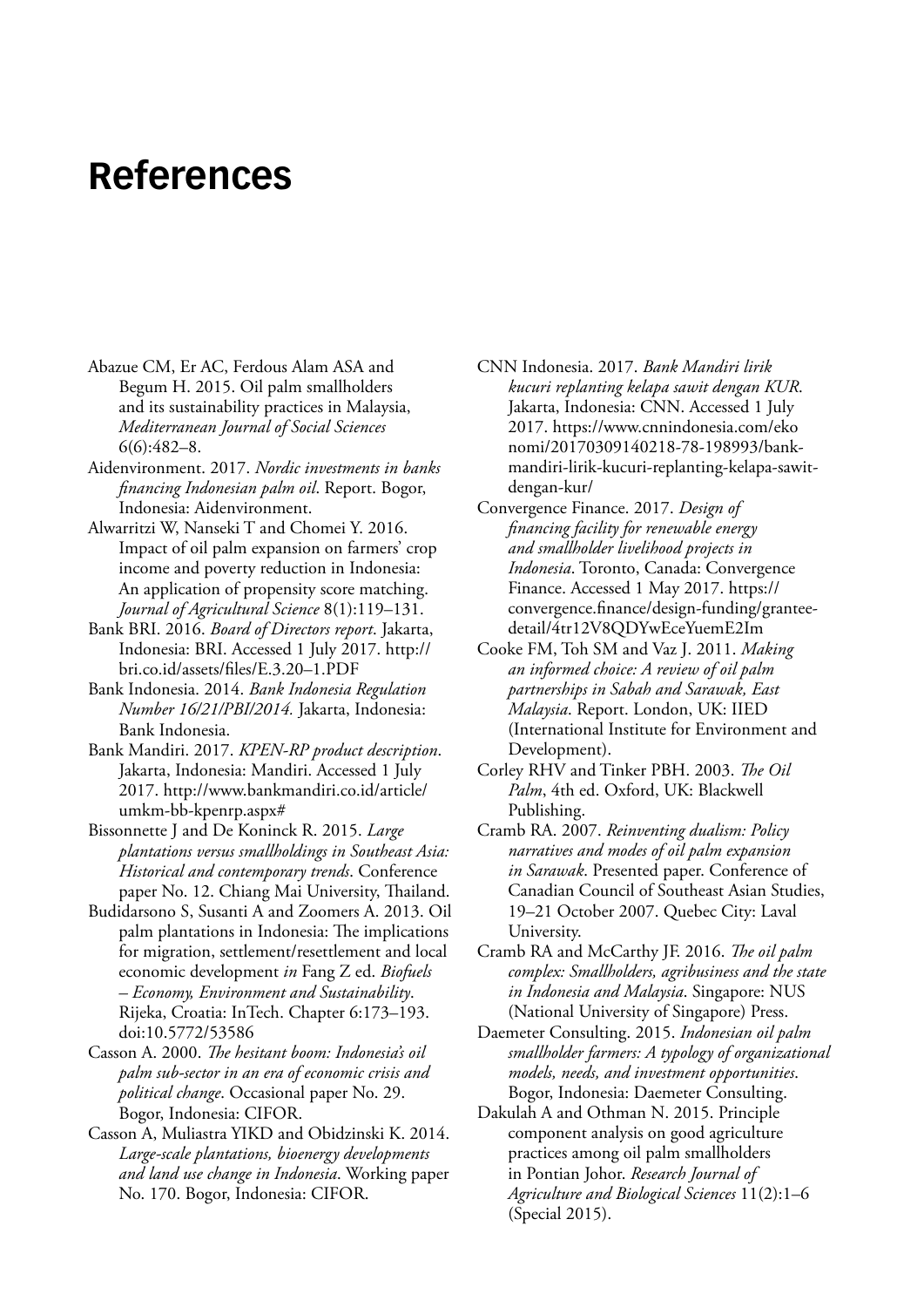# References

Abazue CM, Er AC, Ferdous Alam ASA and Begum H. 2015. Oil palm smallholders and its sustainability practices in Malaysia, *Mediterranean Journal of Social Sciences* 6(6):482–8.

Aidenvironment. 2017. *Nordic investments in banks financing Indonesian palm oil*. Report. Bogor, Indonesia: Aidenvironment.

Alwarritzi W, Nanseki T and Chomei Y. 2016. Impact of oil palm expansion on farmers' crop income and poverty reduction in Indonesia: An application of propensity score matching. *Journal of Agricultural Science* 8(1):119–131.

Bank BRI. 2016. *Board of Directors report*. Jakarta, Indonesia: BRI. Accessed 1 July 2017. http://bri.co.id/assets/files/E.3.20–1.PDF

Bank Indonesia. 2014. *Bank Indonesia Regulation Number 16/21/PBI/2014.* Jakarta, Indonesia: Bank Indonesia.

Bank Mandiri. 2017. *KPEN-RP product description*. Jakarta, Indonesia: Mandiri. Accessed 1 July 2017. http://www.bankmandiri.co.id/article/umkm-bb-kpenrp.aspx#

Bissonnette J and De Koninck R. 2015. *Large plantations versus smallholdings in Southeast Asia: Historical and contemporary trends*. Conference paper No. 12. Chiang Mai University, Thailand.

Budidarsono S, Susanti A and Zoomers A. 2013. Oil palm plantations in Indonesia: The implications for migration, settlement/resettlement and local economic development *in* Fang Z ed. *Biofuels – Economy, Environment and Sustainability*. Rijeka, Croatia: InTech. Chapter 6:173–193. doi:10.5772/53586

Casson A. 2000. *The hesitant boom: Indonesia's oil palm sub-sector in an era of economic crisis and political change*. Occasional paper No. 29. Bogor, Indonesia: CIFOR.

Casson A, Muliastra YIKD and Obidzinski K. 2014. *Large-scale plantations, bioenergy developments and land use change in Indonesia*. Working paper No. 170. Bogor, Indonesia: CIFOR.

CNN Indonesia. 2017. *Bank Mandiri lirik kucuri replanting kelapa sawit dengan KUR*. Jakarta, Indonesia: CNN. Accessed 1 July 2017. https://www.cnnindonesia.com/ekonomi/20170309140218-78-198993/bank-mandiri-lirik-kucuri-replanting-kelapa-sawit-dengan-kur/

Convergence Finance. 2017. *Design of financing facility for renewable energy and smallholder livelihood projects in Indonesia*. Toronto, Canada: Convergence Finance. Accessed 1 May 2017. https://convergence.finance/design-funding/grantee-detail/4tr12V8QDYwEceYuemE2Im

Cooke FM, Toh SM and Vaz J. 2011. *Making an informed choice: A review of oil palm partnerships in Sabah and Sarawak, East Malaysia*. Report. London, UK: IIED (International Institute for Environment and Development).

Corley RHV and Tinker PBH. 2003. *The Oil Palm*, 4th ed. Oxford, UK: Blackwell Publishing.

Cramb RA. 2007. *Reinventing dualism: Policy narratives and modes of oil palm expansion in Sarawak*. Presented paper. Conference of Canadian Council of Southeast Asian Studies, 19–21 October 2007. Quebec City: Laval University.

Cramb RA and McCarthy JF. 2016. *The oil palm complex: Smallholders, agribusiness and the state in Indonesia and Malaysia*. Singapore: NUS (National University of Singapore) Press.

Daemeter Consulting. 2015. *Indonesian oil palm smallholder farmers: A typology of organizational models, needs, and investment opportunities*. Bogor, Indonesia: Daemeter Consulting.

Dakulah A and Othman N. 2015. Principle component analysis on good agriculture practices among oil palm smallholders in Pontian Johor. *Research Journal of Agriculture and Biological Sciences* 11(2):1–6 (Special 2015).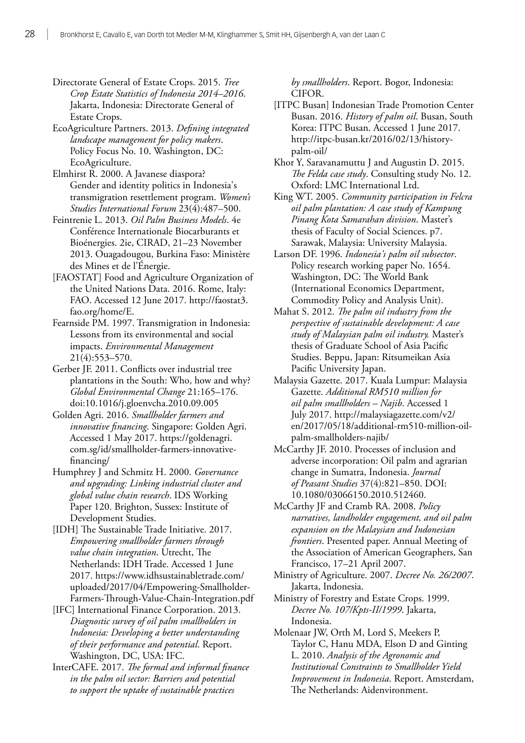Directorate General of Estate Crops. 2015. *Tree Crop Estate Statistics of Indonesia 2014–2016*. Jakarta, Indonesia: Directorate General of Estate Crops.

EcoAgriculture Partners. 2013. *Defining integrated landscape management for policy makers*. Policy Focus No. 10. Washington, DC: EcoAgriculture.

Elmhirst R. 2000. A Javanese diaspora? Gender and identity politics in Indonesia's transmigration resettlement program. *Women's Studies International Forum* 23(4):487–500.

Feintrenie L. 2013. *Oil Palm Business Models*. 4e Conférence Internationale Biocarburants et Bioénergies. 2ie, CIRAD, 21–23 November 2013. Ouagadougou, Burkina Faso: Ministère des Mines et de l'Énergie.

[FAOSTAT] Food and Agriculture Organization of the United Nations Data. 2016. Rome, Italy: FAO. Accessed 12 June 2017. http://faostat3.fao.org/home/E.

Fearnside PM. 1997. Transmigration in Indonesia: Lessons from its environmental and social impacts. *Environmental Management* 21(4):553–570.

Gerber JF. 2011. Conflicts over industrial tree plantations in the South: Who, how and why? *Global Environmental Change* 21:165–176. doi:10.1016/j.gloenvcha.2010.09.005

Golden Agri. 2016. *Smallholder farmers and innovative financing*. Singapore: Golden Agri. Accessed 1 May 2017. https://goldenagri.com.sg/id/smallholder-farmers-innovative-financing/

Humphrey J and Schmitz H. 2000. *Governance and upgrading: Linking industrial cluster and global value chain research*. IDS Working Paper 120. Brighton, Sussex: Institute of Development Studies.

[IDH] The Sustainable Trade Initiative. 2017. *Empowering smallholder farmers through value chain integration*. Utrecht, The Netherlands: IDH Trade. Accessed 1 June 2017. https://www.idhsustainabletrade.com/uploaded/2017/04/Empowering-Smallholder-Farmers-Through-Value-Chain-Integration.pdf

[IFC] International Finance Corporation. 2013. *Diagnostic survey of oil palm smallholders in Indonesia: Developing a better understanding of their performance and potential*. Report. Washington, DC, USA: IFC.

InterCAFE. 2017. *The formal and informal finance in the palm oil sector: Barriers and potential to support the uptake of sustainable practices by smallholders*. Report. Bogor, Indonesia: CIFOR.

[ITPC Busan] Indonesian Trade Promotion Center Busan. 2016. *History of palm oil*. Busan, South Korea: ITPC Busan. Accessed 1 June 2017. http://itpc-busan.kr/2016/02/13/history-palm-oil/

Khor Y, Saravanamuttu J and Augustin D. 2015. *The Felda case study*. Consulting study No. 12. Oxford: LMC International Ltd.

King WT. 2005. *Community participation in Felcra oil palm plantation: A case study of Kampung Pinang Kota Samarahan division*. Master's thesis of Faculty of Social Sciences. p7. Sarawak, Malaysia: University Malaysia.

Larson DF. 1996. *Indonesia's palm oil subsector*. Policy research working paper No. 1654. Washington, DC: The World Bank (International Economics Department, Commodity Policy and Analysis Unit).

Mahat S. 2012. *The palm oil industry from the perspective of sustainable development: A case study of Malaysian palm oil industry.* Master's thesis of Graduate School of Asia Pacific Studies. Beppu, Japan: Ritsumeikan Asia Pacific University Japan.

Malaysia Gazette. 2017. Kuala Lumpur: Malaysia Gazette. *Additional RM510 million for oil palm smallholders – Najib*. Accessed 1 July 2017. http://malaysiagazette.com/v2/en/2017/05/18/additional-rm510-million-oil-palm-smallholders-najib/

McCarthy JF. 2010. Processes of inclusion and adverse incorporation: Oil palm and agrarian change in Sumatra, Indonesia. *Journal of Peasant Studies* 37(4):821–850. DOI: 10.1080/03066150.2010.512460.

McCarthy JF and Cramb RA. 2008. *Policy narratives, landholder engagement, and oil palm expansion on the Malaysian and Indonesian frontiers*. Presented paper. Annual Meeting of the Association of American Geographers, San Francisco, 17–21 April 2007.

Ministry of Agriculture. 2007. *Decree No. 26/2007*. Jakarta, Indonesia.

Ministry of Forestry and Estate Crops. 1999. *Decree No. 107/Kpts-II/1999*. Jakarta, Indonesia.

Molenaar JW, Orth M, Lord S, Meekers P, Taylor C, Hanu MDA, Elson D and Ginting L. 2010. *Analysis of the Agronomic and Institutional Constraints to Smallholder Yield Improvement in Indonesia*. Report. Amsterdam, The Netherlands: Aidenvironment.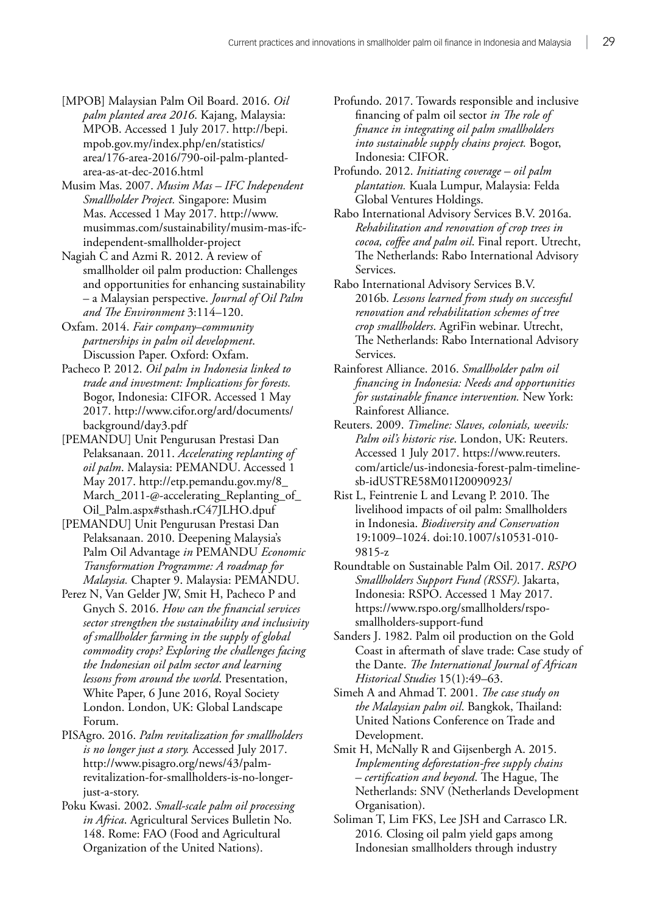[MPOB] Malaysian Palm Oil Board. 2016. *Oil palm planted area 2016.* Kajang, Malaysia: MPOB. Accessed 1 July 2017. http://bepi.mpob.gov.my/index.php/en/statistics/area/176-area-2016/790-oil-palm-planted-area-as-at-dec-2016.html

Musim Mas. 2007. *Musim Mas – IFC Independent Smallholder Project.* Singapore: Musim Mas. Accessed 1 May 2017. http://www.musimmas.com/sustainability/musim-mas-ifc-independent-smallholder-project

Nagiah C and Azmi R. 2012. A review of smallholder oil palm production: Challenges and opportunities for enhancing sustainability – a Malaysian perspective. *Journal of Oil Palm and The Environment* 3:114–120.

Oxfam. 2014. *Fair company–community partnerships in palm oil development*. Discussion Paper. Oxford: Oxfam.

Pacheco P. 2012. *Oil palm in Indonesia linked to trade and investment: Implications for forests.* Bogor, Indonesia: CIFOR. Accessed 1 May 2017. http://www.cifor.org/ard/documents/background/day3.pdf

[PEMANDU] Unit Pengurusan Prestasi Dan Pelaksanaan. 2011. *Accelerating replanting of oil palm*. Malaysia: PEMANDU. Accessed 1 May 2017. http://etp.pemandu.gov.my/8_March_2011-@-accelerating_Replanting_of_Oil_Palm.aspx#sthash.rC47JLHO.dpuf

[PEMANDU] Unit Pengurusan Prestasi Dan Pelaksanaan. 2010. Deepening Malaysia's Palm Oil Advantage *in* PEMANDU *Economic Transformation Programme: A roadmap for Malaysia.* Chapter 9. Malaysia: PEMANDU.

Perez N, Van Gelder JW, Smit H, Pacheco P and Gnych S. 2016. *How can the financial services sector strengthen the sustainability and inclusivity of smallholder farming in the supply of global commodity crops? Exploring the challenges facing the Indonesian oil palm sector and learning lessons from around the world*. Presentation, White Paper, 6 June 2016, Royal Society London. London, UK: Global Landscape Forum.

PISAgro. 2016. *Palm revitalization for smallholders is no longer just a story.* Accessed July 2017. http://www.pisagro.org/news/43/palm-revitalization-for-smallholders-is-no-longer-just-a-story.

Poku Kwasi. 2002. *Small-scale palm oil processing in Africa*. Agricultural Services Bulletin No. 148. Rome: FAO (Food and Agricultural Organization of the United Nations).

Profundo. 2017. Towards responsible and inclusive financing of palm oil sector *in The role of finance in integrating oil palm smallholders into sustainable supply chains project.* Bogor, Indonesia: CIFOR.

Profundo. 2012. *Initiating coverage – oil palm plantation.* Kuala Lumpur, Malaysia: Felda Global Ventures Holdings.

Rabo International Advisory Services B.V. 2016a. *Rehabilitation and renovation of crop trees in cocoa, coffee and palm oil*. Final report. Utrecht, The Netherlands: Rabo International Advisory Services.

Rabo International Advisory Services B.V. 2016b. *Lessons learned from study on successful renovation and rehabilitation schemes of tree crop smallholders*. AgriFin webinar. Utrecht, The Netherlands: Rabo International Advisory Services.

Rainforest Alliance. 2016. *Smallholder palm oil financing in Indonesia: Needs and opportunities for sustainable finance intervention.* New York: Rainforest Alliance.

Reuters. 2009. *Timeline: Slaves, colonials, weevils: Palm oil's historic rise*. London, UK: Reuters. Accessed 1 July 2017. https://www.reuters.com/article/us-indonesia-forest-palm-timeline-sb-idUSTRE58M01I20090923/

Rist L, Feintrenie L and Levang P. 2010. The livelihood impacts of oil palm: Smallholders in Indonesia. *Biodiversity and Conservation* 19:1009–1024. doi:10.1007/s10531-010-9815-z

Roundtable on Sustainable Palm Oil. 2017. *RSPO Smallholders Support Fund (RSSF)*. Jakarta, Indonesia: RSPO. Accessed 1 May 2017. https://www.rspo.org/smallholders/rspo-smallholders-support-fund

Sanders J. 1982. Palm oil production on the Gold Coast in aftermath of slave trade: Case study of the Dante. *The International Journal of African Historical Studies* 15(1):49–63.

Simeh A and Ahmad T. 2001. *The case study on the Malaysian palm oil*. Bangkok, Thailand: United Nations Conference on Trade and Development.

Smit H, McNally R and Gijsenbergh A. 2015. *Implementing deforestation-free supply chains – certification and beyond*. The Hague, The Netherlands: SNV (Netherlands Development Organisation).

Soliman T, Lim FKS, Lee JSH and Carrasco LR. 2016. Closing oil palm yield gaps among Indonesian smallholders through industry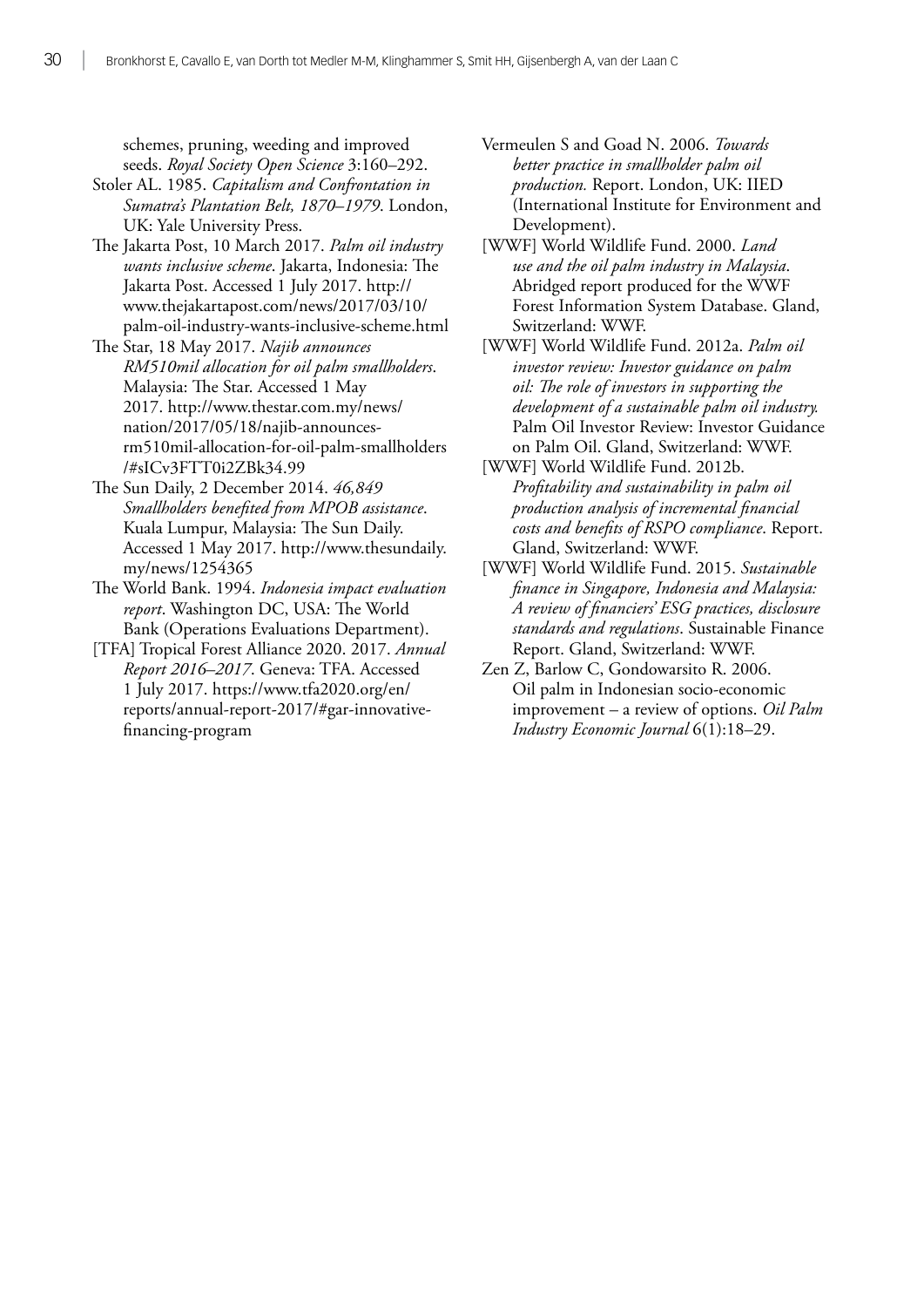schemes, pruning, weeding and improved seeds. *Royal Society Open Science* 3:160–292.

Stoler AL. 1985. *Capitalism and Confrontation in Sumatra's Plantation Belt, 1870–1979*. London, UK: Yale University Press.

The Jakarta Post, 10 March 2017. *Palm oil industry wants inclusive scheme*. Jakarta, Indonesia: The Jakarta Post. Accessed 1 July 2017. http://www.thejakartapost.com/news/2017/03/10/palm-oil-industry-wants-inclusive-scheme.html

The Star, 18 May 2017. *Najib announces RM510mil allocation for oil palm smallholders*. Malaysia: The Star. Accessed 1 May 2017. http://www.thestar.com.my/news/nation/2017/05/18/najib-announces-rm510mil-allocation-for-oil-palm-smallholders/#sICv3FTT0i2ZBk34.99

The Sun Daily, 2 December 2014. *46,849 Smallholders benefited from MPOB assistance*. Kuala Lumpur, Malaysia: The Sun Daily. Accessed 1 May 2017. http://www.thesundaily.my/news/1254365

The World Bank. 1994. *Indonesia impact evaluation report*. Washington DC, USA: The World Bank (Operations Evaluations Department).

[TFA] Tropical Forest Alliance 2020. 2017. *Annual Report 2016–2017*. Geneva: TFA. Accessed 1 July 2017. https://www.tfa2020.org/en/reports/annual-report-2017/#gar-innovative-financing-program

Vermeulen S and Goad N. 2006. *Towards better practice in smallholder palm oil production.* Report. London, UK: IIED (International Institute for Environment and Development).

[WWF] World Wildlife Fund. 2000. *Land use and the oil palm industry in Malaysia*. Abridged report produced for the WWF Forest Information System Database. Gland, Switzerland: WWF.

[WWF] World Wildlife Fund. 2012a. *Palm oil investor review: Investor guidance on palm oil: The role of investors in supporting the development of a sustainable palm oil industry.* Palm Oil Investor Review: Investor Guidance on Palm Oil. Gland, Switzerland: WWF.

[WWF] World Wildlife Fund. 2012b. *Profitability and sustainability in palm oil production analysis of incremental financial costs and benefits of RSPO compliance*. Report. Gland, Switzerland: WWF.

[WWF] World Wildlife Fund. 2015. *Sustainable finance in Singapore, Indonesia and Malaysia: A review of financiers' ESG practices, disclosure standards and regulations*. Sustainable Finance Report. Gland, Switzerland: WWF.

Zen Z, Barlow C, Gondowarsito R. 2006. Oil palm in Indonesian socio-economic improvement – a review of options. *Oil Palm Industry Economic Journal* 6(1):18–29.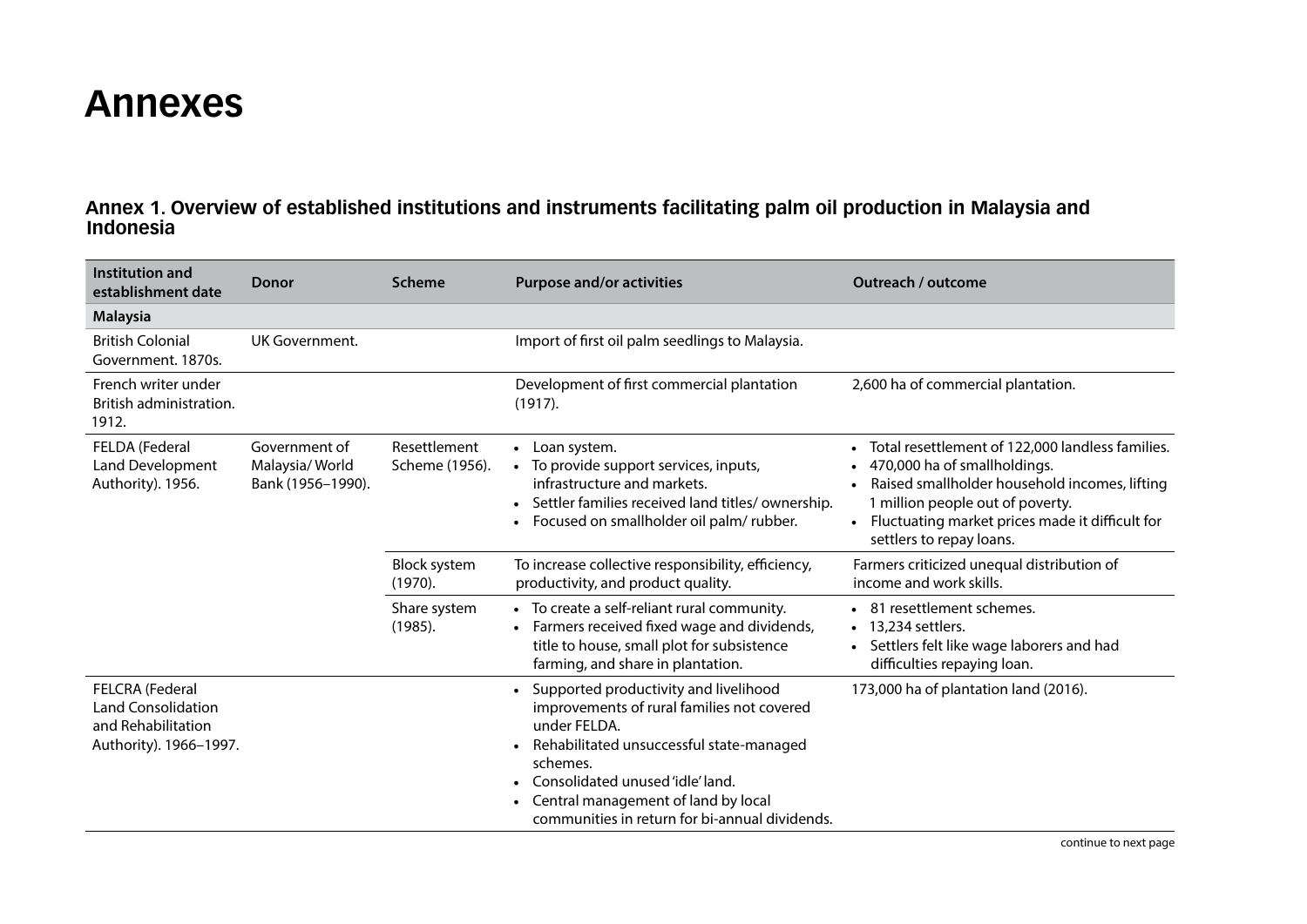# Annexes

## Annex 1. Overview of established institutions and instruments facilitating palm oil production in Malaysia and Indonesia

| Institution and establishment date | Donor | Scheme | Purpose and/or activities | Outreach / outcome |
|---|---|---|---|---|
| **Malaysia** | | | | |
| British Colonial Government. 1870s. | UK Government. | | Import of first oil palm seedlings to Malaysia. | |
| French writer under British administration. 1912. | | | Development of first commercial plantation (1917). | 2,600 ha of commercial plantation. |
| FELDA (Federal Land Development Authority). 1956. | Government of Malaysia/ World Bank (1956–1990). | Resettlement Scheme (1956). | • Loan system.<br>• To provide support services, inputs, infrastructure and markets.<br>• Settler families received land titles/ ownership.<br>• Focused on smallholder oil palm/ rubber. | • Total resettlement of 122,000 landless families.<br>• 470,000 ha of smallholdings.<br>• Raised smallholder household incomes, lifting 1 million people out of poverty.<br>• Fluctuating market prices made it difficult for settlers to repay loans. |
| | | Block system (1970). | To increase collective responsibility, efficiency, productivity, and product quality. | Farmers criticized unequal distribution of income and work skills. |
| | | Share system (1985). | • To create a self-reliant rural community.<br>• Farmers received fixed wage and dividends, title to house, small plot for subsistence farming, and share in plantation. | • 81 resettlement schemes.<br>• 13,234 settlers.<br>• Settlers felt like wage laborers and had difficulties repaying loan. |
| FELCRA (Federal Land Consolidation and Rehabilitation Authority). 1966–1997. | | | • Supported productivity and livelihood improvements of rural families not covered under FELDA.<br>• Rehabilitated unsuccessful state-managed schemes.<br>• Consolidated unused 'idle' land.<br>• Central management of land by local communities in return for bi-annual dividends. | 173,000 ha of plantation land (2016). |

continue to next page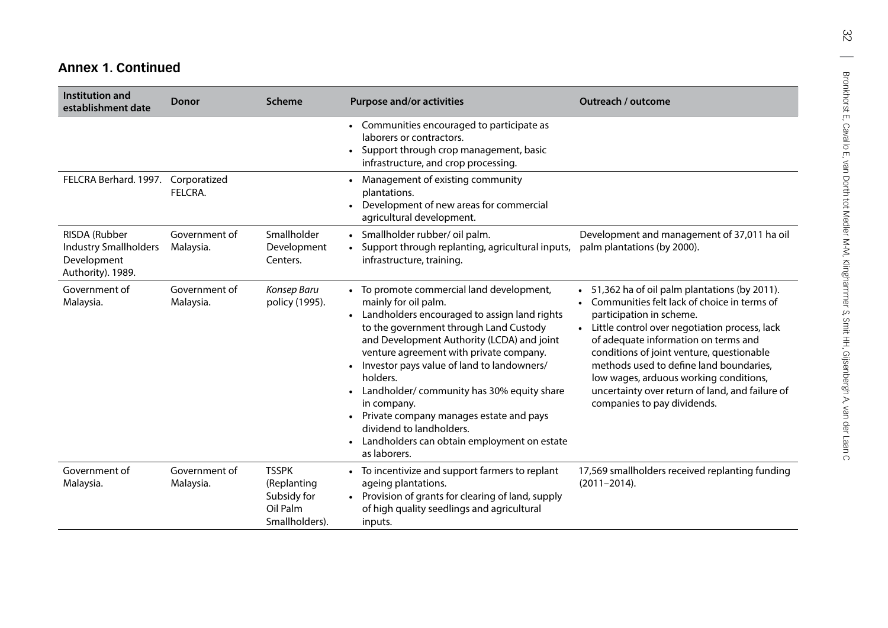## Annex 1. Continued

| Institution and establishment date | Donor | Scheme | Purpose and/or activities | Outreach / outcome |
|---|---|---|---|---|
| | | | • Communities encouraged to participate as laborers or contractors.<br>• Support through crop management, basic infrastructure, and crop processing. | |
| FELCRA Berhard. 1997. | Corporatized FELCRA. | | • Management of existing community plantations.<br>• Development of new areas for commercial agricultural development. | |
| RISDA (Rubber Industry Smallholders Development Authority). 1989. | Government of Malaysia. | Smallholder Development Centers. | • Smallholder rubber/ oil palm.<br>• Support through replanting, agricultural inputs, infrastructure, training. | Development and management of 37,011 ha oil palm plantations (by 2000). |
| Government of Malaysia. | Government of Malaysia. | *Konsep Baru* policy (1995). | • To promote commercial land development, mainly for oil palm.<br>• Landholders encouraged to assign land rights to the government through Land Custody and Development Authority (LCDA) and joint venture agreement with private company.<br>• Investor pays value of land to landowners/ holders.<br>• Landholder/ community has 30% equity share in company.<br>• Private company manages estate and pays dividend to landholders.<br>• Landholders can obtain employment on estate as laborers. | • 51,362 ha of oil palm plantations (by 2011).<br>• Communities felt lack of choice in terms of participation in scheme.<br>• Little control over negotiation process, lack of adequate information on terms and conditions of joint venture, questionable methods used to define land boundaries, low wages, arduous working conditions, uncertainty over return of land, and failure of companies to pay dividends. |
| Government of Malaysia. | Government of Malaysia. | TSSPK (Replanting Subsidy for Oil Palm Smallholders). | • To incentivize and support farmers to replant ageing plantations.<br>• Provision of grants for clearing of land, supply of high quality seedlings and agricultural inputs. | 17,569 smallholders received replanting funding (2011–2014). |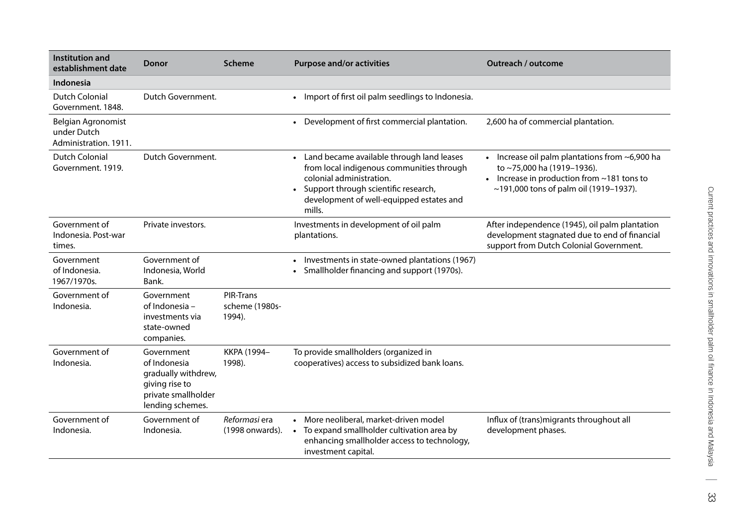| Institution and establishment date | Donor | Scheme | Purpose and/or activities | Outreach / outcome |
|---|---|---|---|---|
| **Indonesia** | | | | |
| Dutch Colonial Government. 1848. | Dutch Government. | | • Import of first oil palm seedlings to Indonesia. | |
| Belgian Agronomist under Dutch Administration. 1911. | | | • Development of first commercial plantation. | 2,600 ha of commercial plantation. |
| Dutch Colonial Government. 1919. | Dutch Government. | | • Land became available through land leases from local indigenous communities through colonial administration.<br>• Support through scientific research, development of well-equipped estates and mills. | • Increase oil palm plantations from ~6,900 ha to ~75,000 ha (1919–1936).<br>• Increase in production from ~181 tons to ~191,000 tons of palm oil (1919–1937). |
| Government of Indonesia. Post-war times. | Private investors. | | Investments in development of oil palm plantations. | After independence (1945), oil palm plantation development stagnated due to end of financial support from Dutch Colonial Government. |
| Government of Indonesia. 1967/1970s. | Government of Indonesia, World Bank. | | • Investments in state-owned plantations (1967)<br>• Smallholder financing and support (1970s). | |
| Government of Indonesia. | Government of Indonesia – investments via state-owned companies. | PIR-Trans scheme (1980s-1994). | | |
| Government of Indonesia. | Government of Indonesia gradually withdrew, giving rise to private smallholder lending schemes. | KKPA (1994–1998). | To provide smallholders (organized in cooperatives) access to subsidized bank loans. | |
| Government of Indonesia. | Government of Indonesia. | *Reformasi* era (1998 onwards). | • More neoliberal, market-driven model<br>• To expand smallholder cultivation area by enhancing smallholder access to technology, investment capital. | Influx of (trans)migrants throughout all development phases. |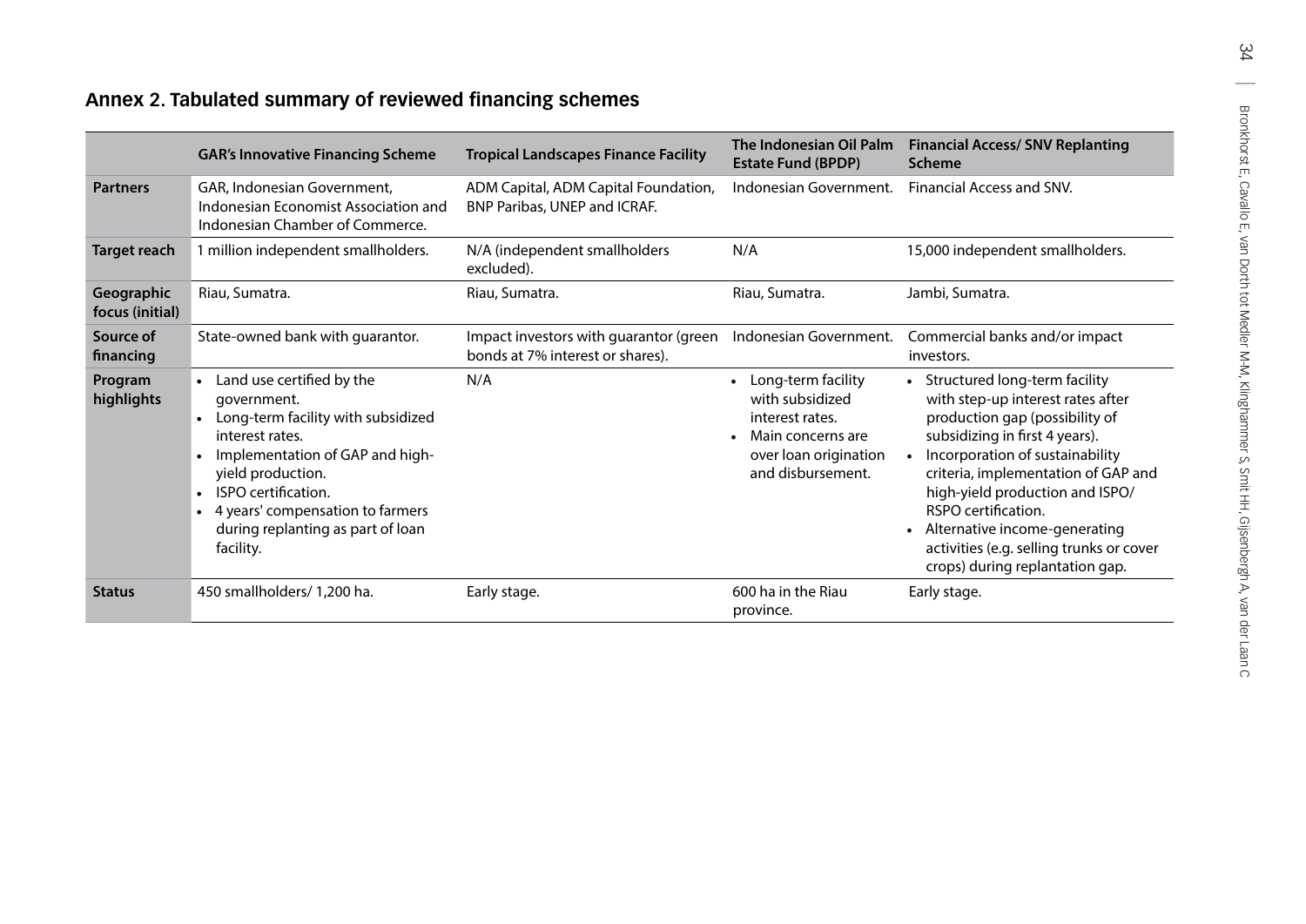## Annex 2. Tabulated summary of reviewed financing schemes

| | GAR's Innovative Financing Scheme | Tropical Landscapes Finance Facility | The Indonesian Oil Palm Estate Fund (BPDP) | Financial Access/ SNV Replanting Scheme |
|---|---|---|---|---|
| **Partners** | GAR, Indonesian Government, Indonesian Economist Association and Indonesian Chamber of Commerce. | ADM Capital, ADM Capital Foundation, BNP Paribas, UNEP and ICRAF. | Indonesian Government. | Financial Access and SNV. |
| **Target reach** | 1 million independent smallholders. | N/A (independent smallholders excluded). | N/A | 15,000 independent smallholders. |
| **Geographic focus (initial)** | Riau, Sumatra. | Riau, Sumatra. | Riau, Sumatra. | Jambi, Sumatra. |
| **Source of financing** | State-owned bank with guarantor. | Impact investors with guarantor (green bonds at 7% interest or shares). | Indonesian Government. | Commercial banks and/or impact investors. |
| **Program highlights** | • Land use certified by the government.<br>• Long-term facility with subsidized interest rates.<br>• Implementation of GAP and high-yield production.<br>• ISPO certification.<br>• 4 years' compensation to farmers during replanting as part of loan facility. | N/A | • Long-term facility with subsidized interest rates.<br>• Main concerns are over loan origination and disbursement. | • Structured long-term facility with step-up interest rates after production gap (possibility of subsidizing in first 4 years).<br>• Incorporation of sustainability criteria, implementation of GAP and high-yield production and ISPO/ RSPO certification.<br>• Alternative income-generating activities (e.g. selling trunks or cover crops) during replantation gap. |
| **Status** | 450 smallholders/ 1,200 ha. | Early stage. | 600 ha in the Riau province. | Early stage. |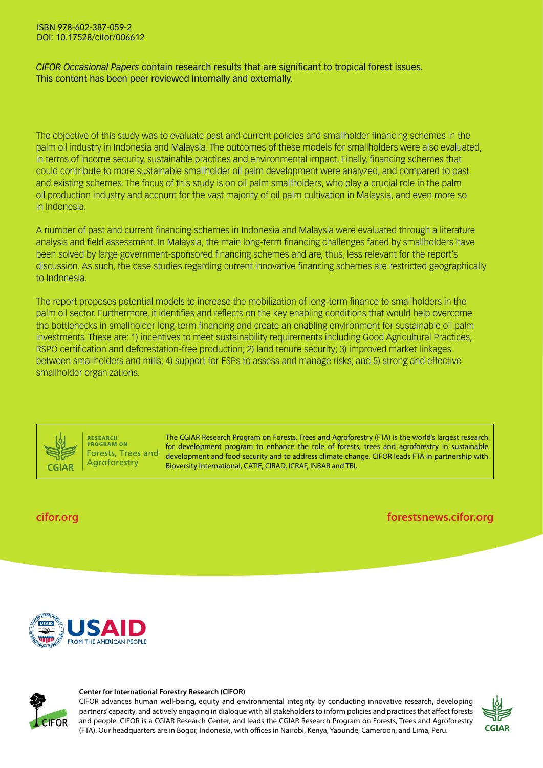ISBN 978-602-387-059-2
DOI: 10.17528/cifor/006612

*CIFOR Occasional Papers* contain research results that are significant to tropical forest issues. This content has been peer reviewed internally and externally.

The objective of this study was to evaluate past and current policies and smallholder financing schemes in the palm oil industry in Indonesia and Malaysia. The outcomes of these models for smallholders were also evaluated, in terms of income security, sustainable practices and environmental impact. Finally, financing schemes that could contribute to more sustainable smallholder oil palm development were analyzed, and compared to past and existing schemes. The focus of this study is on oil palm smallholders, who play a crucial role in the palm oil production industry and account for the vast majority of oil palm cultivation in Malaysia, and even more so in Indonesia.

A number of past and current financing schemes in Indonesia and Malaysia were evaluated through a literature analysis and field assessment. In Malaysia, the main long-term financing challenges faced by smallholders have been solved by large government-sponsored financing schemes and are, thus, less relevant for the report's discussion. As such, the case studies regarding current innovative financing schemes are restricted geographically to Indonesia.

The report proposes potential models to increase the mobilization of long-term finance to smallholders in the palm oil sector. Furthermore, it identifies and reflects on the key enabling conditions that would help overcome the bottlenecks in smallholder long-term financing and create an enabling environment for sustainable oil palm investments. These are: 1) incentives to meet sustainability requirements including Good Agricultural Practices, RSPO certification and deforestation-free production; 2) land tenure security; 3) improved market linkages between smallholders and mills; 4) support for FSPs to assess and manage risks; and 5) strong and effective smallholder organizations.

RESEARCH PROGRAM ON Forests, Trees and Agroforestry

The CGIAR Research Program on Forests, Trees and Agroforestry (FTA) is the world's largest research for development program to enhance the role of forests, trees and agroforestry in sustainable development and food security and to address climate change. CIFOR leads FTA in partnership with Bioversity International, CATIE, CIRAD, ICRAF, INBAR and TBI.

cifor.org

forestsnews.cifor.org

USAID FROM THE AMERICAN PEOPLE

**Center for International Forestry Research (CIFOR)**

CIFOR advances human well-being, equity and environmental integrity by conducting innovative research, developing partners' capacity, and actively engaging in dialogue with all stakeholders to inform policies and practices that affect forests and people. CIFOR is a CGIAR Research Center, and leads the CGIAR Research Program on Forests, Trees and Agroforestry (FTA). Our headquarters are in Bogor, Indonesia, with offices in Nairobi, Kenya, Yaounde, Cameroon, and Lima, Peru.